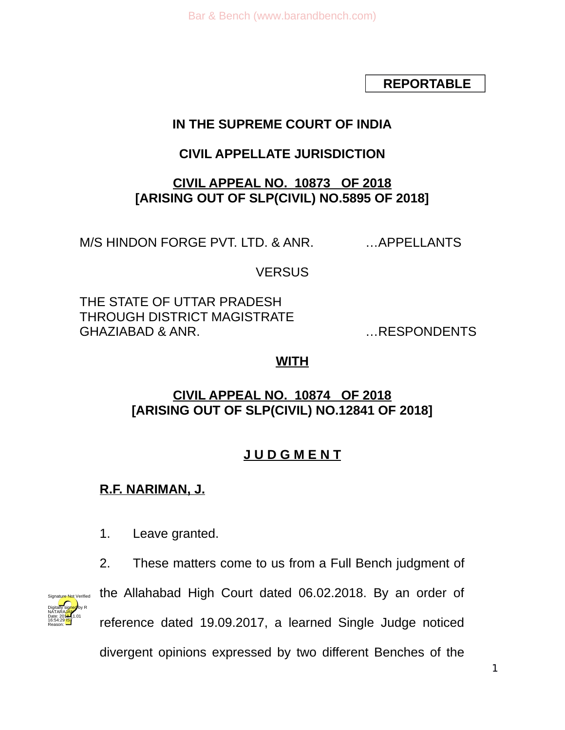**REPORTABLE**

**IN THE SUPREME COURT OF INDIA**

**CIVIL APPELLATE JURISDICTION**

**CIVIL APPEAL NO. 10873 OF 2018**
**[ARISING OUT OF SLP(CIVIL) NO.5895 OF 2018]**

M/S HINDON FORGE PVT. LTD. & ANR. …APPELLANTS

VERSUS

THE STATE OF UTTAR PRADESH
THROUGH DISTRICT MAGISTRATE
GHAZIABAD & ANR. …RESPONDENTS

**WITH**

**CIVIL APPEAL NO. 10874 OF 2018**
**[ARISING OUT OF SLP(CIVIL) NO.12841 OF 2018]**

**J U D G M E N T**

**R.F. NARIMAN, J.**

1. Leave granted.

2. These matters come to us from a Full Bench judgment of the Allahabad High Court dated 06.02.2018. By an order of reference dated 19.09.2017, a learned Single Judge noticed divergent opinions expressed by two different Benches of the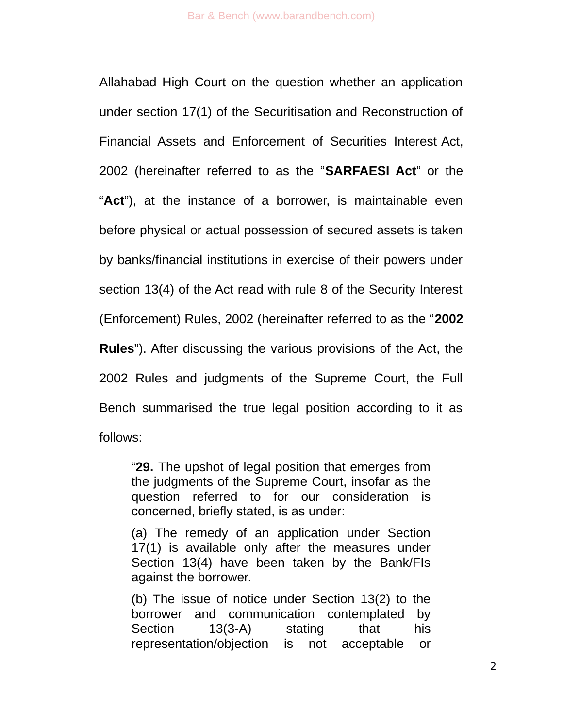Allahabad High Court on the question whether an application under section 17(1) of the Securitisation and Reconstruction of Financial Assets and Enforcement of Securities Interest Act, 2002 (hereinafter referred to as the "**SARFAESI Act**" or the "**Act**"), at the instance of a borrower, is maintainable even before physical or actual possession of secured assets is taken by banks/financial institutions in exercise of their powers under section 13(4) of the Act read with rule 8 of the Security Interest (Enforcement) Rules, 2002 (hereinafter referred to as the "**2002 Rules**"). After discussing the various provisions of the Act, the 2002 Rules and judgments of the Supreme Court, the Full Bench summarised the true legal position according to it as follows:

> "**29.** The upshot of legal position that emerges from the judgments of the Supreme Court, insofar as the question referred to for our consideration is concerned, briefly stated, is as under:
>
> (a) The remedy of an application under Section 17(1) is available only after the measures under Section 13(4) have been taken by the Bank/FIs against the borrower.
>
> (b) The issue of notice under Section 13(2) to the borrower and communication contemplated by Section 13(3-A) stating that his representation/objection is not acceptable or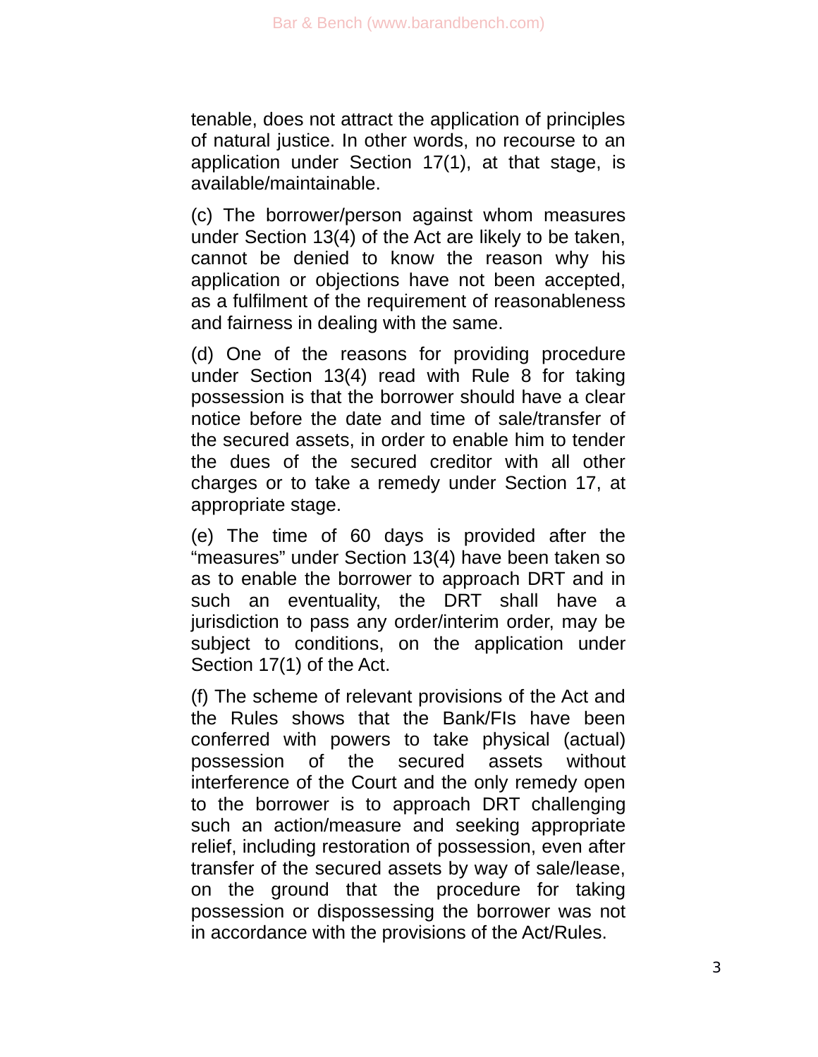tenable, does not attract the application of principles of natural justice. In other words, no recourse to an application under Section 17(1), at that stage, is available/maintainable.

(c) The borrower/person against whom measures under Section 13(4) of the Act are likely to be taken, cannot be denied to know the reason why his application or objections have not been accepted, as a fulfilment of the requirement of reasonableness and fairness in dealing with the same.

(d) One of the reasons for providing procedure under Section 13(4) read with Rule 8 for taking possession is that the borrower should have a clear notice before the date and time of sale/transfer of the secured assets, in order to enable him to tender the dues of the secured creditor with all other charges or to take a remedy under Section 17, at appropriate stage.

(e) The time of 60 days is provided after the "measures" under Section 13(4) have been taken so as to enable the borrower to approach DRT and in such an eventuality, the DRT shall have a jurisdiction to pass any order/interim order, may be subject to conditions, on the application under Section 17(1) of the Act.

(f) The scheme of relevant provisions of the Act and the Rules shows that the Bank/FIs have been conferred with powers to take physical (actual) possession of the secured assets without interference of the Court and the only remedy open to the borrower is to approach DRT challenging such an action/measure and seeking appropriate relief, including restoration of possession, even after transfer of the secured assets by way of sale/lease, on the ground that the procedure for taking possession or dispossessing the borrower was not in accordance with the provisions of the Act/Rules.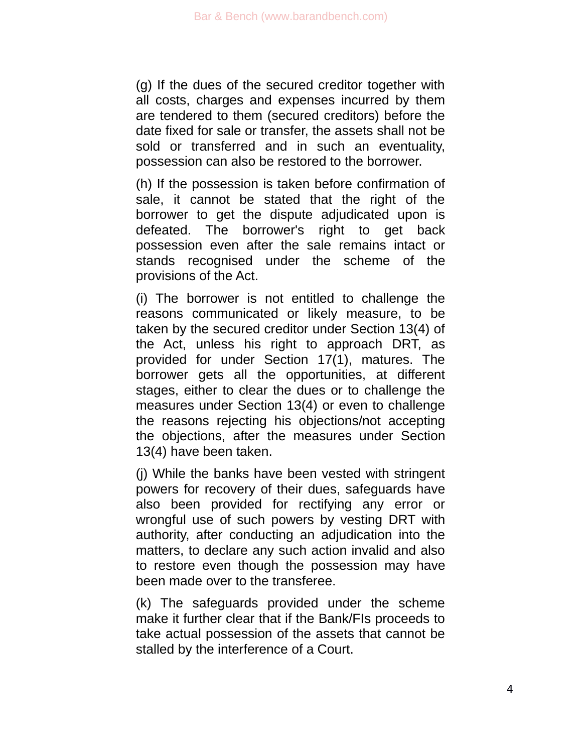(g) If the dues of the secured creditor together with all costs, charges and expenses incurred by them are tendered to them (secured creditors) before the date fixed for sale or transfer, the assets shall not be sold or transferred and in such an eventuality, possession can also be restored to the borrower.

(h) If the possession is taken before confirmation of sale, it cannot be stated that the right of the borrower to get the dispute adjudicated upon is defeated. The borrower's right to get back possession even after the sale remains intact or stands recognised under the scheme of the provisions of the Act.

(i) The borrower is not entitled to challenge the reasons communicated or likely measure, to be taken by the secured creditor under Section 13(4) of the Act, unless his right to approach DRT, as provided for under Section 17(1), matures. The borrower gets all the opportunities, at different stages, either to clear the dues or to challenge the measures under Section 13(4) or even to challenge the reasons rejecting his objections/not accepting the objections, after the measures under Section 13(4) have been taken.

(j) While the banks have been vested with stringent powers for recovery of their dues, safeguards have also been provided for rectifying any error or wrongful use of such powers by vesting DRT with authority, after conducting an adjudication into the matters, to declare any such action invalid and also to restore even though the possession may have been made over to the transferee.

(k) The safeguards provided under the scheme make it further clear that if the Bank/FIs proceeds to take actual possession of the assets that cannot be stalled by the interference of a Court.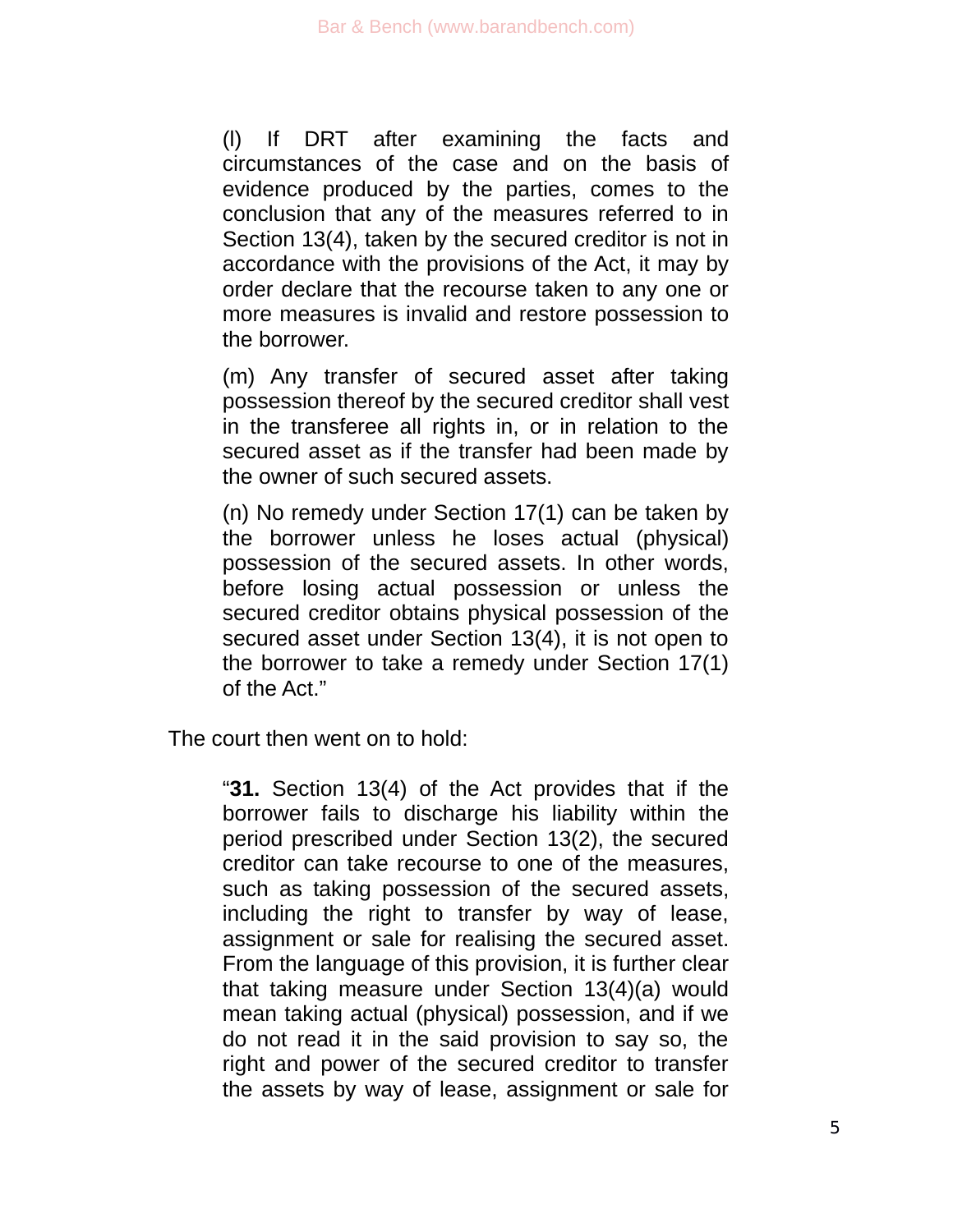> (l) If DRT after examining the facts and circumstances of the case and on the basis of evidence produced by the parties, comes to the conclusion that any of the measures referred to in Section 13(4), taken by the secured creditor is not in accordance with the provisions of the Act, it may by order declare that the recourse taken to any one or more measures is invalid and restore possession to the borrower.
>
> (m) Any transfer of secured asset after taking possession thereof by the secured creditor shall vest in the transferee all rights in, or in relation to the secured asset as if the transfer had been made by the owner of such secured assets.
>
> (n) No remedy under Section 17(1) can be taken by the borrower unless he loses actual (physical) possession of the secured assets. In other words, before losing actual possession or unless the secured creditor obtains physical possession of the secured asset under Section 13(4), it is not open to the borrower to take a remedy under Section 17(1) of the Act."

The court then went on to hold:

> "**31.** Section 13(4) of the Act provides that if the borrower fails to discharge his liability within the period prescribed under Section 13(2), the secured creditor can take recourse to one of the measures, such as taking possession of the secured assets, including the right to transfer by way of lease, assignment or sale for realising the secured asset. From the language of this provision, it is further clear that taking measure under Section 13(4)(a) would mean taking actual (physical) possession, and if we do not read it in the said provision to say so, the right and power of the secured creditor to transfer the assets by way of lease, assignment or sale for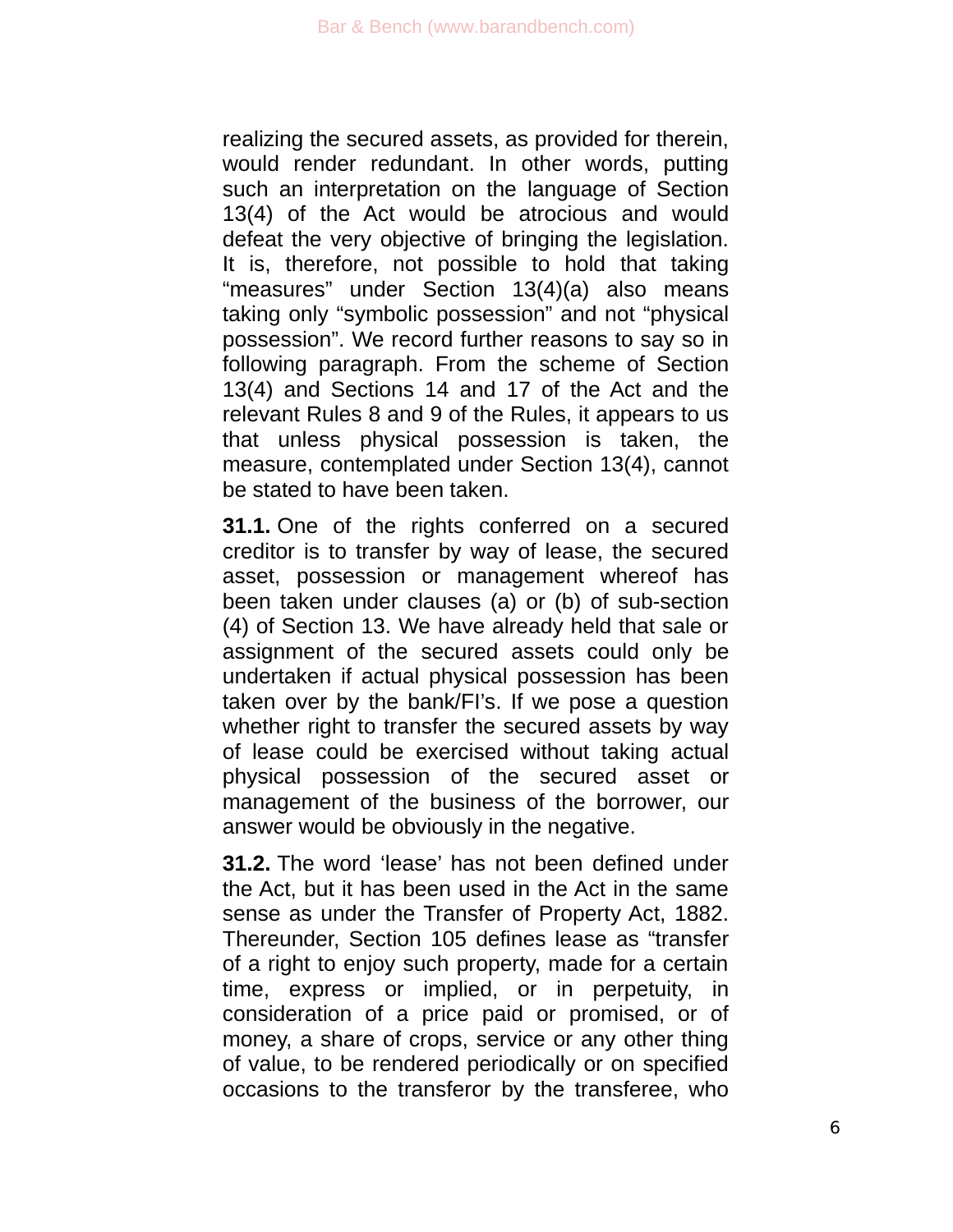realizing the secured assets, as provided for therein, would render redundant. In other words, putting such an interpretation on the language of Section 13(4) of the Act would be atrocious and would defeat the very objective of bringing the legislation. It is, therefore, not possible to hold that taking “measures” under Section 13(4)(a) also means taking only “symbolic possession” and not “physical possession”. We record further reasons to say so in following paragraph. From the scheme of Section 13(4) and Sections 14 and 17 of the Act and the relevant Rules 8 and 9 of the Rules, it appears to us that unless physical possession is taken, the measure, contemplated under Section 13(4), cannot be stated to have been taken.

**31.1.** One of the rights conferred on a secured creditor is to transfer by way of lease, the secured asset, possession or management whereof has been taken under clauses (a) or (b) of sub-section (4) of Section 13. We have already held that sale or assignment of the secured assets could only be undertaken if actual physical possession has been taken over by the bank/FI’s. If we pose a question whether right to transfer the secured assets by way of lease could be exercised without taking actual physical possession of the secured asset or management of the business of the borrower, our answer would be obviously in the negative.

**31.2.** The word ‘lease’ has not been defined under the Act, but it has been used in the Act in the same sense as under the Transfer of Property Act, 1882. Thereunder, Section 105 defines lease as “transfer of a right to enjoy such property, made for a certain time, express or implied, or in perpetuity, in consideration of a price paid or promised, or of money, a share of crops, service or any other thing of value, to be rendered periodically or on specified occasions to the transferor by the transferee, who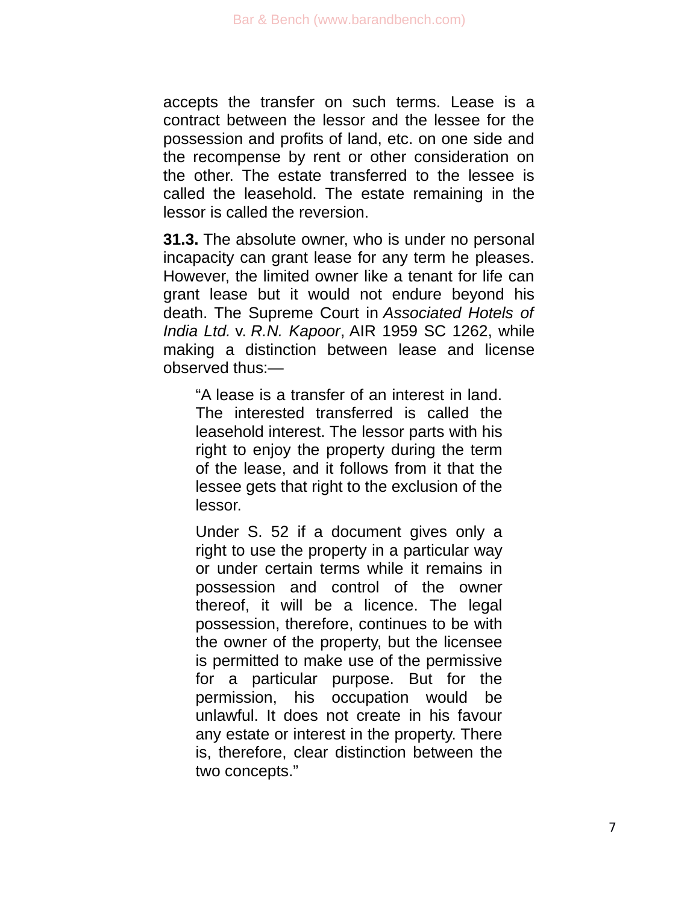accepts the transfer on such terms. Lease is a contract between the lessor and the lessee for the possession and profits of land, etc. on one side and the recompense by rent or other consideration on the other. The estate transferred to the lessee is called the leasehold. The estate remaining in the lessor is called the reversion.

**31.3.** The absolute owner, who is under no personal incapacity can grant lease for any term he pleases. However, the limited owner like a tenant for life can grant lease but it would not endure beyond his death. The Supreme Court in *Associated Hotels of India Ltd.* v. *R.N. Kapoor*, AIR 1959 SC 1262, while making a distinction between lease and license observed thus:—

> "A lease is a transfer of an interest in land. The interested transferred is called the leasehold interest. The lessor parts with his right to enjoy the property during the term of the lease, and it follows from it that the lessee gets that right to the exclusion of the lessor.
>
> Under S. 52 if a document gives only a right to use the property in a particular way or under certain terms while it remains in possession and control of the owner thereof, it will be a licence. The legal possession, therefore, continues to be with the owner of the property, but the licensee is permitted to make use of the permissive for a particular purpose. But for the permission, his occupation would be unlawful. It does not create in his favour any estate or interest in the property. There is, therefore, clear distinction between the two concepts."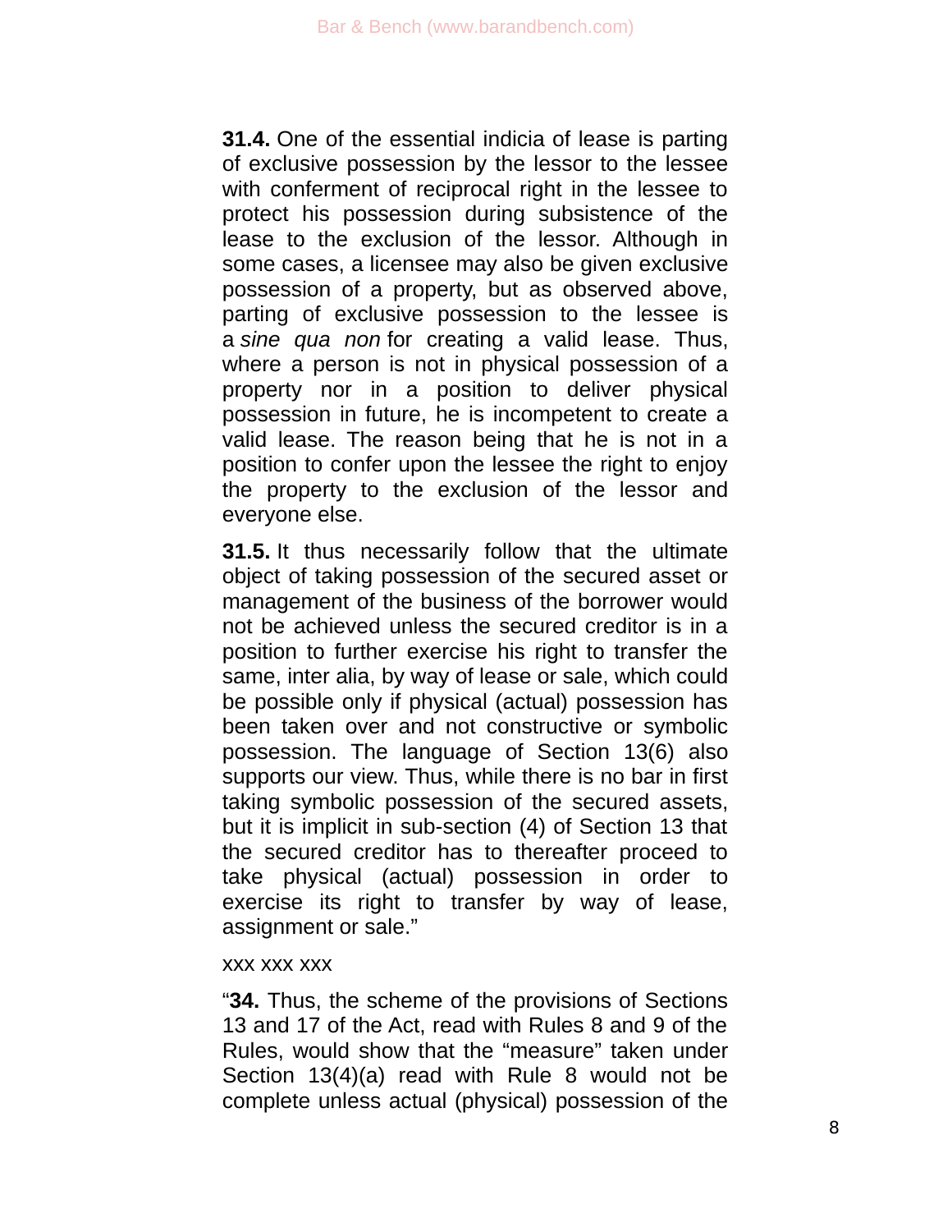**31.4.** One of the essential indicia of lease is parting of exclusive possession by the lessor to the lessee with conferment of reciprocal right in the lessee to protect his possession during subsistence of the lease to the exclusion of the lessor. Although in some cases, a licensee may also be given exclusive possession of a property, but as observed above, parting of exclusive possession to the lessee is a *sine qua non* for creating a valid lease. Thus, where a person is not in physical possession of a property nor in a position to deliver physical possession in future, he is incompetent to create a valid lease. The reason being that he is not in a position to confer upon the lessee the right to enjoy the property to the exclusion of the lessor and everyone else.

**31.5.** It thus necessarily follow that the ultimate object of taking possession of the secured asset or management of the business of the borrower would not be achieved unless the secured creditor is in a position to further exercise his right to transfer the same, inter alia, by way of lease or sale, which could be possible only if physical (actual) possession has been taken over and not constructive or symbolic possession. The language of Section 13(6) also supports our view. Thus, while there is no bar in first taking symbolic possession of the secured assets, but it is implicit in sub-section (4) of Section 13 that the secured creditor has to thereafter proceed to take physical (actual) possession in order to exercise its right to transfer by way of lease, assignment or sale."

xxx xxx xxx

"**34.** Thus, the scheme of the provisions of Sections 13 and 17 of the Act, read with Rules 8 and 9 of the Rules, would show that the "measure" taken under Section 13(4)(a) read with Rule 8 would not be complete unless actual (physical) possession of the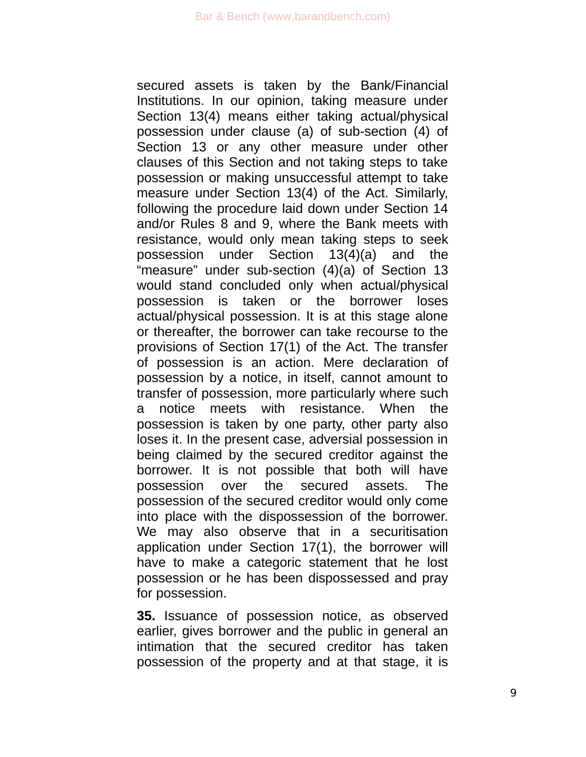secured assets is taken by the Bank/Financial Institutions. In our opinion, taking measure under Section 13(4) means either taking actual/physical possession under clause (a) of sub-section (4) of Section 13 or any other measure under other clauses of this Section and not taking steps to take possession or making unsuccessful attempt to take measure under Section 13(4) of the Act. Similarly, following the procedure laid down under Section 14 and/or Rules 8 and 9, where the Bank meets with resistance, would only mean taking steps to seek possession under Section 13(4)(a) and the "measure" under sub-section (4)(a) of Section 13 would stand concluded only when actual/physical possession is taken or the borrower loses actual/physical possession. It is at this stage alone or thereafter, the borrower can take recourse to the provisions of Section 17(1) of the Act. The transfer of possession is an action. Mere declaration of possession by a notice, in itself, cannot amount to transfer of possession, more particularly where such a notice meets with resistance. When the possession is taken by one party, other party also loses it. In the present case, adversial possession in being claimed by the secured creditor against the borrower. It is not possible that both will have possession over the secured assets. The possession of the secured creditor would only come into place with the dispossession of the borrower. We may also observe that in a securitisation application under Section 17(1), the borrower will have to make a categoric statement that he lost possession or he has been dispossessed and pray for possession.

**35.** Issuance of possession notice, as observed earlier, gives borrower and the public in general an intimation that the secured creditor has taken possession of the property and at that stage, it is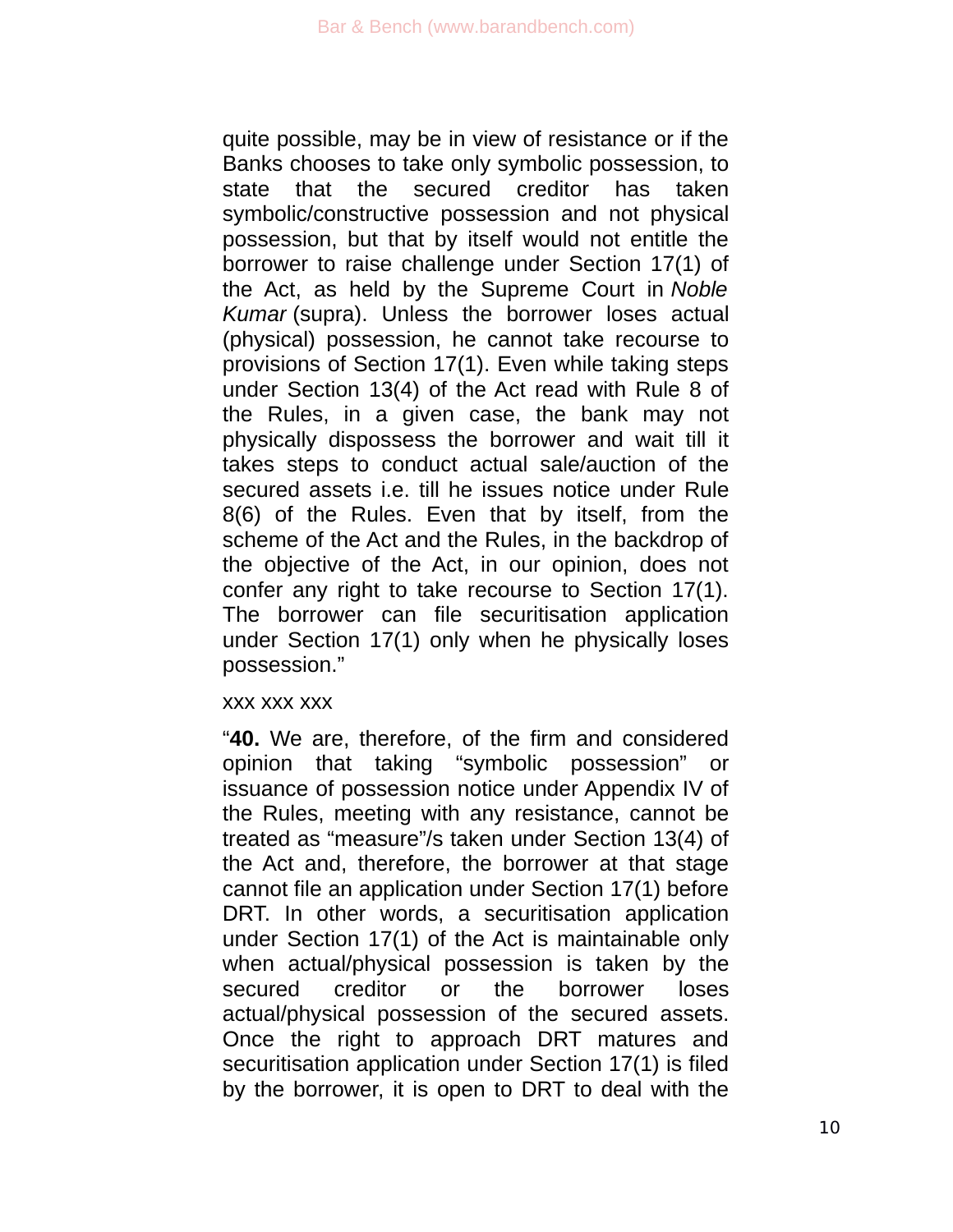quite possible, may be in view of resistance or if the Banks chooses to take only symbolic possession, to state that the secured creditor has taken symbolic/constructive possession and not physical possession, but that by itself would not entitle the borrower to raise challenge under Section 17(1) of the Act, as held by the Supreme Court in *Noble Kumar* (supra). Unless the borrower loses actual (physical) possession, he cannot take recourse to provisions of Section 17(1). Even while taking steps under Section 13(4) of the Act read with Rule 8 of the Rules, in a given case, the bank may not physically dispossess the borrower and wait till it takes steps to conduct actual sale/auction of the secured assets i.e. till he issues notice under Rule 8(6) of the Rules. Even that by itself, from the scheme of the Act and the Rules, in the backdrop of the objective of the Act, in our opinion, does not confer any right to take recourse to Section 17(1). The borrower can file securitisation application under Section 17(1) only when he physically loses possession."

xxx xxx xxx

"**40.** We are, therefore, of the firm and considered opinion that taking "symbolic possession" or issuance of possession notice under Appendix IV of the Rules, meeting with any resistance, cannot be treated as "measure"/s taken under Section 13(4) of the Act and, therefore, the borrower at that stage cannot file an application under Section 17(1) before DRT. In other words, a securitisation application under Section 17(1) of the Act is maintainable only when actual/physical possession is taken by the secured creditor or the borrower loses actual/physical possession of the secured assets. Once the right to approach DRT matures and securitisation application under Section 17(1) is filed by the borrower, it is open to DRT to deal with the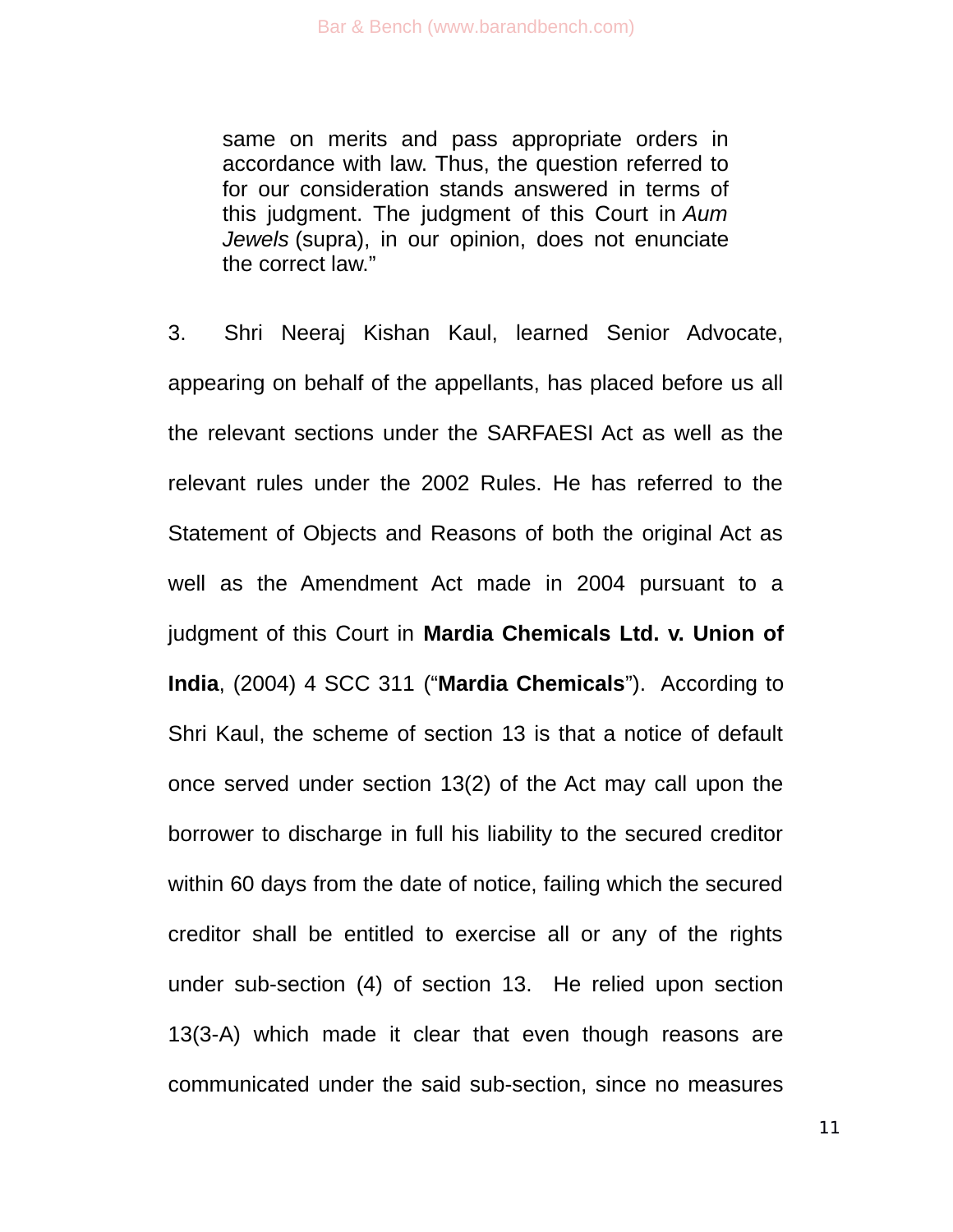> same on merits and pass appropriate orders in accordance with law. Thus, the question referred to for our consideration stands answered in terms of this judgment. The judgment of this Court in *Aum Jewels* (supra), in our opinion, does not enunciate the correct law."

3. Shri Neeraj Kishan Kaul, learned Senior Advocate, appearing on behalf of the appellants, has placed before us all the relevant sections under the SARFAESI Act as well as the relevant rules under the 2002 Rules. He has referred to the Statement of Objects and Reasons of both the original Act as well as the Amendment Act made in 2004 pursuant to a judgment of this Court in **Mardia Chemicals Ltd. v. Union of India**, (2004) 4 SCC 311 ("**Mardia Chemicals**"). According to Shri Kaul, the scheme of section 13 is that a notice of default once served under section 13(2) of the Act may call upon the borrower to discharge in full his liability to the secured creditor within 60 days from the date of notice, failing which the secured creditor shall be entitled to exercise all or any of the rights under sub-section (4) of section 13. He relied upon section 13(3-A) which made it clear that even though reasons are communicated under the said sub-section, since no measures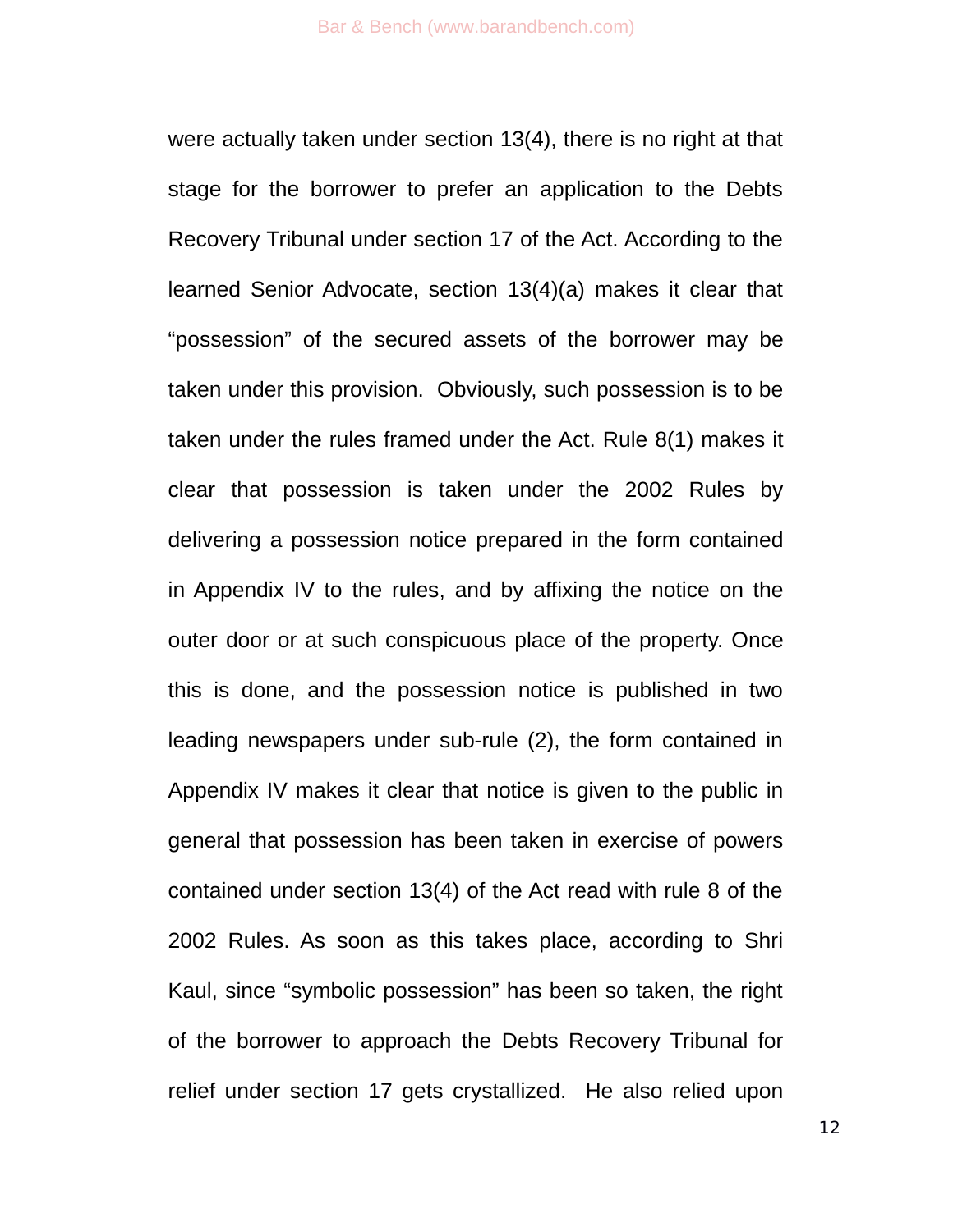were actually taken under section 13(4), there is no right at that stage for the borrower to prefer an application to the Debts Recovery Tribunal under section 17 of the Act. According to the learned Senior Advocate, section 13(4)(a) makes it clear that "possession" of the secured assets of the borrower may be taken under this provision. Obviously, such possession is to be taken under the rules framed under the Act. Rule 8(1) makes it clear that possession is taken under the 2002 Rules by delivering a possession notice prepared in the form contained in Appendix IV to the rules, and by affixing the notice on the outer door or at such conspicuous place of the property. Once this is done, and the possession notice is published in two leading newspapers under sub-rule (2), the form contained in Appendix IV makes it clear that notice is given to the public in general that possession has been taken in exercise of powers contained under section 13(4) of the Act read with rule 8 of the 2002 Rules. As soon as this takes place, according to Shri Kaul, since "symbolic possession" has been so taken, the right of the borrower to approach the Debts Recovery Tribunal for relief under section 17 gets crystallized. He also relied upon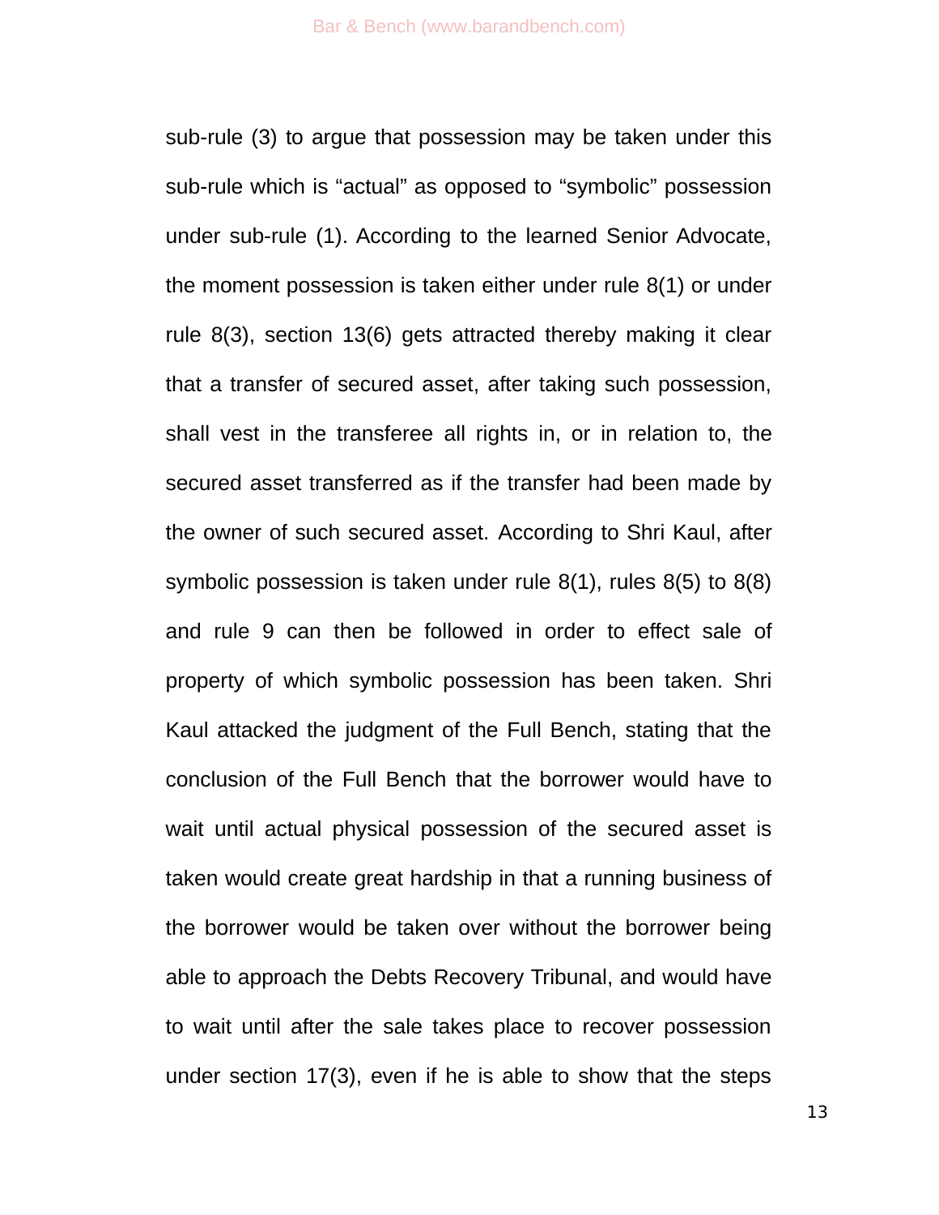sub-rule (3) to argue that possession may be taken under this sub-rule which is "actual" as opposed to "symbolic" possession under sub-rule (1). According to the learned Senior Advocate, the moment possession is taken either under rule 8(1) or under rule 8(3), section 13(6) gets attracted thereby making it clear that a transfer of secured asset, after taking such possession, shall vest in the transferee all rights in, or in relation to, the secured asset transferred as if the transfer had been made by the owner of such secured asset. According to Shri Kaul, after symbolic possession is taken under rule 8(1), rules 8(5) to 8(8) and rule 9 can then be followed in order to effect sale of property of which symbolic possession has been taken. Shri Kaul attacked the judgment of the Full Bench, stating that the conclusion of the Full Bench that the borrower would have to wait until actual physical possession of the secured asset is taken would create great hardship in that a running business of the borrower would be taken over without the borrower being able to approach the Debts Recovery Tribunal, and would have to wait until after the sale takes place to recover possession under section 17(3), even if he is able to show that the steps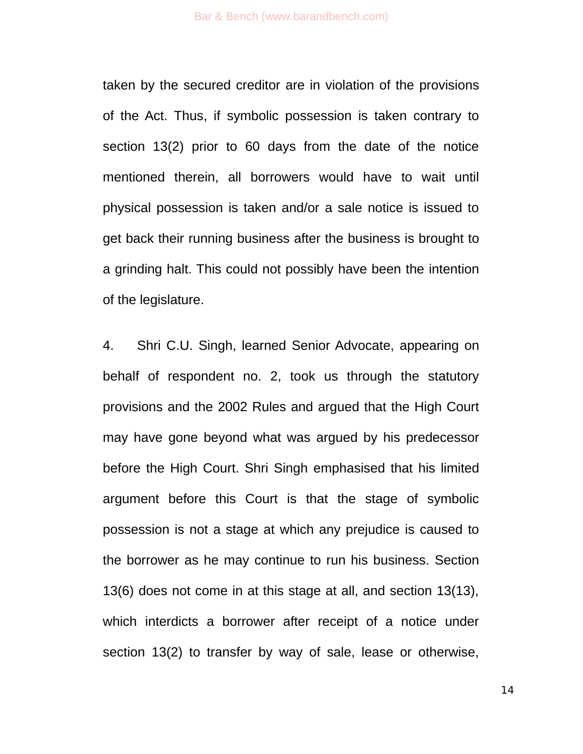taken by the secured creditor are in violation of the provisions of the Act. Thus, if symbolic possession is taken contrary to section 13(2) prior to 60 days from the date of the notice mentioned therein, all borrowers would have to wait until physical possession is taken and/or a sale notice is issued to get back their running business after the business is brought to a grinding halt. This could not possibly have been the intention of the legislature.

4. Shri C.U. Singh, learned Senior Advocate, appearing on behalf of respondent no. 2, took us through the statutory provisions and the 2002 Rules and argued that the High Court may have gone beyond what was argued by his predecessor before the High Court. Shri Singh emphasised that his limited argument before this Court is that the stage of symbolic possession is not a stage at which any prejudice is caused to the borrower as he may continue to run his business. Section 13(6) does not come in at this stage at all, and section 13(13), which interdicts a borrower after receipt of a notice under section 13(2) to transfer by way of sale, lease or otherwise,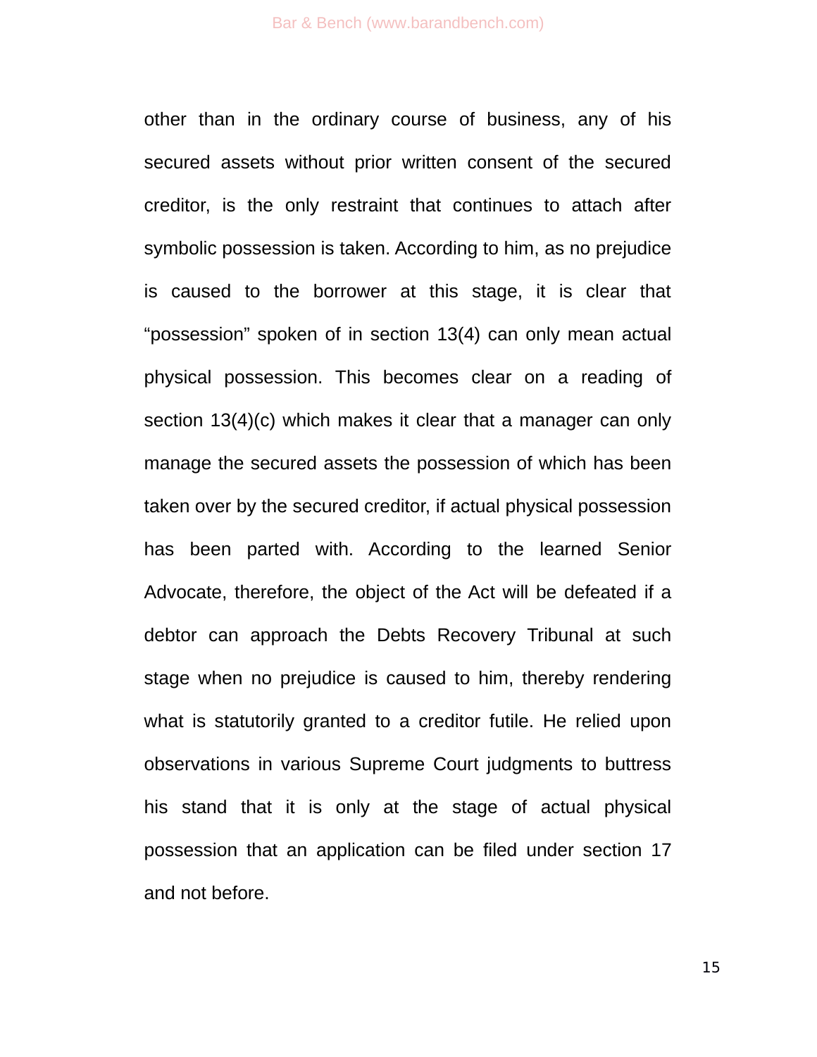other than in the ordinary course of business, any of his secured assets without prior written consent of the secured creditor, is the only restraint that continues to attach after symbolic possession is taken. According to him, as no prejudice is caused to the borrower at this stage, it is clear that "possession" spoken of in section 13(4) can only mean actual physical possession. This becomes clear on a reading of section 13(4)(c) which makes it clear that a manager can only manage the secured assets the possession of which has been taken over by the secured creditor, if actual physical possession has been parted with. According to the learned Senior Advocate, therefore, the object of the Act will be defeated if a debtor can approach the Debts Recovery Tribunal at such stage when no prejudice is caused to him, thereby rendering what is statutorily granted to a creditor futile. He relied upon observations in various Supreme Court judgments to buttress his stand that it is only at the stage of actual physical possession that an application can be filed under section 17 and not before.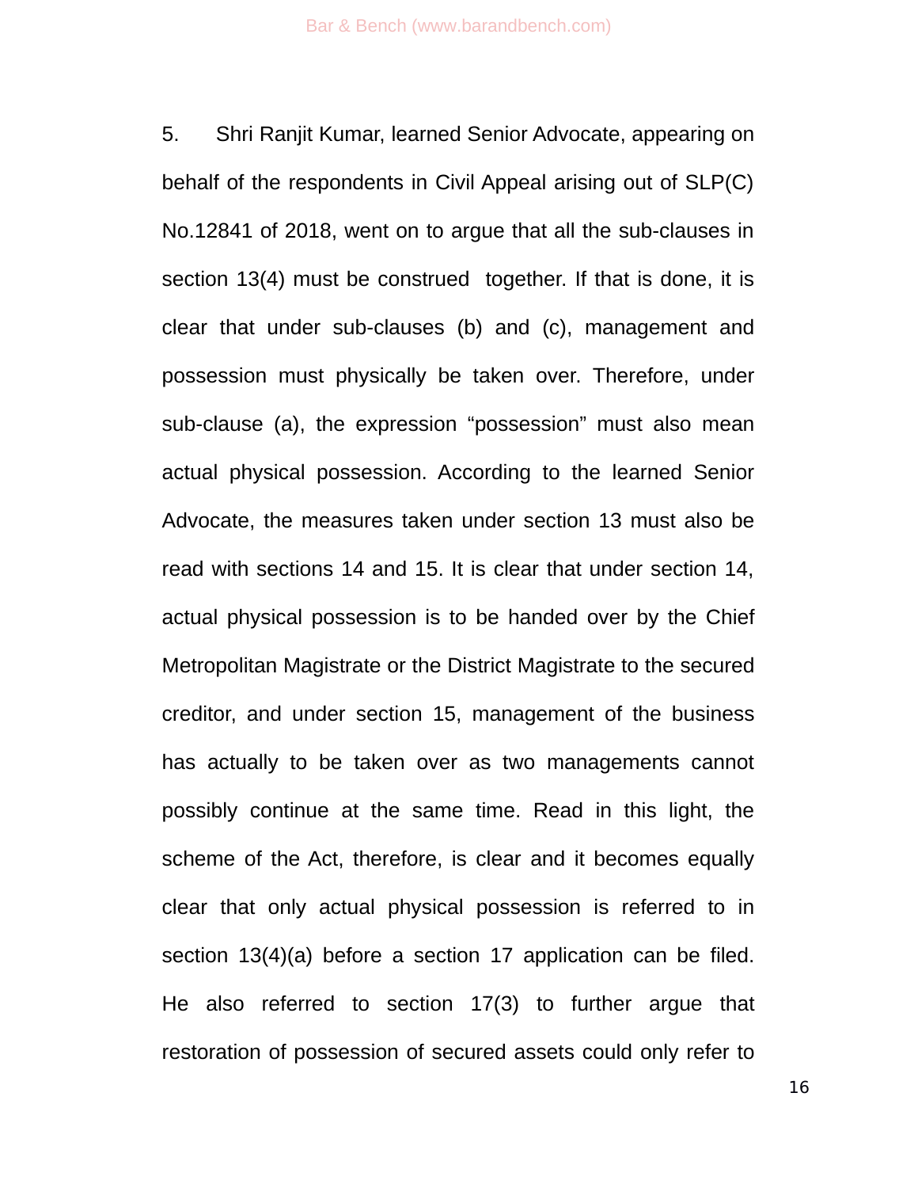5. Shri Ranjit Kumar, learned Senior Advocate, appearing on behalf of the respondents in Civil Appeal arising out of SLP(C) No.12841 of 2018, went on to argue that all the sub-clauses in section 13(4) must be construed together. If that is done, it is clear that under sub-clauses (b) and (c), management and possession must physically be taken over. Therefore, under sub-clause (a), the expression "possession" must also mean actual physical possession. According to the learned Senior Advocate, the measures taken under section 13 must also be read with sections 14 and 15. It is clear that under section 14, actual physical possession is to be handed over by the Chief Metropolitan Magistrate or the District Magistrate to the secured creditor, and under section 15, management of the business has actually to be taken over as two managements cannot possibly continue at the same time. Read in this light, the scheme of the Act, therefore, is clear and it becomes equally clear that only actual physical possession is referred to in section 13(4)(a) before a section 17 application can be filed. He also referred to section 17(3) to further argue that restoration of possession of secured assets could only refer to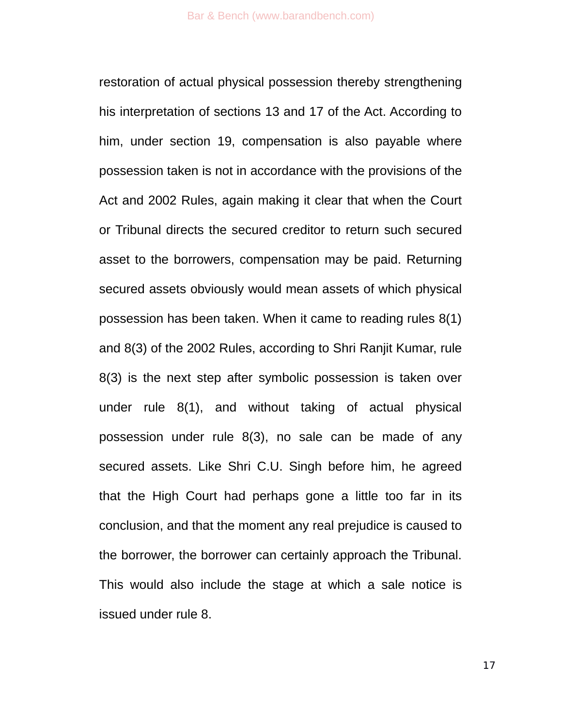restoration of actual physical possession thereby strengthening his interpretation of sections 13 and 17 of the Act. According to him, under section 19, compensation is also payable where possession taken is not in accordance with the provisions of the Act and 2002 Rules, again making it clear that when the Court or Tribunal directs the secured creditor to return such secured asset to the borrowers, compensation may be paid. Returning secured assets obviously would mean assets of which physical possession has been taken. When it came to reading rules 8(1) and 8(3) of the 2002 Rules, according to Shri Ranjit Kumar, rule 8(3) is the next step after symbolic possession is taken over under rule 8(1), and without taking of actual physical possession under rule 8(3), no sale can be made of any secured assets. Like Shri C.U. Singh before him, he agreed that the High Court had perhaps gone a little too far in its conclusion, and that the moment any real prejudice is caused to the borrower, the borrower can certainly approach the Tribunal. This would also include the stage at which a sale notice is issued under rule 8.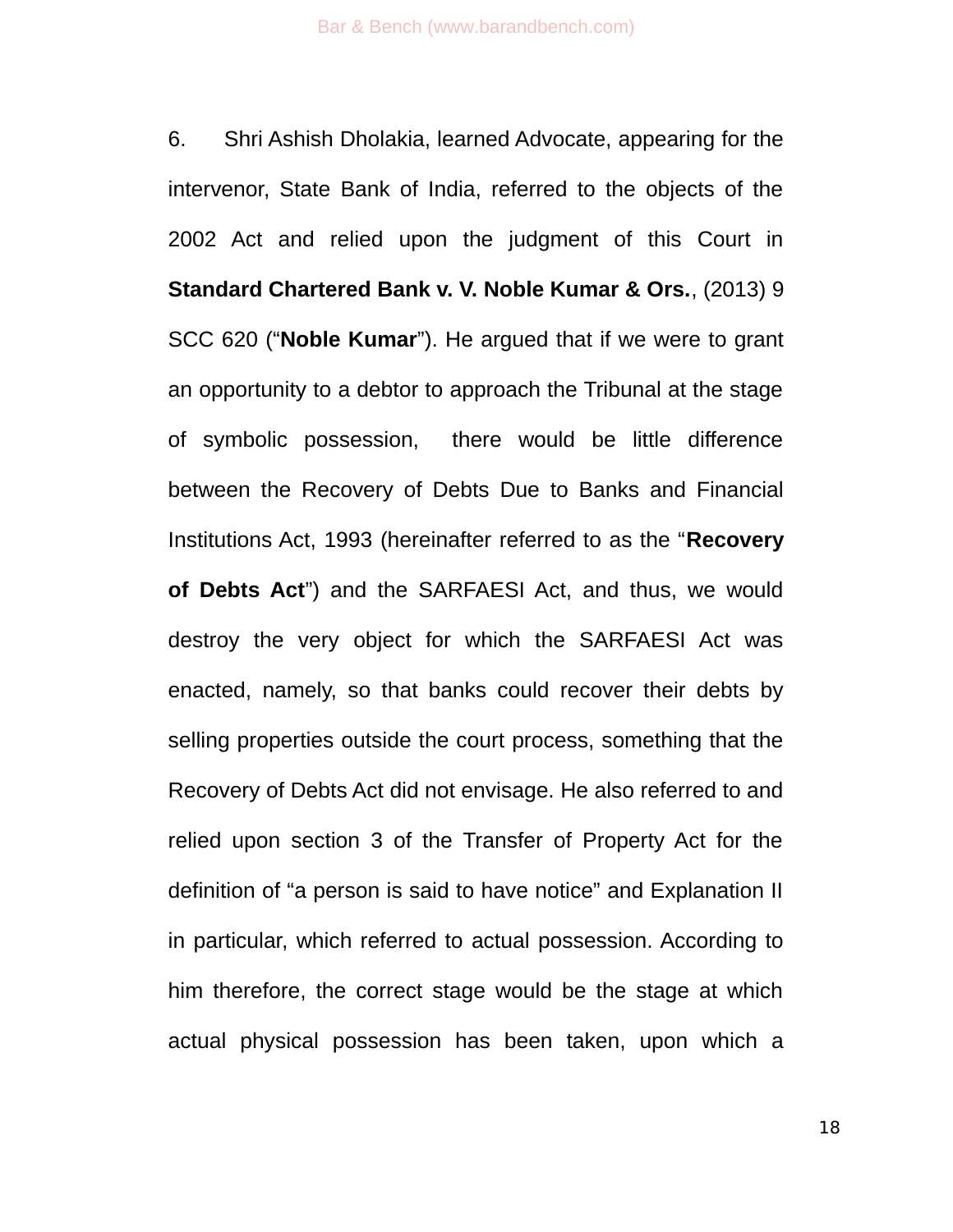6. Shri Ashish Dholakia, learned Advocate, appearing for the intervenor, State Bank of India, referred to the objects of the 2002 Act and relied upon the judgment of this Court in **Standard Chartered Bank v. V. Noble Kumar & Ors.**, (2013) 9 SCC 620 ("**Noble Kumar**"). He argued that if we were to grant an opportunity to a debtor to approach the Tribunal at the stage of symbolic possession, there would be little difference between the Recovery of Debts Due to Banks and Financial Institutions Act, 1993 (hereinafter referred to as the "**Recovery of Debts Act**") and the SARFAESI Act, and thus, we would destroy the very object for which the SARFAESI Act was enacted, namely, so that banks could recover their debts by selling properties outside the court process, something that the Recovery of Debts Act did not envisage. He also referred to and relied upon section 3 of the Transfer of Property Act for the definition of "a person is said to have notice" and Explanation II in particular, which referred to actual possession. According to him therefore, the correct stage would be the stage at which actual physical possession has been taken, upon which a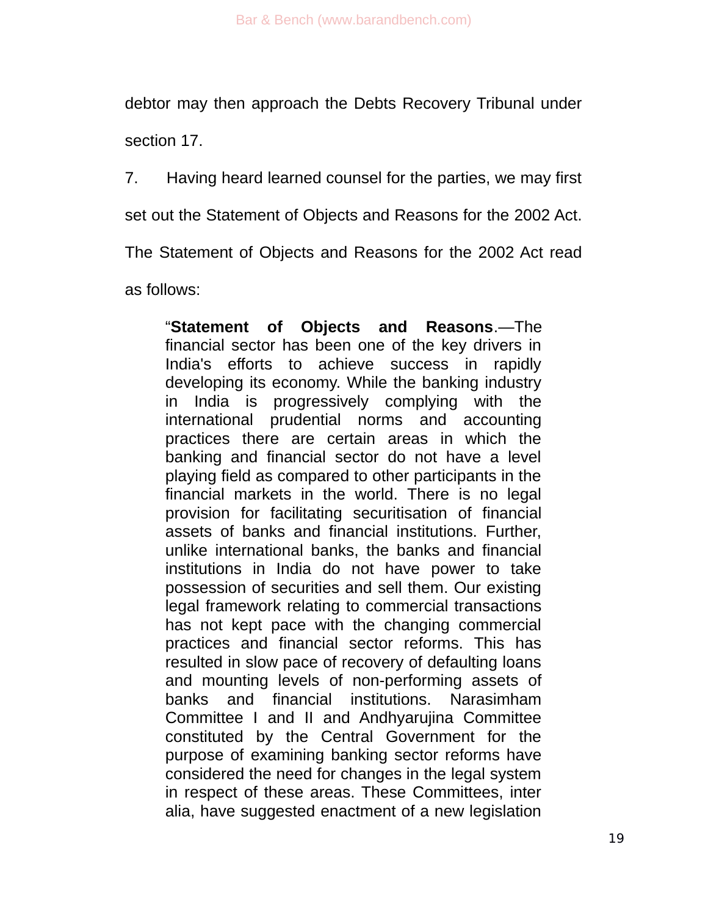debtor may then approach the Debts Recovery Tribunal under section 17.

7. Having heard learned counsel for the parties, we may first set out the Statement of Objects and Reasons for the 2002 Act. The Statement of Objects and Reasons for the 2002 Act read as follows:

> "**Statement of Objects and Reasons**.—The financial sector has been one of the key drivers in India's efforts to achieve success in rapidly developing its economy. While the banking industry in India is progressively complying with the international prudential norms and accounting practices there are certain areas in which the banking and financial sector do not have a level playing field as compared to other participants in the financial markets in the world. There is no legal provision for facilitating securitisation of financial assets of banks and financial institutions. Further, unlike international banks, the banks and financial institutions in India do not have power to take possession of securities and sell them. Our existing legal framework relating to commercial transactions has not kept pace with the changing commercial practices and financial sector reforms. This has resulted in slow pace of recovery of defaulting loans and mounting levels of non-performing assets of banks and financial institutions. Narasimham Committee I and II and Andhyarujina Committee constituted by the Central Government for the purpose of examining banking sector reforms have considered the need for changes in the legal system in respect of these areas. These Committees, inter alia, have suggested enactment of a new legislation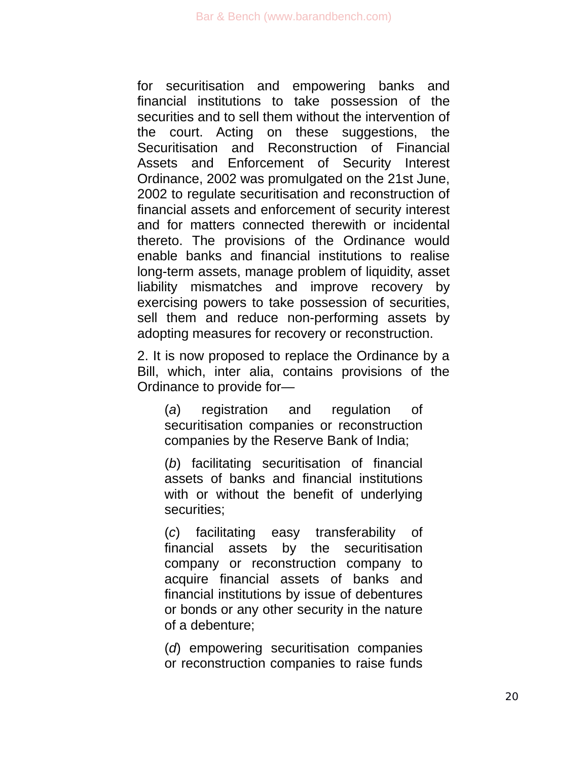for securitisation and empowering banks and financial institutions to take possession of the securities and to sell them without the intervention of the court. Acting on these suggestions, the Securitisation and Reconstruction of Financial Assets and Enforcement of Security Interest Ordinance, 2002 was promulgated on the 21st June, 2002 to regulate securitisation and reconstruction of financial assets and enforcement of security interest and for matters connected therewith or incidental thereto. The provisions of the Ordinance would enable banks and financial institutions to realise long-term assets, manage problem of liquidity, asset liability mismatches and improve recovery by exercising powers to take possession of securities, sell them and reduce non-performing assets by adopting measures for recovery or reconstruction.

2. It is now proposed to replace the Ordinance by a Bill, which, inter alia, contains provisions of the Ordinance to provide for—

> (*a*) registration and regulation of securitisation companies or reconstruction companies by the Reserve Bank of India;
>
> (*b*) facilitating securitisation of financial assets of banks and financial institutions with or without the benefit of underlying securities;
>
> (*c*) facilitating easy transferability of financial assets by the securitisation company or reconstruction company to acquire financial assets of banks and financial institutions by issue of debentures or bonds or any other security in the nature of a debenture;
>
> (*d*) empowering securitisation companies or reconstruction companies to raise funds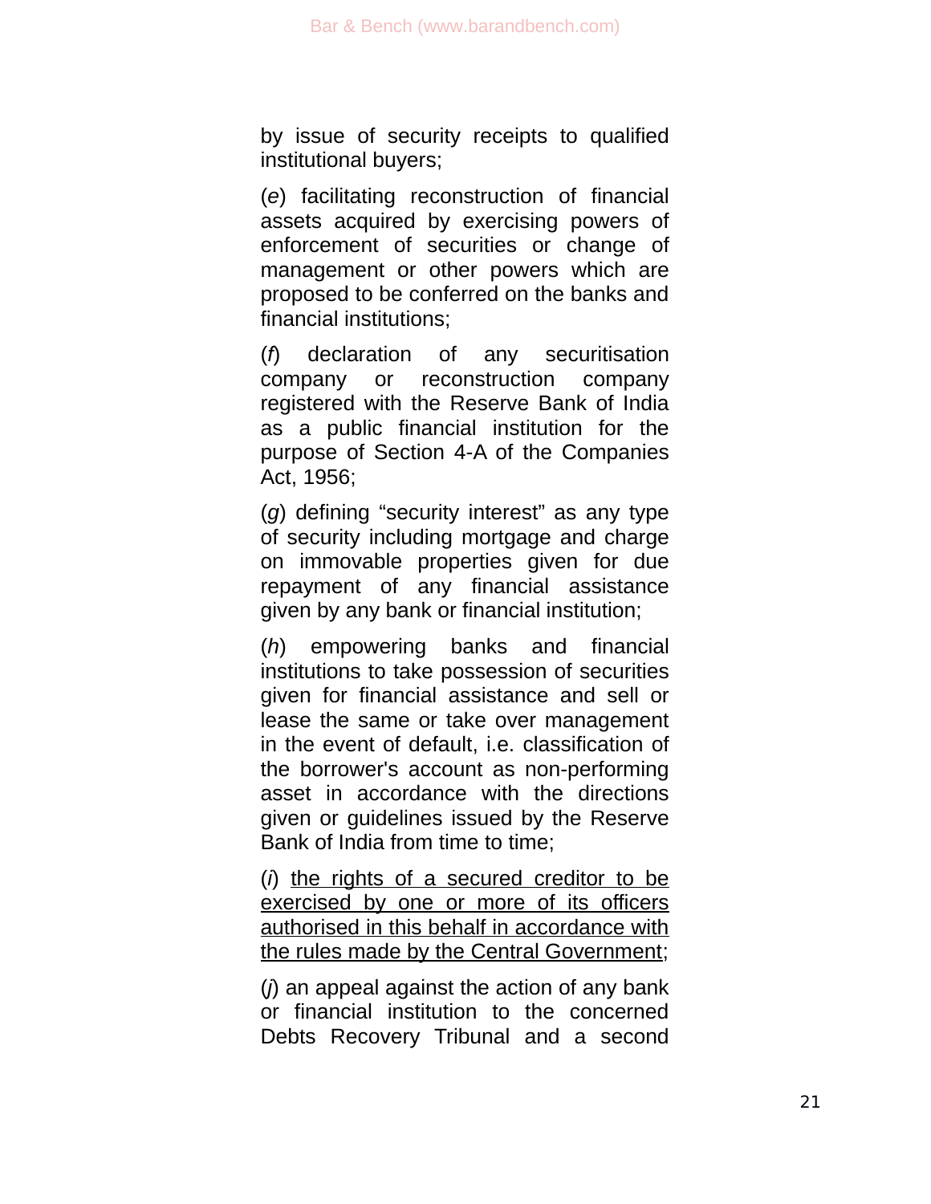by issue of security receipts to qualified institutional buyers;

(*e*) facilitating reconstruction of financial assets acquired by exercising powers of enforcement of securities or change of management or other powers which are proposed to be conferred on the banks and financial institutions;

(*f*) declaration of any securitisation company or reconstruction company registered with the Reserve Bank of India as a public financial institution for the purpose of Section 4-A of the Companies Act, 1956;

(*g*) defining "security interest" as any type of security including mortgage and charge on immovable properties given for due repayment of any financial assistance given by any bank or financial institution;

(*h*) empowering banks and financial institutions to take possession of securities given for financial assistance and sell or lease the same or take over management in the event of default, i.e. classification of the borrower's account as non-performing asset in accordance with the directions given or guidelines issued by the Reserve Bank of India from time to time;

(*i*) <u>the rights of a secured creditor to be exercised by one or more of its officers authorised in this behalf in accordance with the rules made by the Central Government</u>;

(*j*) an appeal against the action of any bank or financial institution to the concerned Debts Recovery Tribunal and a second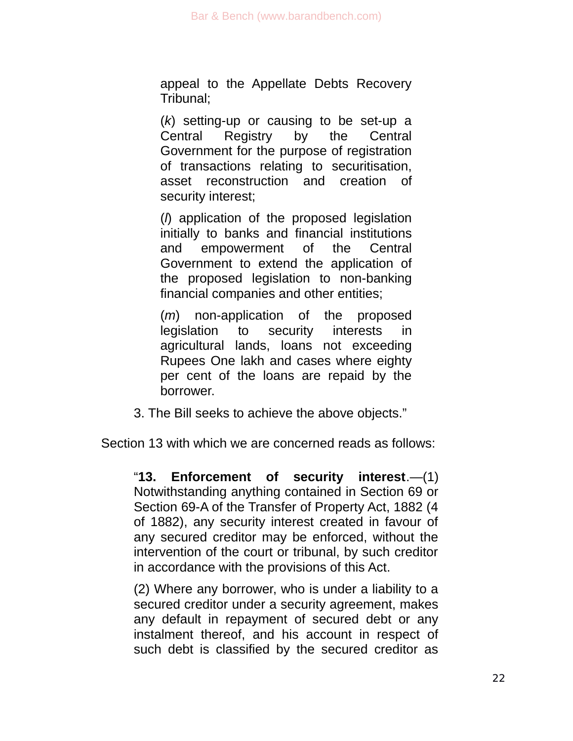> appeal to the Appellate Debts Recovery Tribunal;
>
> (*k*) setting-up or causing to be set-up a Central Registry by the Central Government for the purpose of registration of transactions relating to securitisation, asset reconstruction and creation of security interest;
>
> (*l*) application of the proposed legislation initially to banks and financial institutions and empowerment of the Central Government to extend the application of the proposed legislation to non-banking financial companies and other entities;
>
> (*m*) non-application of the proposed legislation to security interests in agricultural lands, loans not exceeding Rupees One lakh and cases where eighty per cent of the loans are repaid by the borrower.
>
> 3. The Bill seeks to achieve the above objects."

Section 13 with which we are concerned reads as follows:

> "**13. Enforcement of security interest**.—(1) Notwithstanding anything contained in Section 69 or Section 69-A of the Transfer of Property Act, 1882 (4 of 1882), any security interest created in favour of any secured creditor may be enforced, without the intervention of the court or tribunal, by such creditor in accordance with the provisions of this Act.
>
> (2) Where any borrower, who is under a liability to a secured creditor under a security agreement, makes any default in repayment of secured debt or any instalment thereof, and his account in respect of such debt is classified by the secured creditor as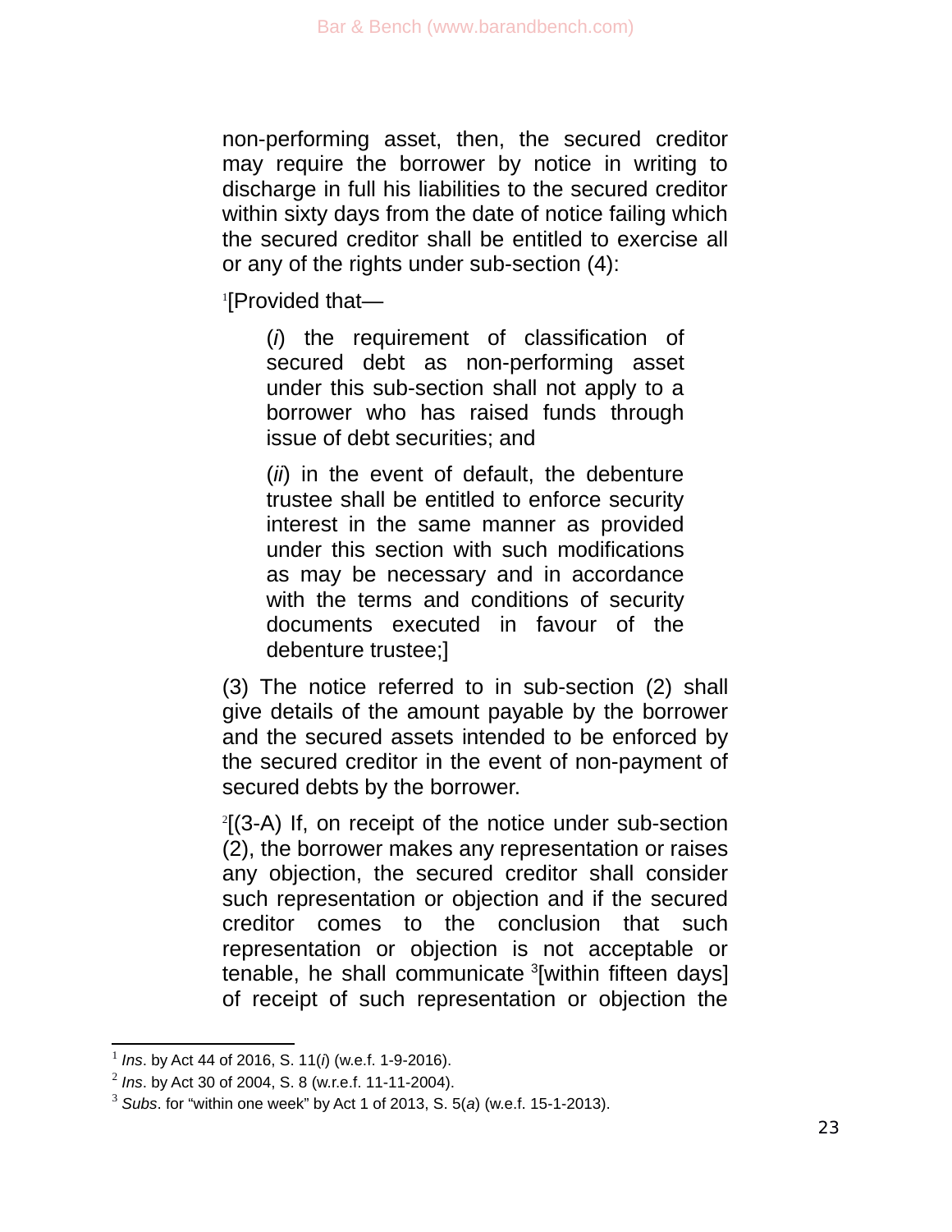non-performing asset, then, the secured creditor may require the borrower by notice in writing to discharge in full his liabilities to the secured creditor within sixty days from the date of notice failing which the secured creditor shall be entitled to exercise all or any of the rights under sub-section (4):

[1][Provided that—

> (*i*) the requirement of classification of secured debt as non-performing asset under this sub-section shall not apply to a borrower who has raised funds through issue of debt securities; and
>
> (*ii*) in the event of default, the debenture trustee shall be entitled to enforce security interest in the same manner as provided under this section with such modifications as may be necessary and in accordance with the terms and conditions of security documents executed in favour of the debenture trustee;]

(3) The notice referred to in sub-section (2) shall give details of the amount payable by the borrower and the secured assets intended to be enforced by the secured creditor in the event of non-payment of secured debts by the borrower.

[2][(3-A) If, on receipt of the notice under sub-section (2), the borrower makes any representation or raises any objection, the secured creditor shall consider such representation or objection and if the secured creditor comes to the conclusion that such representation or objection is not acceptable or tenable, he shall communicate [3][within fifteen days] of receipt of such representation or objection the

---

[1] *Ins*. by Act 44 of 2016, S. 11(*i*) (w.e.f. 1-9-2016).

[2] *Ins*. by Act 30 of 2004, S. 8 (w.r.e.f. 11-11-2004).

[3] *Subs*. for "within one week" by Act 1 of 2013, S. 5(*a*) (w.e.f. 15-1-2013).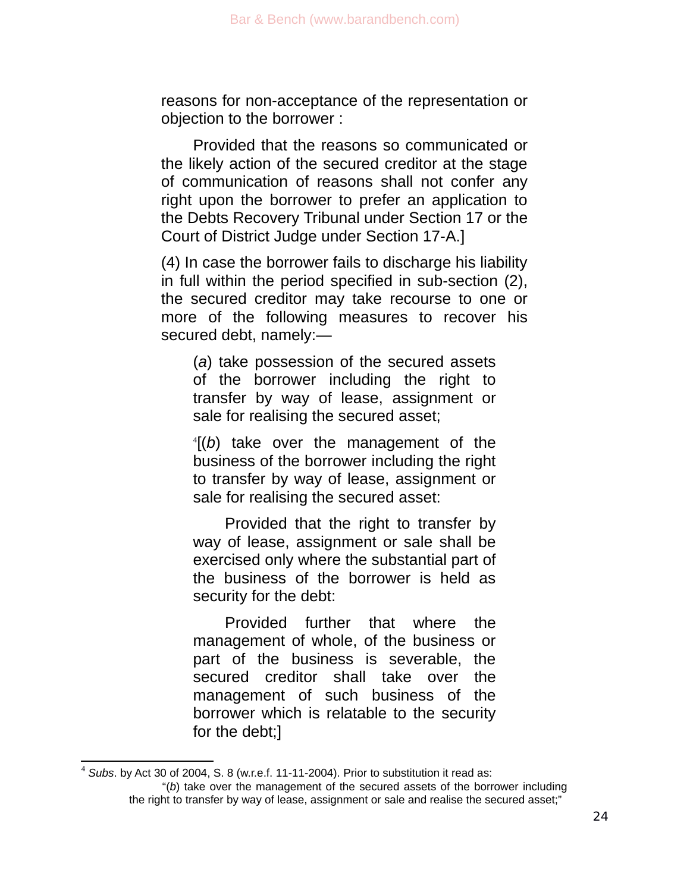reasons for non-acceptance of the representation or objection to the borrower :

Provided that the reasons so communicated or the likely action of the secured creditor at the stage of communication of reasons shall not confer any right upon the borrower to prefer an application to the Debts Recovery Tribunal under Section 17 or the Court of District Judge under Section 17-A.]

(4) In case the borrower fails to discharge his liability in full within the period specified in sub-section (2), the secured creditor may take recourse to one or more of the following measures to recover his secured debt, namely:—

> (*a*) take possession of the secured assets of the borrower including the right to transfer by way of lease, assignment or sale for realising the secured asset;
>
> [4][(*b*) take over the management of the business of the borrower including the right to transfer by way of lease, assignment or sale for realising the secured asset:
>
> Provided that the right to transfer by way of lease, assignment or sale shall be exercised only where the substantial part of the business of the borrower is held as security for the debt:
>
> Provided further that where the management of whole, of the business or part of the business is severable, the secured creditor shall take over the management of such business of the borrower which is relatable to the security for the debt;]

---

[4] *Subs*. by Act 30 of 2004, S. 8 (w.r.e.f. 11-11-2004). Prior to substitution it read as:

"(*b*) take over the management of the secured assets of the borrower including the right to transfer by way of lease, assignment or sale and realise the secured asset;"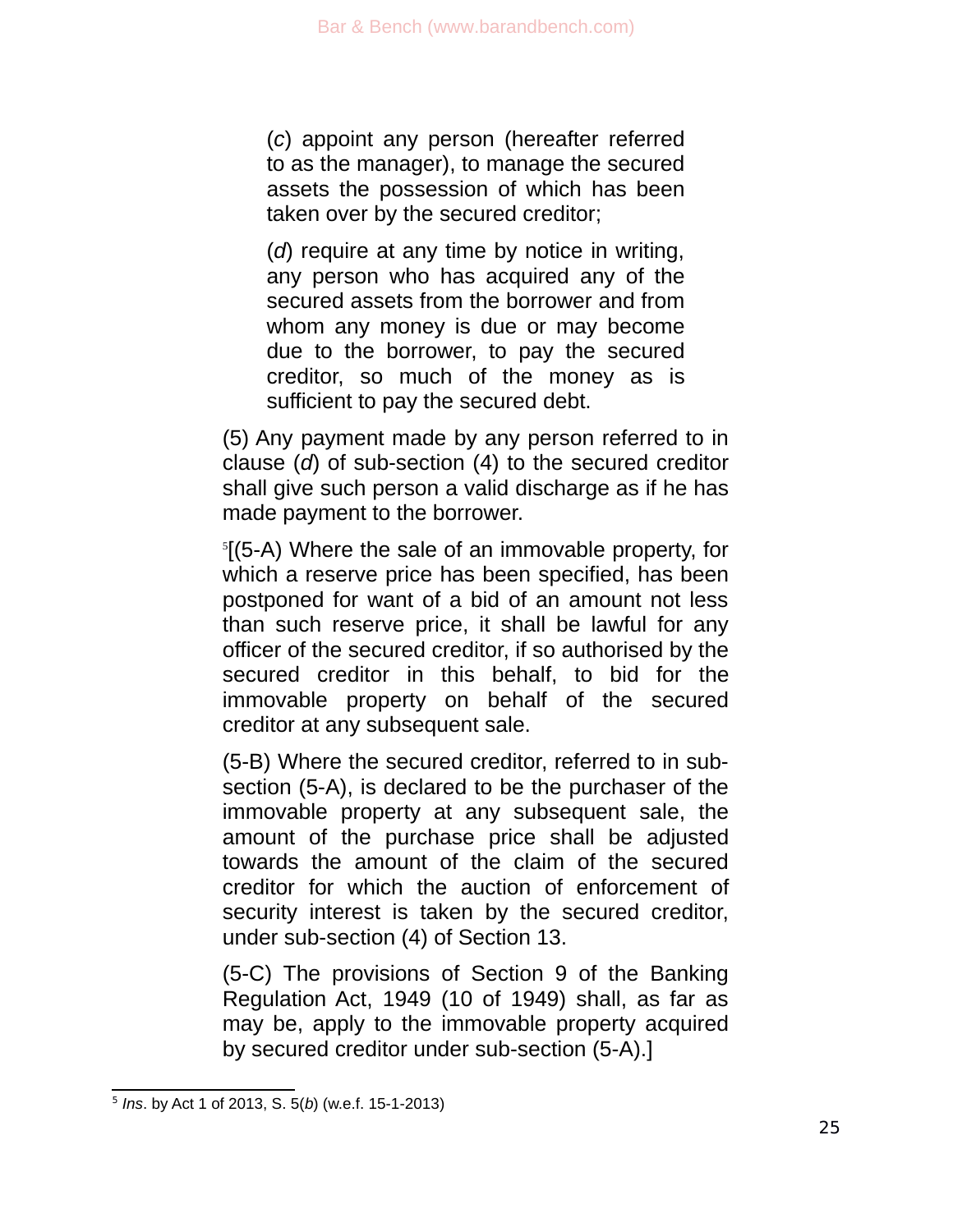(*c*) appoint any person (hereafter referred to as the manager), to manage the secured assets the possession of which has been taken over by the secured creditor;

(*d*) require at any time by notice in writing, any person who has acquired any of the secured assets from the borrower and from whom any money is due or may become due to the borrower, to pay the secured creditor, so much of the money as is sufficient to pay the secured debt.

(5) Any payment made by any person referred to in clause (*d*) of sub-section (4) to the secured creditor shall give such person a valid discharge as if he has made payment to the borrower.

[5][(5-A) Where the sale of an immovable property, for which a reserve price has been specified, has been postponed for want of a bid of an amount not less than such reserve price, it shall be lawful for any officer of the secured creditor, if so authorised by the secured creditor in this behalf, to bid for the immovable property on behalf of the secured creditor at any subsequent sale.

(5-B) Where the secured creditor, referred to in sub-section (5-A), is declared to be the purchaser of the immovable property at any subsequent sale, the amount of the purchase price shall be adjusted towards the amount of the claim of the secured creditor for which the auction of enforcement of security interest is taken by the secured creditor, under sub-section (4) of Section 13.

(5-C) The provisions of Section 9 of the Banking Regulation Act, 1949 (10 of 1949) shall, as far as may be, apply to the immovable property acquired by secured creditor under sub-section (5-A).]

---

[5] *Ins*. by Act 1 of 2013, S. 5(*b*) (w.e.f. 15-1-2013)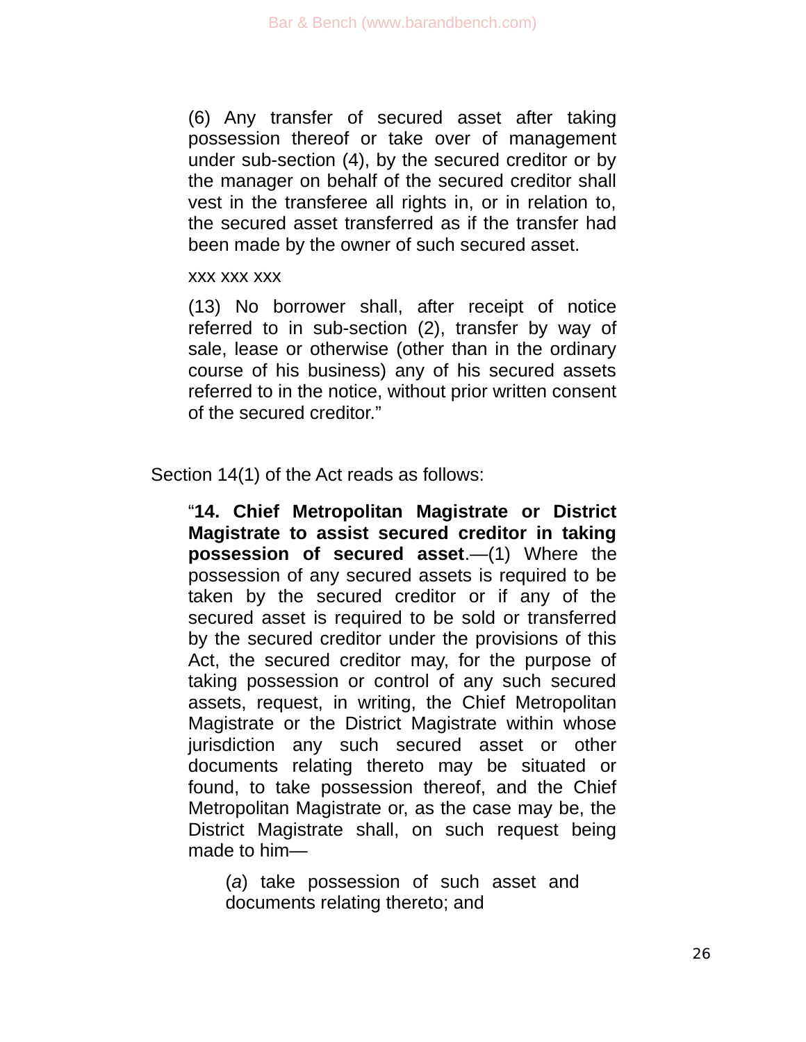> (6) Any transfer of secured asset after taking possession thereof or take over of management under sub-section (4), by the secured creditor or by the manager on behalf of the secured creditor shall vest in the transferee all rights in, or in relation to, the secured asset transferred as if the transfer had been made by the owner of such secured asset.
>
> xxx xxx xxx
>
> (13) No borrower shall, after receipt of notice referred to in sub-section (2), transfer by way of sale, lease or otherwise (other than in the ordinary course of his business) any of his secured assets referred to in the notice, without prior written consent of the secured creditor."

Section 14(1) of the Act reads as follows:

> "**14. Chief Metropolitan Magistrate or District Magistrate to assist secured creditor in taking possession of secured asset**.—(1) Where the possession of any secured assets is required to be taken by the secured creditor or if any of the secured asset is required to be sold or transferred by the secured creditor under the provisions of this Act, the secured creditor may, for the purpose of taking possession or control of any such secured assets, request, in writing, the Chief Metropolitan Magistrate or the District Magistrate within whose jurisdiction any such secured asset or other documents relating thereto may be situated or found, to take possession thereof, and the Chief Metropolitan Magistrate or, as the case may be, the District Magistrate shall, on such request being made to him—
>
> > (*a*) take possession of such asset and documents relating thereto; and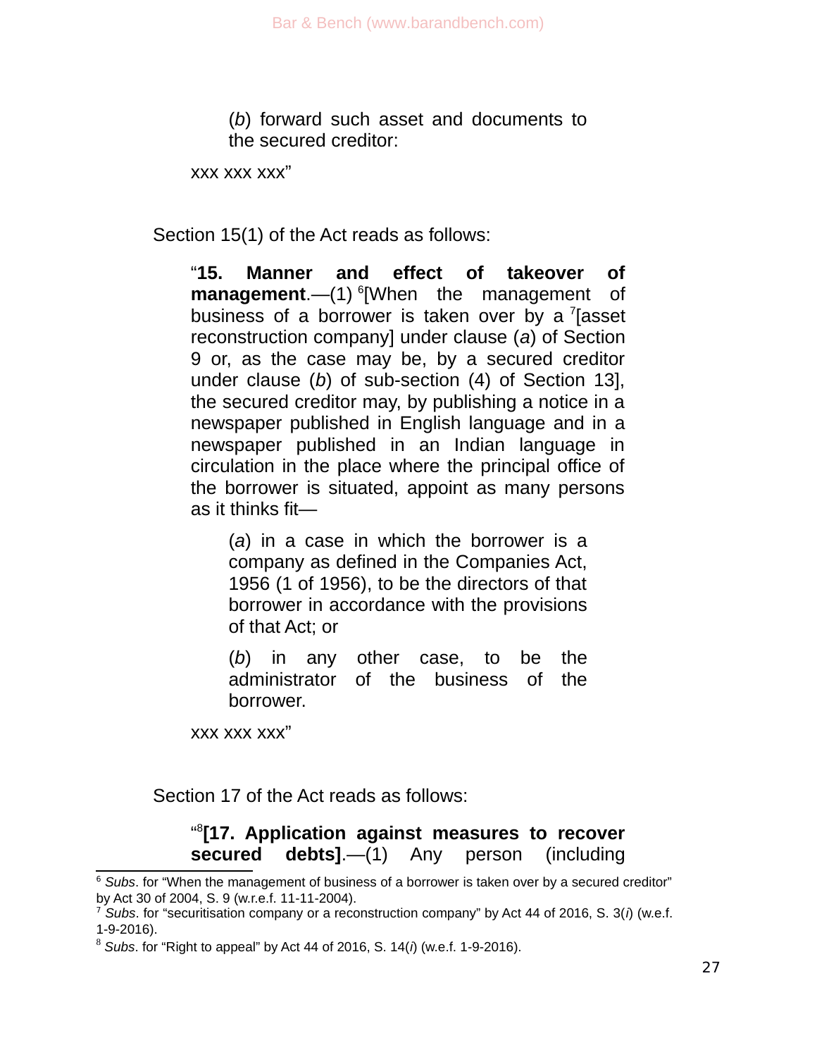(*b*) forward such asset and documents to the secured creditor:

xxx xxx xxx"

Section 15(1) of the Act reads as follows:

"**15. Manner and effect of takeover of management**.—(1) [6][When the management of business of a borrower is taken over by a [7][asset reconstruction company] under clause (*a*) of Section 9 or, as the case may be, by a secured creditor under clause (*b*) of sub-section (4) of Section 13], the secured creditor may, by publishing a notice in a newspaper published in English language and in a newspaper published in an Indian language in circulation in the place where the principal office of the borrower is situated, appoint as many persons as it thinks fit—

(*a*) in a case in which the borrower is a company as defined in the Companies Act, 1956 (1 of 1956), to be the directors of that borrower in accordance with the provisions of that Act; or

(*b*) in any other case, to be the administrator of the business of the borrower.

xxx xxx xxx"

Section 17 of the Act reads as follows:

"[8]**[17. Application against measures to recover secured debts]**.—(1) Any person (including

---

[6] *Subs*. for "When the management of business of a borrower is taken over by a secured creditor" by Act 30 of 2004, S. 9 (w.r.e.f. 11-11-2004).

[7] *Subs*. for "securitisation company or a reconstruction company" by Act 44 of 2016, S. 3(*i*) (w.e.f. 1-9-2016).

[8] *Subs*. for "Right to appeal" by Act 44 of 2016, S. 14(*i*) (w.e.f. 1-9-2016).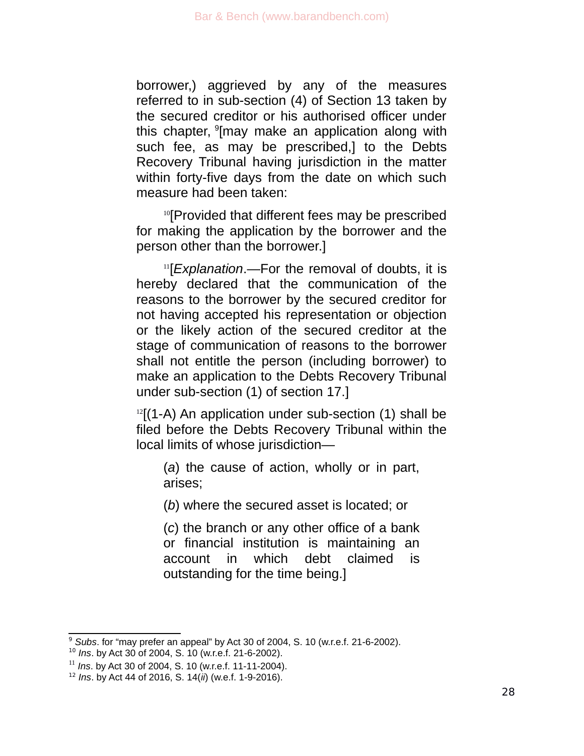borrower,) aggrieved by any of the measures referred to in sub-section (4) of Section 13 taken by the secured creditor or his authorised officer under this chapter, [9][may make an application along with such fee, as may be prescribed,] to the Debts Recovery Tribunal having jurisdiction in the matter within forty-five days from the date on which such measure had been taken:

[10][Provided that different fees may be prescribed for making the application by the borrower and the person other than the borrower.]

[11][*Explanation*.—For the removal of doubts, it is hereby declared that the communication of the reasons to the borrower by the secured creditor for not having accepted his representation or objection or the likely action of the secured creditor at the stage of communication of reasons to the borrower shall not entitle the person (including borrower) to make an application to the Debts Recovery Tribunal under sub-section (1) of section 17.]

[12][(1-A) An application under sub-section (1) shall be filed before the Debts Recovery Tribunal within the local limits of whose jurisdiction—

(*a*) the cause of action, wholly or in part, arises;

(*b*) where the secured asset is located; or

(*c*) the branch or any other office of a bank or financial institution is maintaining an account in which debt claimed is outstanding for the time being.]

---

[9] *Subs*. for "may prefer an appeal" by Act 30 of 2004, S. 10 (w.r.e.f. 21-6-2002).

[10] *Ins*. by Act 30 of 2004, S. 10 (w.r.e.f. 21-6-2002).

[11] *Ins*. by Act 30 of 2004, S. 10 (w.r.e.f. 11-11-2004).

[12] *Ins*. by Act 44 of 2016, S. 14(*ii*) (w.e.f. 1-9-2016).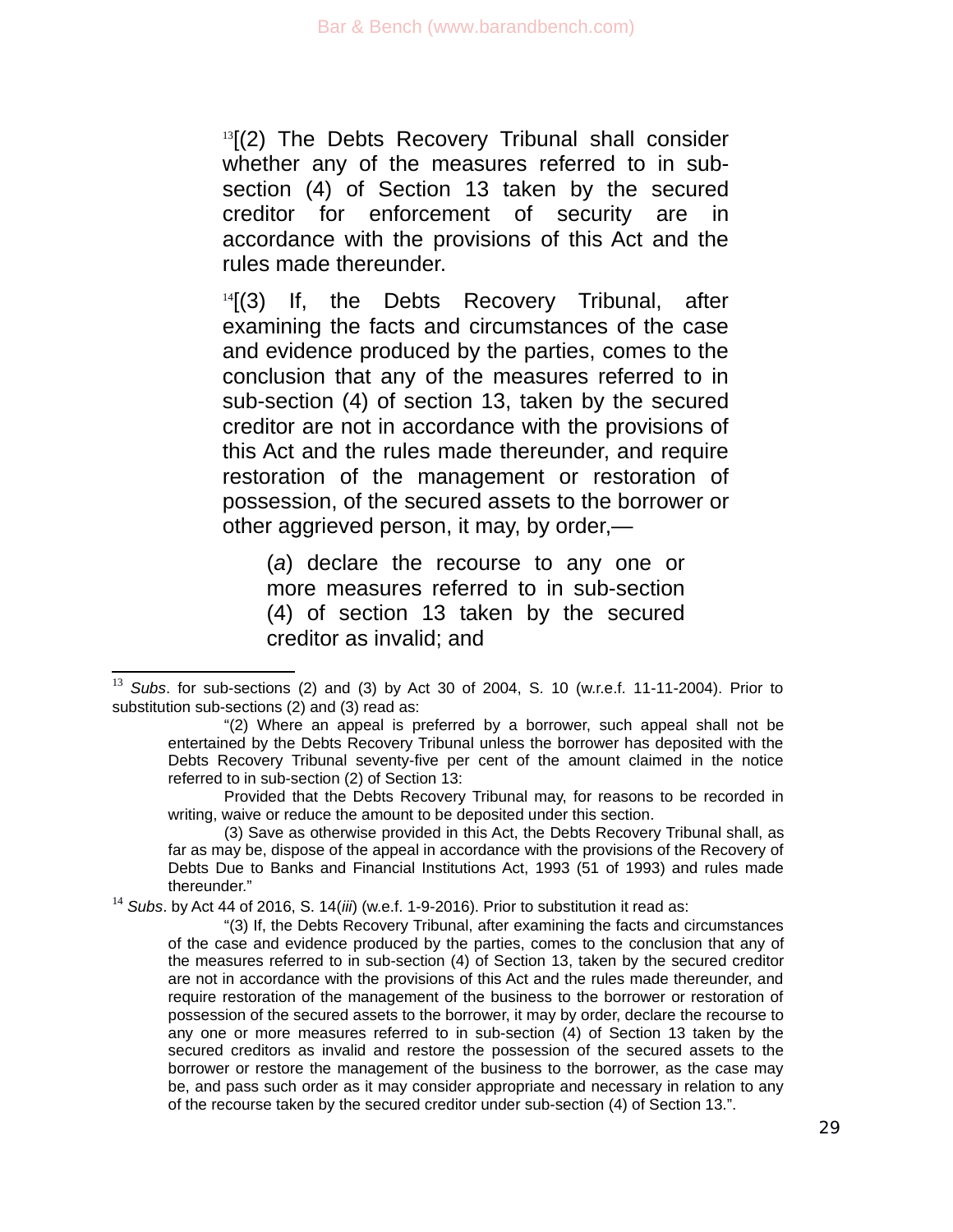[13][(2) The Debts Recovery Tribunal shall consider whether any of the measures referred to in sub-section (4) of Section 13 taken by the secured creditor for enforcement of security are in accordance with the provisions of this Act and the rules made thereunder.

[14][(3) If, the Debts Recovery Tribunal, after examining the facts and circumstances of the case and evidence produced by the parties, comes to the conclusion that any of the measures referred to in sub-section (4) of section 13, taken by the secured creditor are not in accordance with the provisions of this Act and the rules made thereunder, and require restoration of the management or restoration of possession, of the secured assets to the borrower or other aggrieved person, it may, by order,—

> (*a*) declare the recourse to any one or more measures referred to in sub-section (4) of section 13 taken by the secured creditor as invalid; and

---

[13] *Subs*. for sub-sections (2) and (3) by Act 30 of 2004, S. 10 (w.r.e.f. 11-11-2004). Prior to substitution sub-sections (2) and (3) read as:

> "(2) Where an appeal is preferred by a borrower, such appeal shall not be entertained by the Debts Recovery Tribunal unless the borrower has deposited with the Debts Recovery Tribunal seventy-five per cent of the amount claimed in the notice referred to in sub-section (2) of Section 13:
>
> Provided that the Debts Recovery Tribunal may, for reasons to be recorded in writing, waive or reduce the amount to be deposited under this section.
>
> (3) Save as otherwise provided in this Act, the Debts Recovery Tribunal shall, as far as may be, dispose of the appeal in accordance with the provisions of the Recovery of Debts Due to Banks and Financial Institutions Act, 1993 (51 of 1993) and rules made thereunder."

[14] *Subs*. by Act 44 of 2016, S. 14(*iii*) (w.e.f. 1-9-2016). Prior to substitution it read as:

> "(3) If, the Debts Recovery Tribunal, after examining the facts and circumstances of the case and evidence produced by the parties, comes to the conclusion that any of the measures referred to in sub-section (4) of Section 13, taken by the secured creditor are not in accordance with the provisions of this Act and the rules made thereunder, and require restoration of the management of the business to the borrower or restoration of possession of the secured assets to the borrower, it may by order, declare the recourse to any one or more measures referred to in sub-section (4) of Section 13 taken by the secured creditors as invalid and restore the possession of the secured assets to the borrower or restore the management of the business to the borrower, as the case may be, and pass such order as it may consider appropriate and necessary in relation to any of the recourse taken by the secured creditor under sub-section (4) of Section 13.".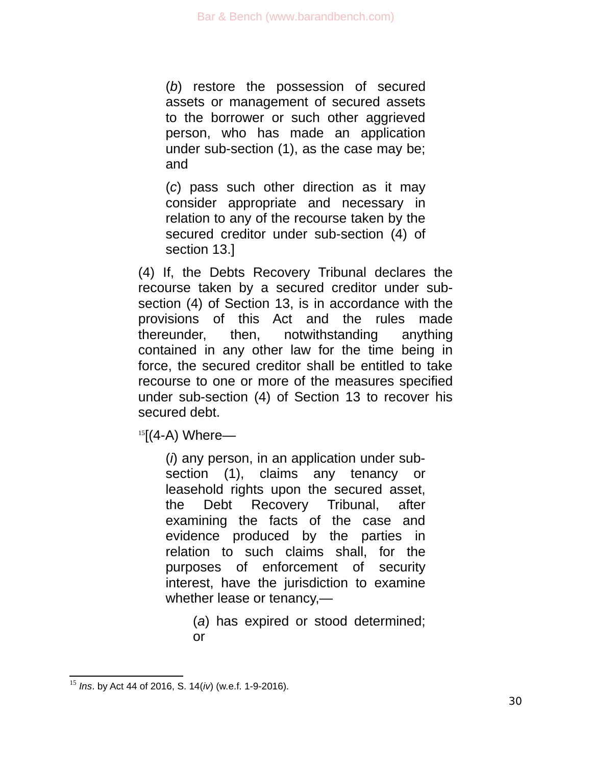(*b*) restore the possession of secured assets or management of secured assets to the borrower or such other aggrieved person, who has made an application under sub-section (1), as the case may be; and

(*c*) pass such other direction as it may consider appropriate and necessary in relation to any of the recourse taken by the secured creditor under sub-section (4) of section 13.]

(4) If, the Debts Recovery Tribunal declares the recourse taken by a secured creditor under sub-section (4) of Section 13, is in accordance with the provisions of this Act and the rules made thereunder, then, notwithstanding anything contained in any other law for the time being in force, the secured creditor shall be entitled to take recourse to one or more of the measures specified under sub-section (4) of Section 13 to recover his secured debt.

[15][(4-A) Where—

(*i*) any person, in an application under sub-section (1), claims any tenancy or leasehold rights upon the secured asset, the Debt Recovery Tribunal, after examining the facts of the case and evidence produced by the parties in relation to such claims shall, for the purposes of enforcement of security interest, have the jurisdiction to examine whether lease or tenancy,—

(*a*) has expired or stood determined; or

---

[15] *Ins*. by Act 44 of 2016, S. 14(*iv*) (w.e.f. 1-9-2016).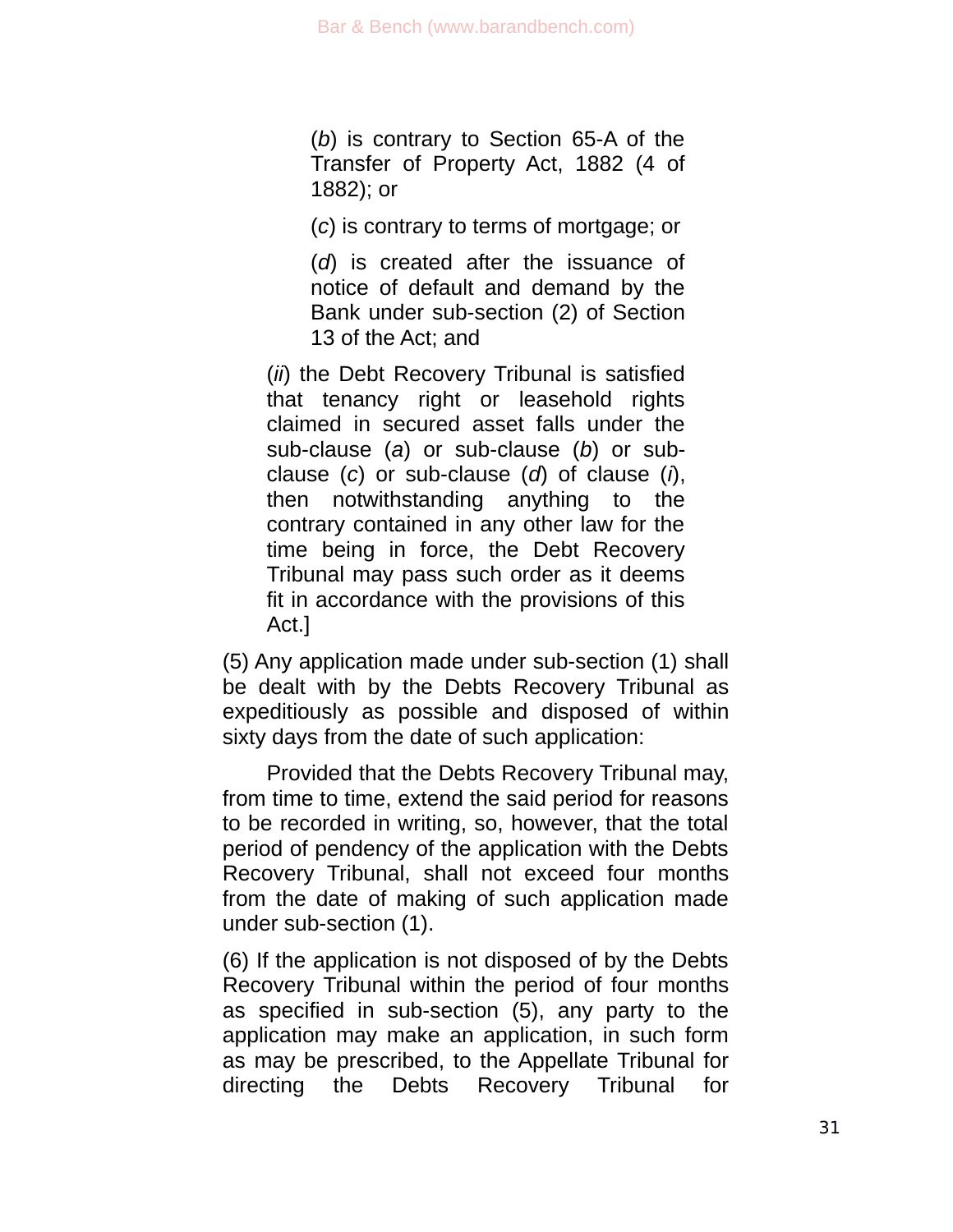(*b*) is contrary to Section 65-A of the Transfer of Property Act, 1882 (4 of 1882); or

(*c*) is contrary to terms of mortgage; or

(*d*) is created after the issuance of notice of default and demand by the Bank under sub-section (2) of Section 13 of the Act; and

(*ii*) the Debt Recovery Tribunal is satisfied that tenancy right or leasehold rights claimed in secured asset falls under the sub-clause (*a*) or sub-clause (*b*) or sub-clause (*c*) or sub-clause (*d*) of clause (*i*), then notwithstanding anything to the contrary contained in any other law for the time being in force, the Debt Recovery Tribunal may pass such order as it deems fit in accordance with the provisions of this Act.]

(5) Any application made under sub-section (1) shall be dealt with by the Debts Recovery Tribunal as expeditiously as possible and disposed of within sixty days from the date of such application:

Provided that the Debts Recovery Tribunal may, from time to time, extend the said period for reasons to be recorded in writing, so, however, that the total period of pendency of the application with the Debts Recovery Tribunal, shall not exceed four months from the date of making of such application made under sub-section (1).

(6) If the application is not disposed of by the Debts Recovery Tribunal within the period of four months as specified in sub-section (5), any party to the application may make an application, in such form as may be prescribed, to the Appellate Tribunal for directing the Debts Recovery Tribunal for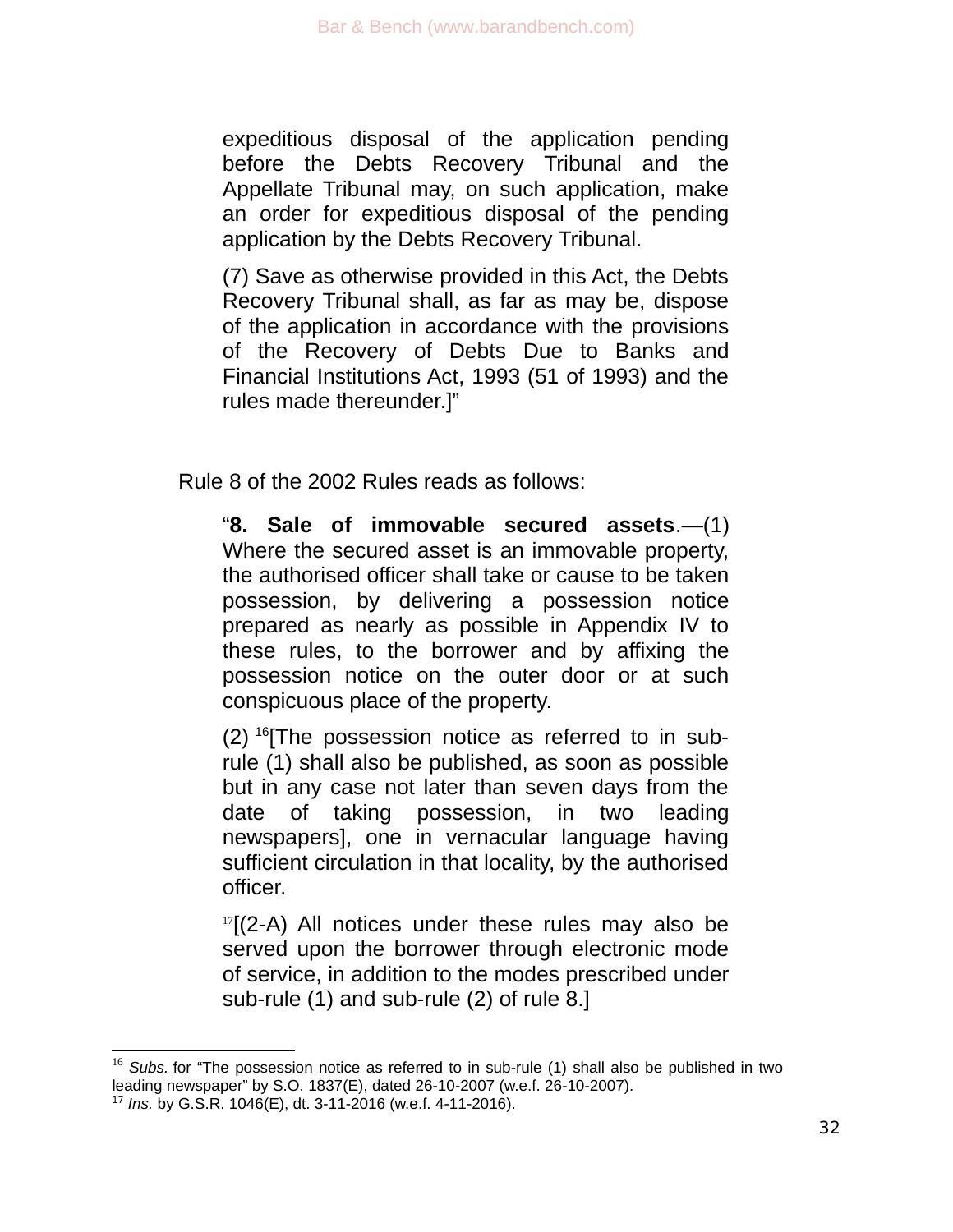expeditious disposal of the application pending before the Debts Recovery Tribunal and the Appellate Tribunal may, on such application, make an order for expeditious disposal of the pending application by the Debts Recovery Tribunal.

> (7) Save as otherwise provided in this Act, the Debts Recovery Tribunal shall, as far as may be, dispose of the application in accordance with the provisions of the Recovery of Debts Due to Banks and Financial Institutions Act, 1993 (51 of 1993) and the rules made thereunder.]"

Rule 8 of the 2002 Rules reads as follows:

> "**8. Sale of immovable secured assets**.—(1) Where the secured asset is an immovable property, the authorised officer shall take or cause to be taken possession, by delivering a possession notice prepared as nearly as possible in Appendix IV to these rules, to the borrower and by affixing the possession notice on the outer door or at such conspicuous place of the property.
>
> (2) [16][The possession notice as referred to in sub-rule (1) shall also be published, as soon as possible but in any case not later than seven days from the date of taking possession, in two leading newspapers], one in vernacular language having sufficient circulation in that locality, by the authorised officer.
>
> [17][(2-A) All notices under these rules may also be served upon the borrower through electronic mode of service, in addition to the modes prescribed under sub-rule (1) and sub-rule (2) of rule 8.]

---

[16] *Subs.* for "The possession notice as referred to in sub-rule (1) shall also be published in two leading newspaper" by S.O. 1837(E), dated 26-10-2007 (w.e.f. 26-10-2007).

[17] *Ins.* by G.S.R. 1046(E), dt. 3-11-2016 (w.e.f. 4-11-2016).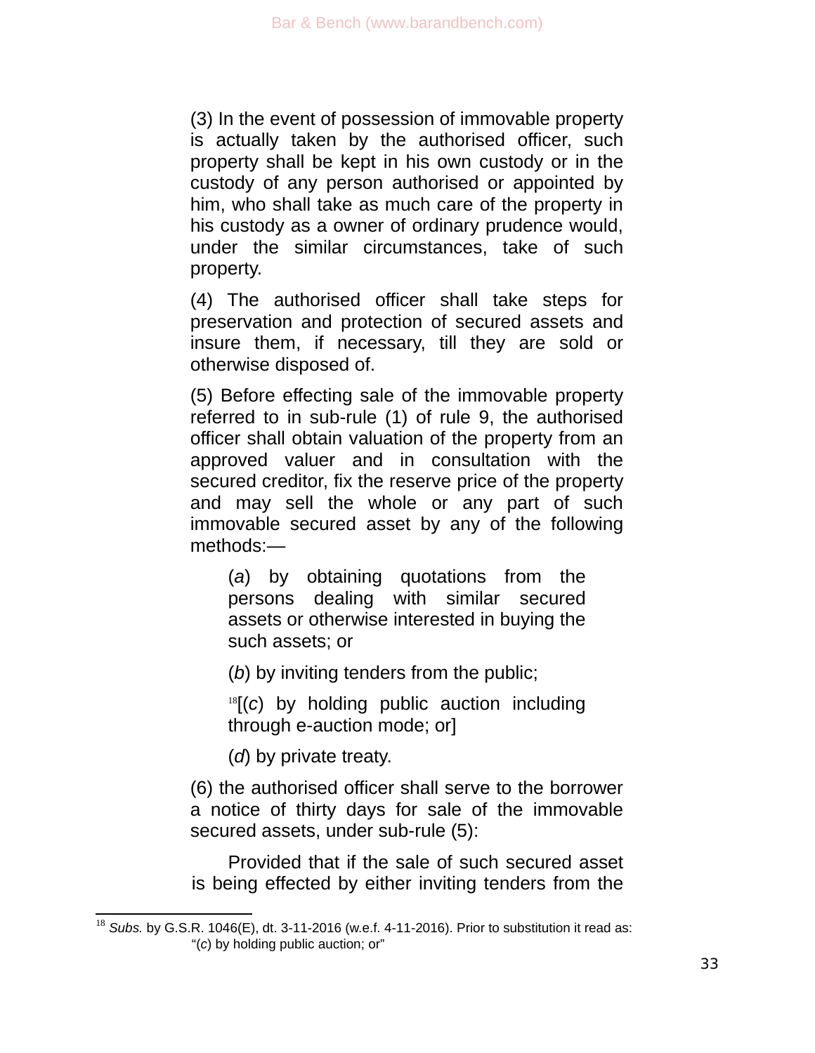(3) In the event of possession of immovable property is actually taken by the authorised officer, such property shall be kept in his own custody or in the custody of any person authorised or appointed by him, who shall take as much care of the property in his custody as a owner of ordinary prudence would, under the similar circumstances, take of such property.

(4) The authorised officer shall take steps for preservation and protection of secured assets and insure them, if necessary, till they are sold or otherwise disposed of.

(5) Before effecting sale of the immovable property referred to in sub-rule (1) of rule 9, the authorised officer shall obtain valuation of the property from an approved valuer and in consultation with the secured creditor, fix the reserve price of the property and may sell the whole or any part of such immovable secured asset by any of the following methods:—

> (*a*) by obtaining quotations from the persons dealing with similar secured assets or otherwise interested in buying the such assets; or
>
> (*b*) by inviting tenders from the public;
>
> [18][(*c*) by holding public auction including through e-auction mode; or]
>
> (*d*) by private treaty.

(6) the authorised officer shall serve to the borrower a notice of thirty days for sale of the immovable secured assets, under sub-rule (5):

Provided that if the sale of such secured asset is being effected by either inviting tenders from the

---

[18] *Subs.* by G.S.R. 1046(E), dt. 3-11-2016 (w.e.f. 4-11-2016). Prior to substitution it read as: "(*c*) by holding public auction; or"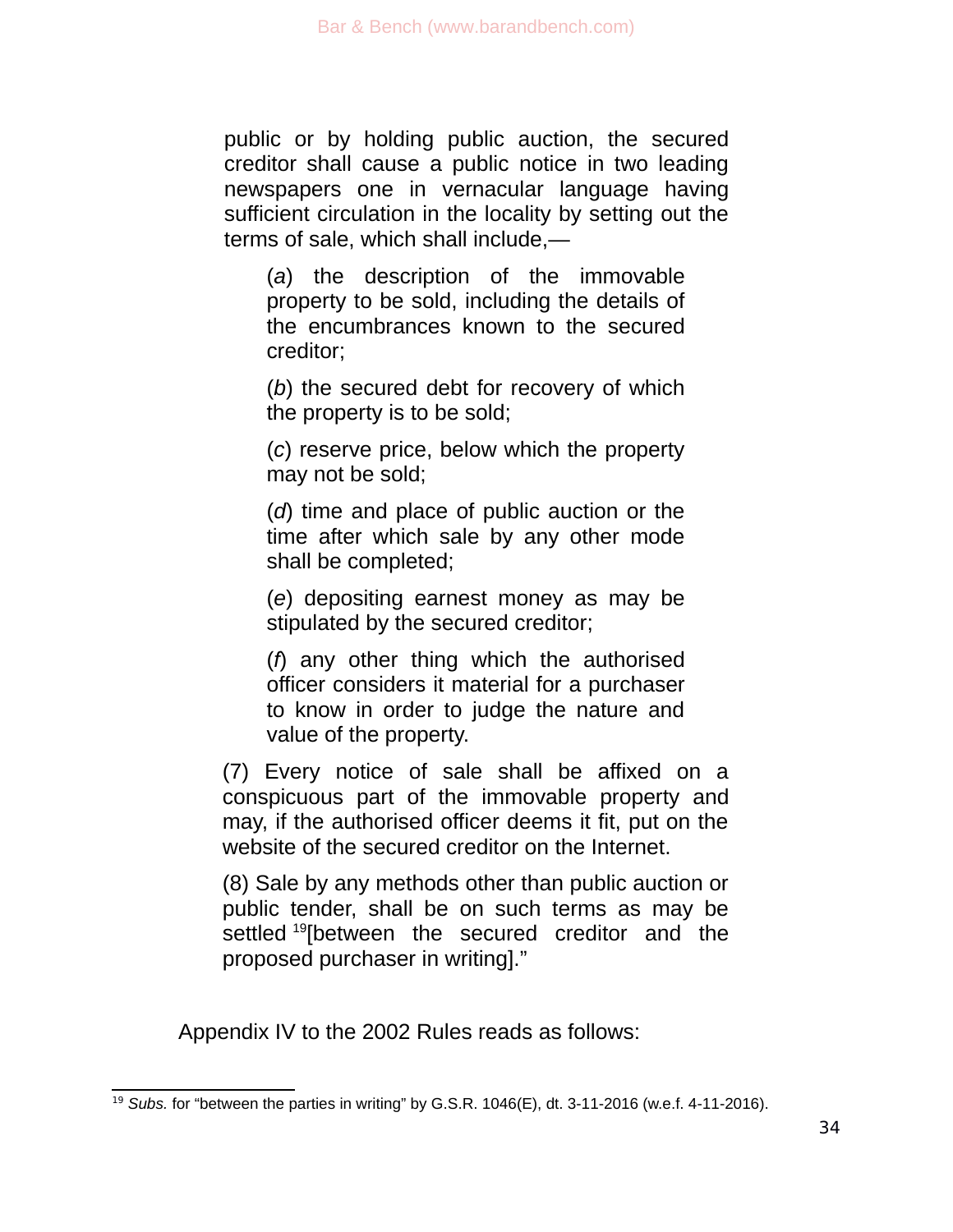public or by holding public auction, the secured creditor shall cause a public notice in two leading newspapers one in vernacular language having sufficient circulation in the locality by setting out the terms of sale, which shall include,—

(*a*) the description of the immovable property to be sold, including the details of the encumbrances known to the secured creditor;

(*b*) the secured debt for recovery of which the property is to be sold;

(*c*) reserve price, below which the property may not be sold;

(*d*) time and place of public auction or the time after which sale by any other mode shall be completed;

(*e*) depositing earnest money as may be stipulated by the secured creditor;

(*f*) any other thing which the authorised officer considers it material for a purchaser to know in order to judge the nature and value of the property.

(7) Every notice of sale shall be affixed on a conspicuous part of the immovable property and may, if the authorised officer deems it fit, put on the website of the secured creditor on the Internet.

(8) Sale by any methods other than public auction or public tender, shall be on such terms as may be settled [19][between the secured creditor and the proposed purchaser in writing]."

Appendix IV to the 2002 Rules reads as follows:

---

[19] *Subs.* for "between the parties in writing" by G.S.R. 1046(E), dt. 3-11-2016 (w.e.f. 4-11-2016).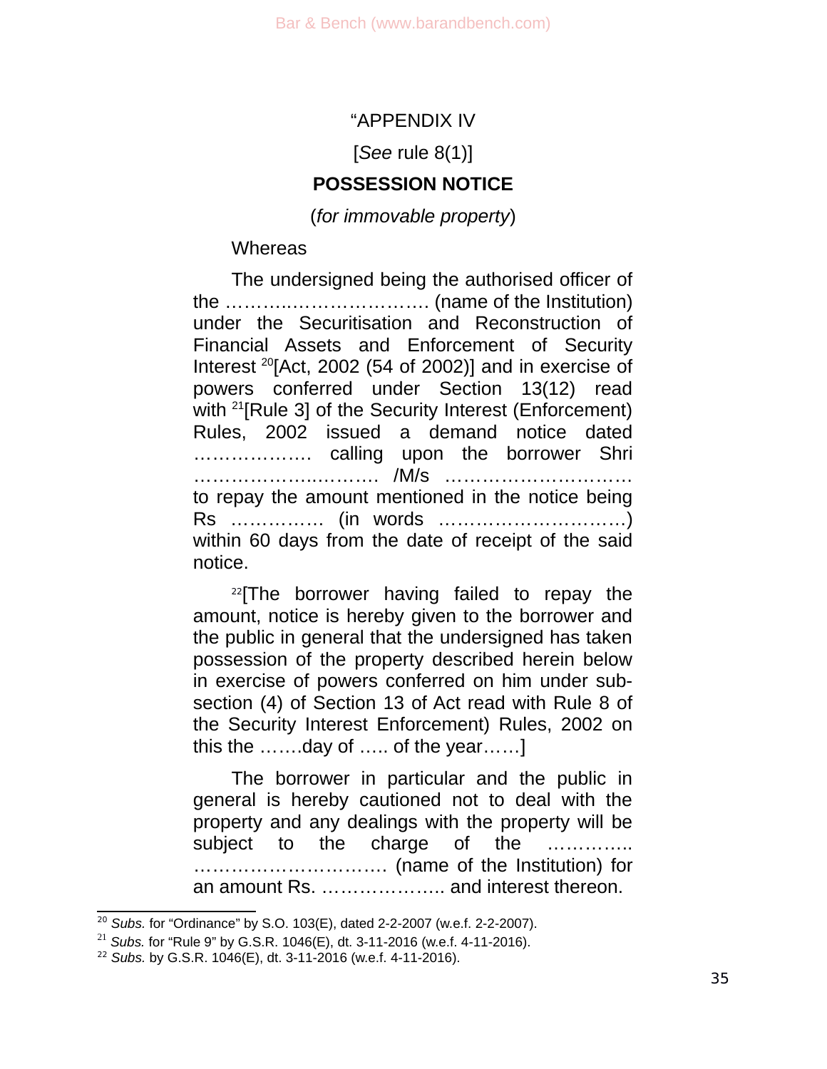"APPENDIX IV

[*See* rule 8(1)]

**POSSESSION NOTICE**

(*for immovable property*)

Whereas

The undersigned being the authorised officer of the …………..………………… (name of the Institution) under the Securitisation and Reconstruction of Financial Assets and Enforcement of Security Interest [20][Act, 2002 (54 of 2002)] and in exercise of powers conferred under Section 13(12) read with [21][Rule 3] of the Security Interest (Enforcement) Rules, 2002 issued a demand notice dated ………………. calling upon the borrower Shri …………………..……… /M/s ………………………… to repay the amount mentioned in the notice being Rs …………… (in words …………………………) within 60 days from the date of receipt of the said notice.

[22][The borrower having failed to repay the amount, notice is hereby given to the borrower and the public in general that the undersigned has taken possession of the property described herein below in exercise of powers conferred on him under sub-section (4) of Section 13 of Act read with Rule 8 of the Security Interest Enforcement) Rules, 2002 on this the …….day of ….. of the year……]

The borrower in particular and the public in general is hereby cautioned not to deal with the property and any dealings with the property will be subject to the charge of the ………….. …………………………. (name of the Institution) for an amount Rs. ……………….. and interest thereon.

---

[20] *Subs.* for "Ordinance" by S.O. 103(E), dated 2-2-2007 (w.e.f. 2-2-2007).

[21] *Subs.* for "Rule 9" by G.S.R. 1046(E), dt. 3-11-2016 (w.e.f. 4-11-2016).

[22] *Subs.* by G.S.R. 1046(E), dt. 3-11-2016 (w.e.f. 4-11-2016).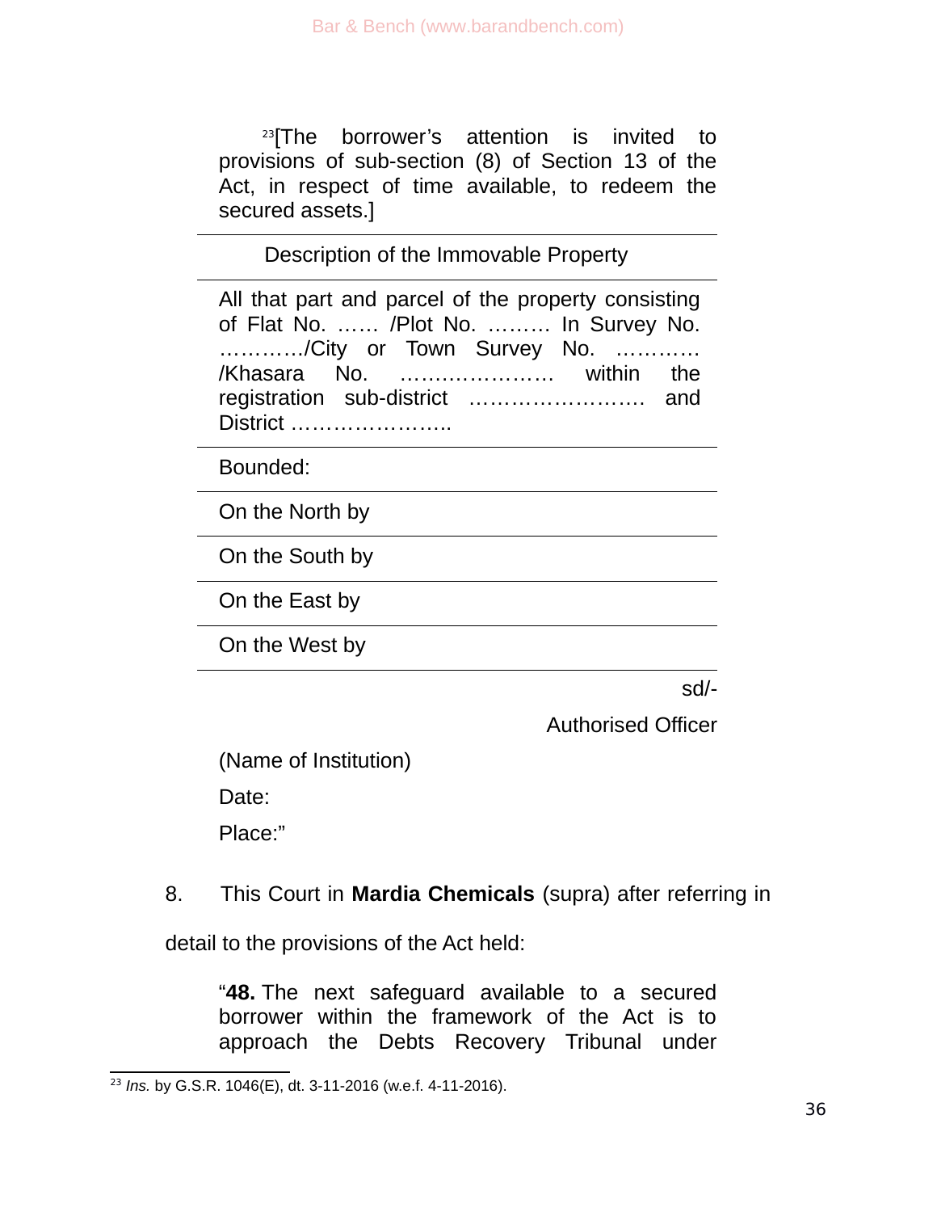[23][The borrower's attention is invited to provisions of sub-section (8) of Section 13 of the Act, in respect of time available, to redeem the secured assets.]

| Description of the Immovable Property |
|---|
| All that part and parcel of the property consisting of Flat No. …… /Plot No. ……… In Survey No. …………/City or Town Survey No. ………… /Khasara No. ………………… within the registration sub-district …………………… and District ………………….. |
| Bounded: |
| On the North by |
| On the South by |
| On the East by |
| On the West by |

sd/-

Authorised Officer

(Name of Institution)

Date:

Place:"

8. This Court in **Mardia Chemicals** (supra) after referring in detail to the provisions of the Act held:

> "**48.** The next safeguard available to a secured borrower within the framework of the Act is to approach the Debts Recovery Tribunal under

---

[23] *Ins.* by G.S.R. 1046(E), dt. 3-11-2016 (w.e.f. 4-11-2016).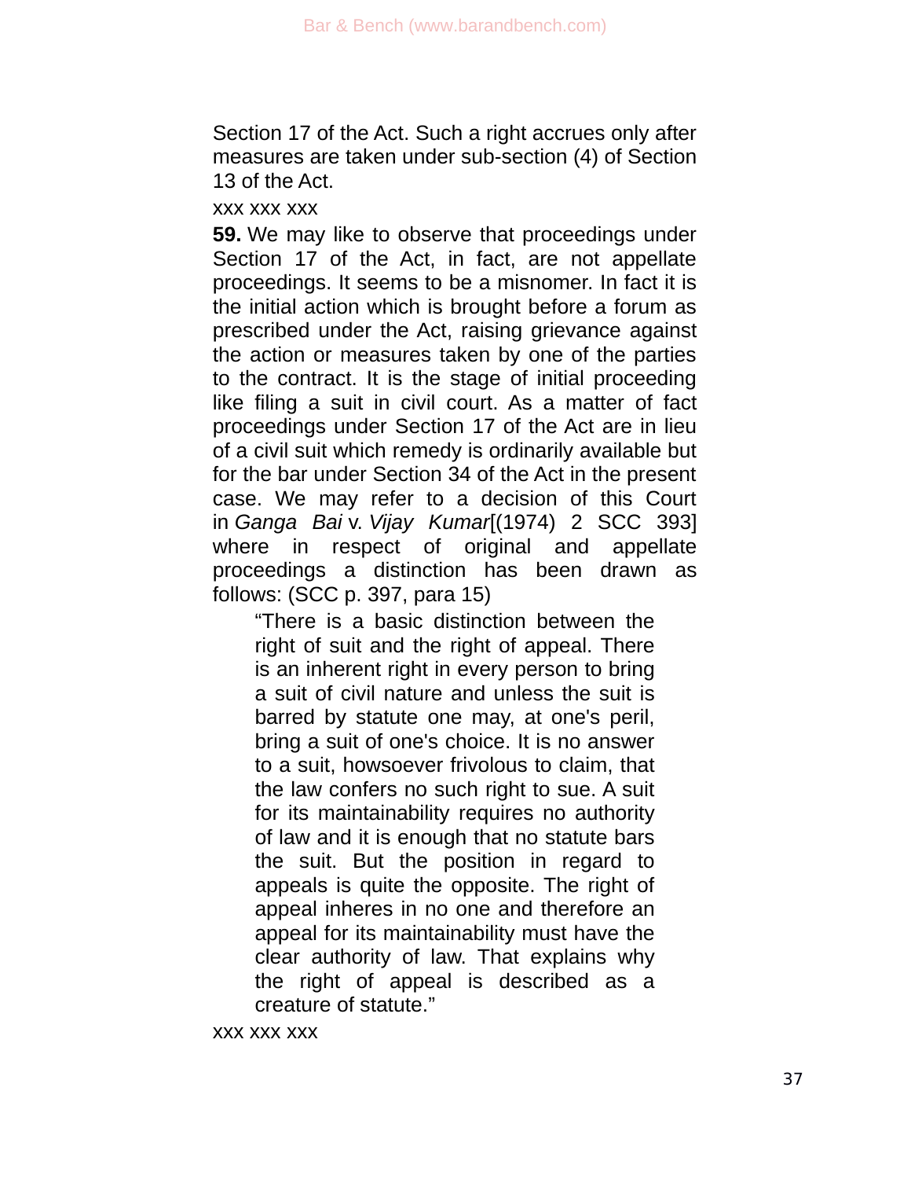Section 17 of the Act. Such a right accrues only after measures are taken under sub-section (4) of Section 13 of the Act.

xxx xxx xxx

**59.** We may like to observe that proceedings under Section 17 of the Act, in fact, are not appellate proceedings. It seems to be a misnomer. In fact it is the initial action which is brought before a forum as prescribed under the Act, raising grievance against the action or measures taken by one of the parties to the contract. It is the stage of initial proceeding like filing a suit in civil court. As a matter of fact proceedings under Section 17 of the Act are in lieu of a civil suit which remedy is ordinarily available but for the bar under Section 34 of the Act in the present case. We may refer to a decision of this Court in *Ganga Bai* v. *Vijay Kumar*[(1974) 2 SCC 393] where in respect of original and appellate proceedings a distinction has been drawn as follows: (SCC p. 397, para 15)

> "There is a basic distinction between the right of suit and the right of appeal. There is an inherent right in every person to bring a suit of civil nature and unless the suit is barred by statute one may, at one's peril, bring a suit of one's choice. It is no answer to a suit, howsoever frivolous to claim, that the law confers no such right to sue. A suit for its maintainability requires no authority of law and it is enough that no statute bars the suit. But the position in regard to appeals is quite the opposite. The right of appeal inheres in no one and therefore an appeal for its maintainability must have the clear authority of law. That explains why the right of appeal is described as a creature of statute."

xxx xxx xxx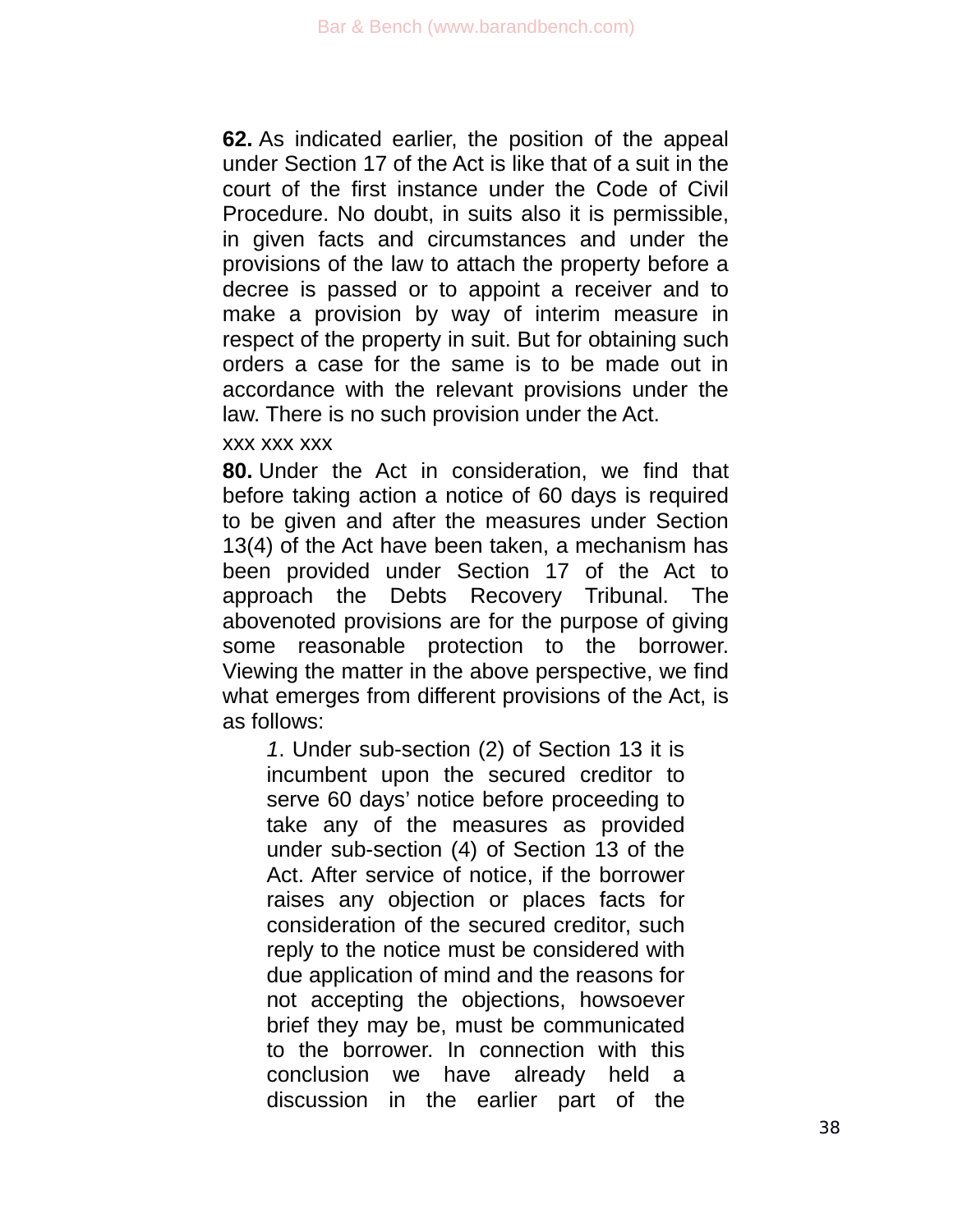**62.** As indicated earlier, the position of the appeal under Section 17 of the Act is like that of a suit in the court of the first instance under the Code of Civil Procedure. No doubt, in suits also it is permissible, in given facts and circumstances and under the provisions of the law to attach the property before a decree is passed or to appoint a receiver and to make a provision by way of interim measure in respect of the property in suit. But for obtaining such orders a case for the same is to be made out in accordance with the relevant provisions under the law. There is no such provision under the Act.

xxx xxx xxx

**80.** Under the Act in consideration, we find that before taking action a notice of 60 days is required to be given and after the measures under Section 13(4) of the Act have been taken, a mechanism has been provided under Section 17 of the Act to approach the Debts Recovery Tribunal. The abovenoted provisions are for the purpose of giving some reasonable protection to the borrower. Viewing the matter in the above perspective, we find what emerges from different provisions of the Act, is as follows:

> *1*. Under sub-section (2) of Section 13 it is incumbent upon the secured creditor to serve 60 days' notice before proceeding to take any of the measures as provided under sub-section (4) of Section 13 of the Act. After service of notice, if the borrower raises any objection or places facts for consideration of the secured creditor, such reply to the notice must be considered with due application of mind and the reasons for not accepting the objections, howsoever brief they may be, must be communicated to the borrower. In connection with this conclusion we have already held a discussion in the earlier part of the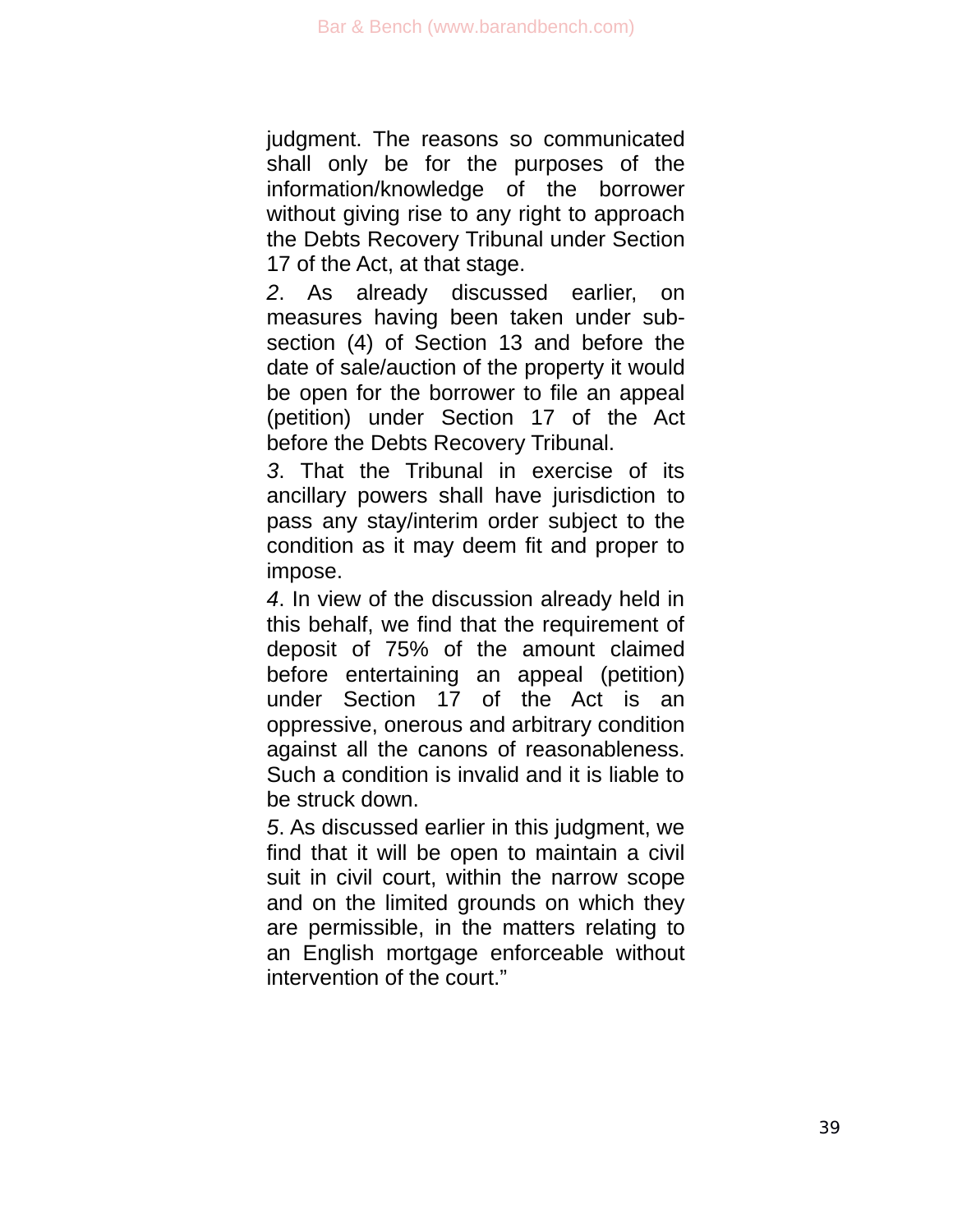judgment. The reasons so communicated shall only be for the purposes of the information/knowledge of the borrower without giving rise to any right to approach the Debts Recovery Tribunal under Section 17 of the Act, at that stage.

*2*. As already discussed earlier, on measures having been taken under sub-section (4) of Section 13 and before the date of sale/auction of the property it would be open for the borrower to file an appeal (petition) under Section 17 of the Act before the Debts Recovery Tribunal.

*3*. That the Tribunal in exercise of its ancillary powers shall have jurisdiction to pass any stay/interim order subject to the condition as it may deem fit and proper to impose.

*4*. In view of the discussion already held in this behalf, we find that the requirement of deposit of 75% of the amount claimed before entertaining an appeal (petition) under Section 17 of the Act is an oppressive, onerous and arbitrary condition against all the canons of reasonableness. Such a condition is invalid and it is liable to be struck down.

*5*. As discussed earlier in this judgment, we find that it will be open to maintain a civil suit in civil court, within the narrow scope and on the limited grounds on which they are permissible, in the matters relating to an English mortgage enforceable without intervention of the court."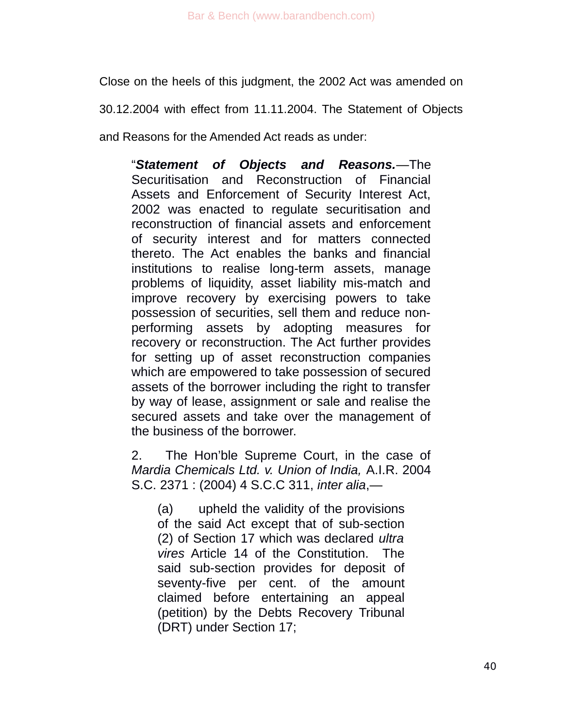Close on the heels of this judgment, the 2002 Act was amended on 30.12.2004 with effect from 11.11.2004. The Statement of Objects and Reasons for the Amended Act reads as under:

> "***Statement of Objects and Reasons.***—The Securitisation and Reconstruction of Financial Assets and Enforcement of Security Interest Act, 2002 was enacted to regulate securitisation and reconstruction of financial assets and enforcement of security interest and for matters connected thereto. The Act enables the banks and financial institutions to realise long-term assets, manage problems of liquidity, asset liability mis-match and improve recovery by exercising powers to take possession of securities, sell them and reduce non-performing assets by adopting measures for recovery or reconstruction. The Act further provides for setting up of asset reconstruction companies which are empowered to take possession of secured assets of the borrower including the right to transfer by way of lease, assignment or sale and realise the secured assets and take over the management of the business of the borrower.
>
> 2. The Hon'ble Supreme Court, in the case of *Mardia Chemicals Ltd. v. Union of India,* A.I.R. 2004 S.C. 2371 : (2004) 4 S.C.C 311, *inter alia*,—
>
> > (a) upheld the validity of the provisions of the said Act except that of sub-section (2) of Section 17 which was declared *ultra vires* Article 14 of the Constitution. The said sub-section provides for deposit of seventy-five per cent. of the amount claimed before entertaining an appeal (petition) by the Debts Recovery Tribunal (DRT) under Section 17;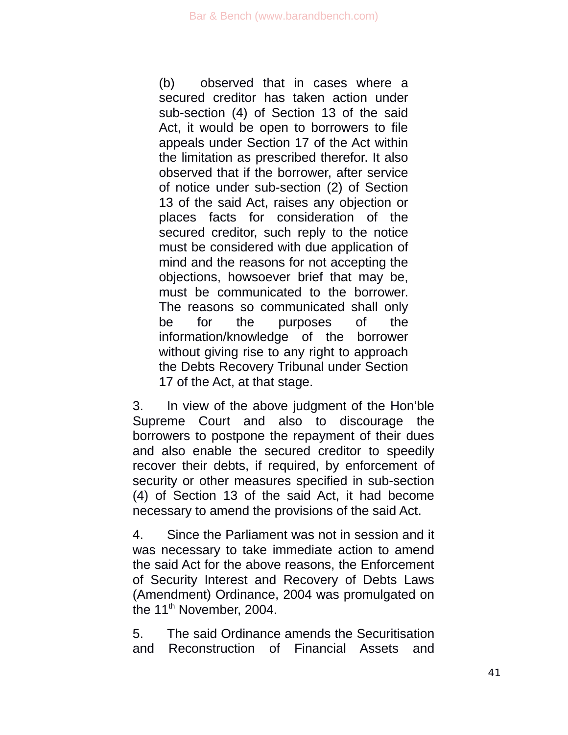(b) observed that in cases where a secured creditor has taken action under sub-section (4) of Section 13 of the said Act, it would be open to borrowers to file appeals under Section 17 of the Act within the limitation as prescribed therefor. It also observed that if the borrower, after service of notice under sub-section (2) of Section 13 of the said Act, raises any objection or places facts for consideration of the secured creditor, such reply to the notice must be considered with due application of mind and the reasons for not accepting the objections, howsoever brief that may be, must be communicated to the borrower. The reasons so communicated shall only be for the purposes of the information/knowledge of the borrower without giving rise to any right to approach the Debts Recovery Tribunal under Section 17 of the Act, at that stage.

3. In view of the above judgment of the Hon'ble Supreme Court and also to discourage the borrowers to postpone the repayment of their dues and also enable the secured creditor to speedily recover their debts, if required, by enforcement of security or other measures specified in sub-section (4) of Section 13 of the said Act, it had become necessary to amend the provisions of the said Act.

4. Since the Parliament was not in session and it was necessary to take immediate action to amend the said Act for the above reasons, the Enforcement of Security Interest and Recovery of Debts Laws (Amendment) Ordinance, 2004 was promulgated on the 11th November, 2004.

5. The said Ordinance amends the Securitisation and Reconstruction of Financial Assets and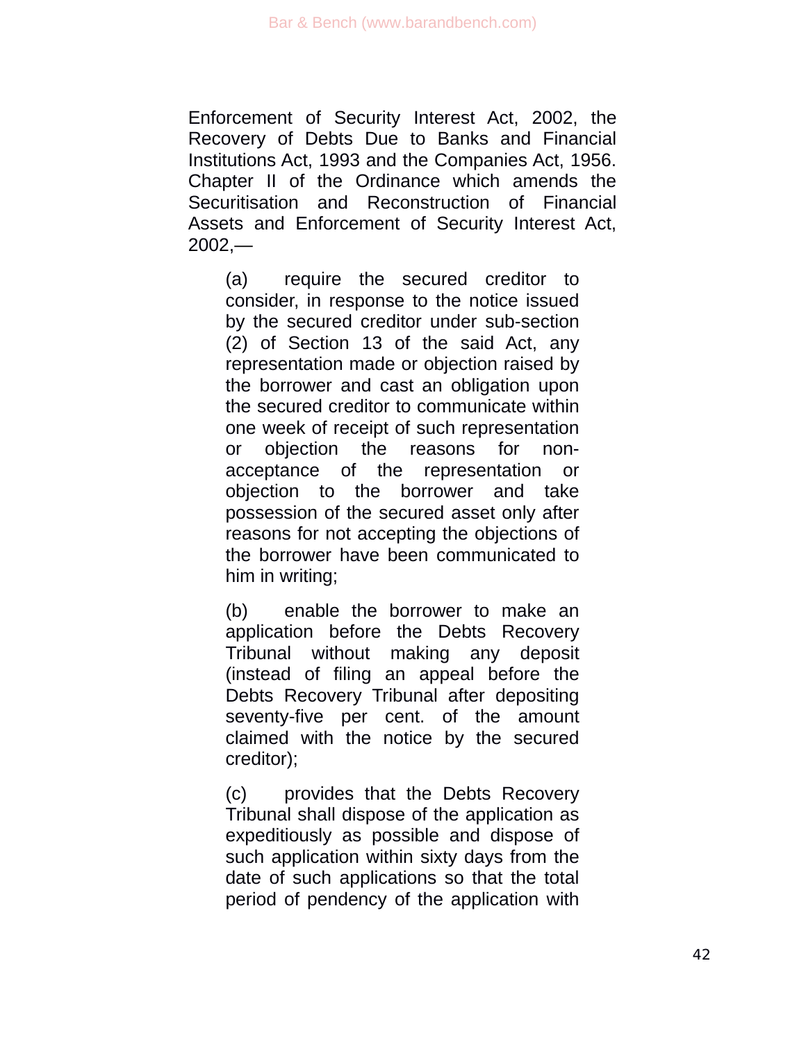Enforcement of Security Interest Act, 2002, the Recovery of Debts Due to Banks and Financial Institutions Act, 1993 and the Companies Act, 1956. Chapter II of the Ordinance which amends the Securitisation and Reconstruction of Financial Assets and Enforcement of Security Interest Act, 2002,—

> (a) require the secured creditor to consider, in response to the notice issued by the secured creditor under sub-section (2) of Section 13 of the said Act, any representation made or objection raised by the borrower and cast an obligation upon the secured creditor to communicate within one week of receipt of such representation or objection the reasons for non-acceptance of the representation or objection to the borrower and take possession of the secured asset only after reasons for not accepting the objections of the borrower have been communicated to him in writing;
>
> (b) enable the borrower to make an application before the Debts Recovery Tribunal without making any deposit (instead of filing an appeal before the Debts Recovery Tribunal after depositing seventy-five per cent. of the amount claimed with the notice by the secured creditor);
>
> (c) provides that the Debts Recovery Tribunal shall dispose of the application as expeditiously as possible and dispose of such application within sixty days from the date of such applications so that the total period of pendency of the application with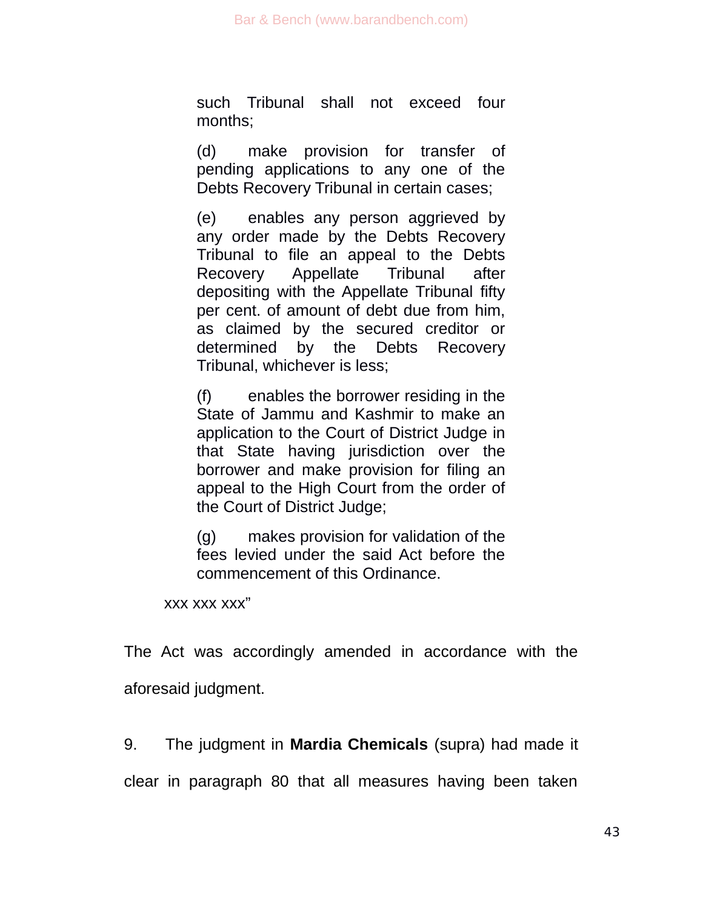> such Tribunal shall not exceed four months;
>
> (d) make provision for transfer of pending applications to any one of the Debts Recovery Tribunal in certain cases;
>
> (e) enables any person aggrieved by any order made by the Debts Recovery Tribunal to file an appeal to the Debts Recovery Appellate Tribunal after depositing with the Appellate Tribunal fifty per cent. of amount of debt due from him, as claimed by the secured creditor or determined by the Debts Recovery Tribunal, whichever is less;
>
> (f) enables the borrower residing in the State of Jammu and Kashmir to make an application to the Court of District Judge in that State having jurisdiction over the borrower and make provision for filing an appeal to the High Court from the order of the Court of District Judge;
>
> (g) makes provision for validation of the fees levied under the said Act before the commencement of this Ordinance.
>
> xxx xxx xxx"

The Act was accordingly amended in accordance with the aforesaid judgment.

9. The judgment in **Mardia Chemicals** (supra) had made it clear in paragraph 80 that all measures having been taken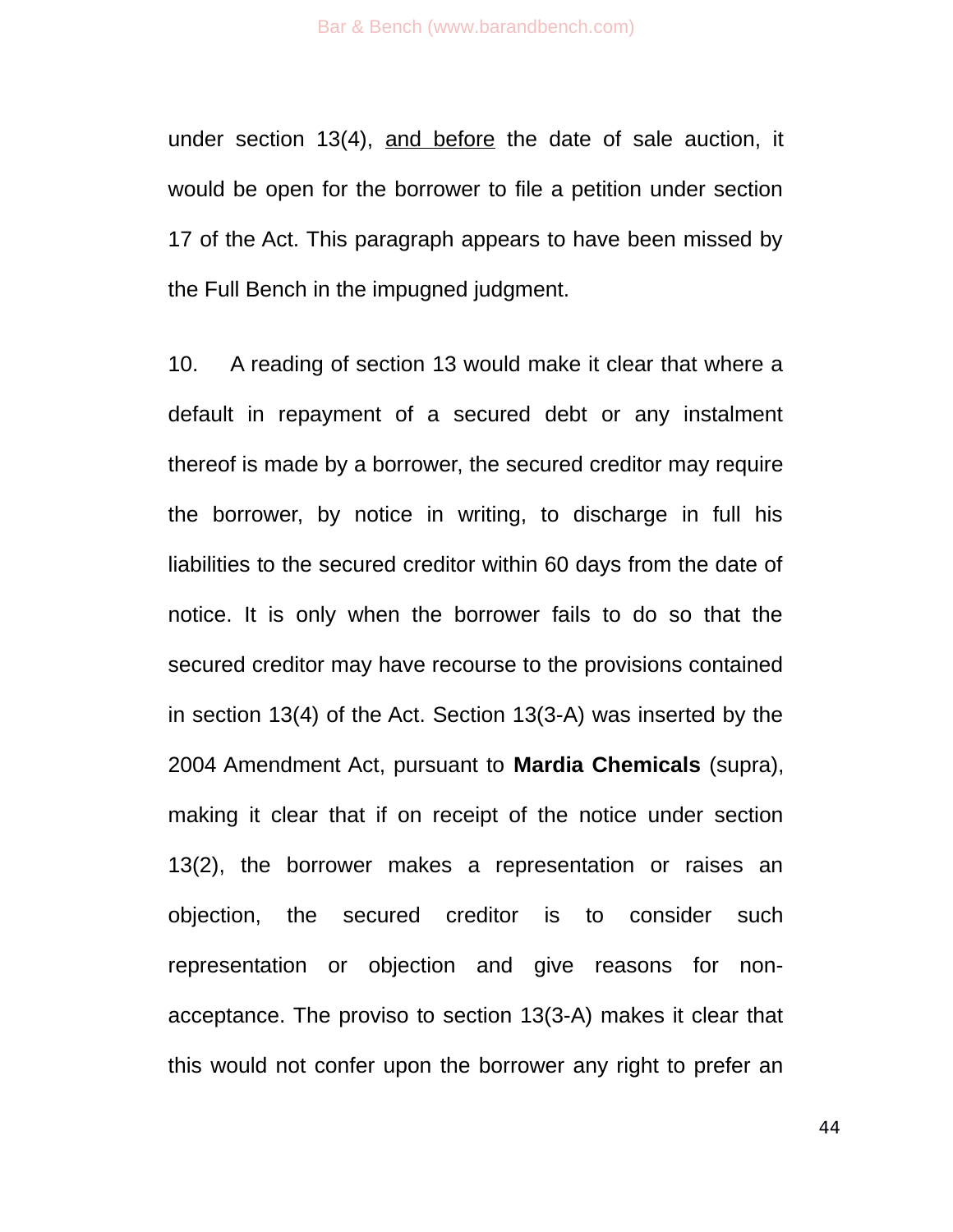under section 13(4), <u>and before</u> the date of sale auction, it would be open for the borrower to file a petition under section 17 of the Act. This paragraph appears to have been missed by the Full Bench in the impugned judgment.

10. A reading of section 13 would make it clear that where a default in repayment of a secured debt or any instalment thereof is made by a borrower, the secured creditor may require the borrower, by notice in writing, to discharge in full his liabilities to the secured creditor within 60 days from the date of notice. It is only when the borrower fails to do so that the secured creditor may have recourse to the provisions contained in section 13(4) of the Act. Section 13(3-A) was inserted by the 2004 Amendment Act, pursuant to **Mardia Chemicals** (supra), making it clear that if on receipt of the notice under section 13(2), the borrower makes a representation or raises an objection, the secured creditor is to consider such representation or objection and give reasons for non-acceptance. The proviso to section 13(3-A) makes it clear that this would not confer upon the borrower any right to prefer an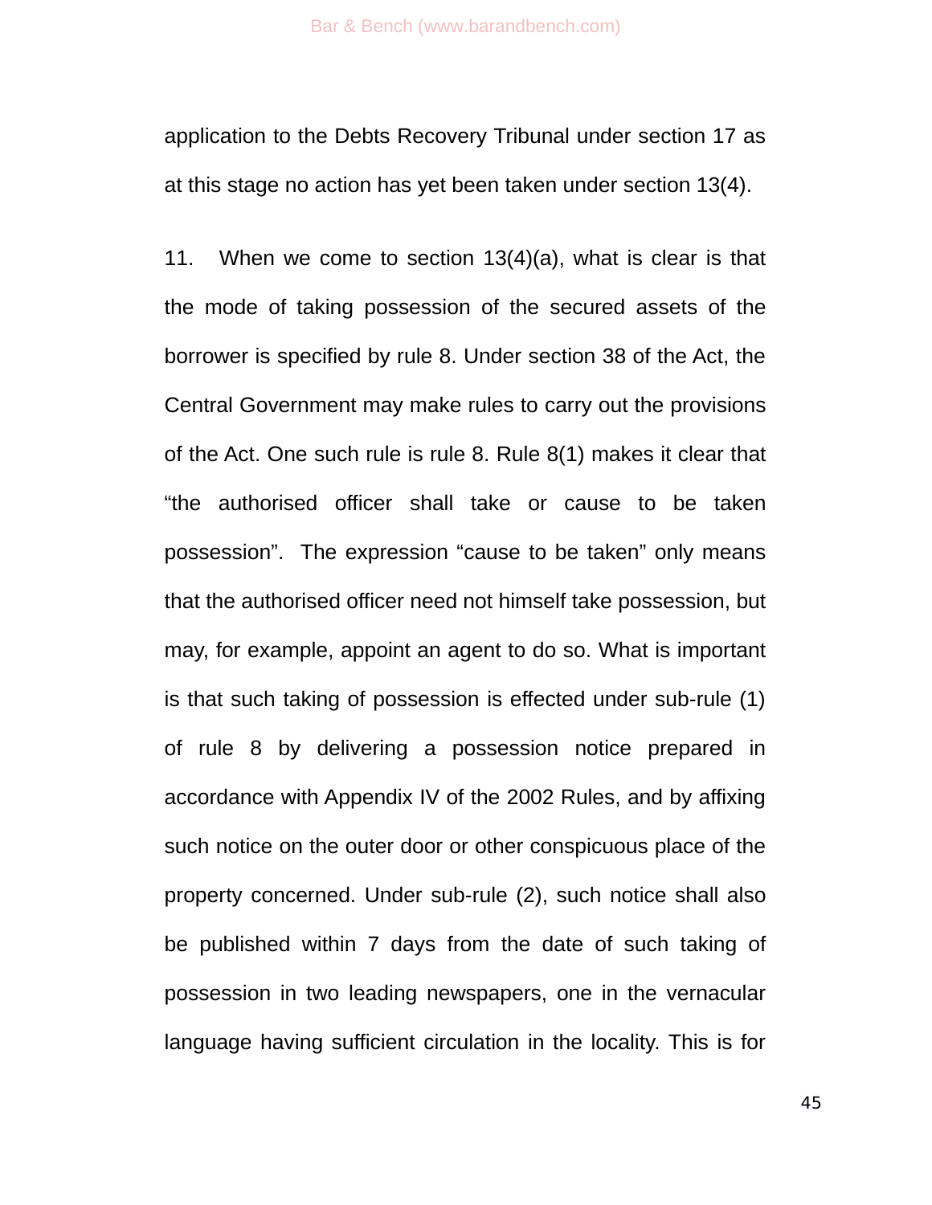application to the Debts Recovery Tribunal under section 17 as at this stage no action has yet been taken under section 13(4).

11. When we come to section 13(4)(a), what is clear is that the mode of taking possession of the secured assets of the borrower is specified by rule 8. Under section 38 of the Act, the Central Government may make rules to carry out the provisions of the Act. One such rule is rule 8. Rule 8(1) makes it clear that "the authorised officer shall take or cause to be taken possession". The expression "cause to be taken" only means that the authorised officer need not himself take possession, but may, for example, appoint an agent to do so. What is important is that such taking of possession is effected under sub-rule (1) of rule 8 by delivering a possession notice prepared in accordance with Appendix IV of the 2002 Rules, and by affixing such notice on the outer door or other conspicuous place of the property concerned. Under sub-rule (2), such notice shall also be published within 7 days from the date of such taking of possession in two leading newspapers, one in the vernacular language having sufficient circulation in the locality. This is for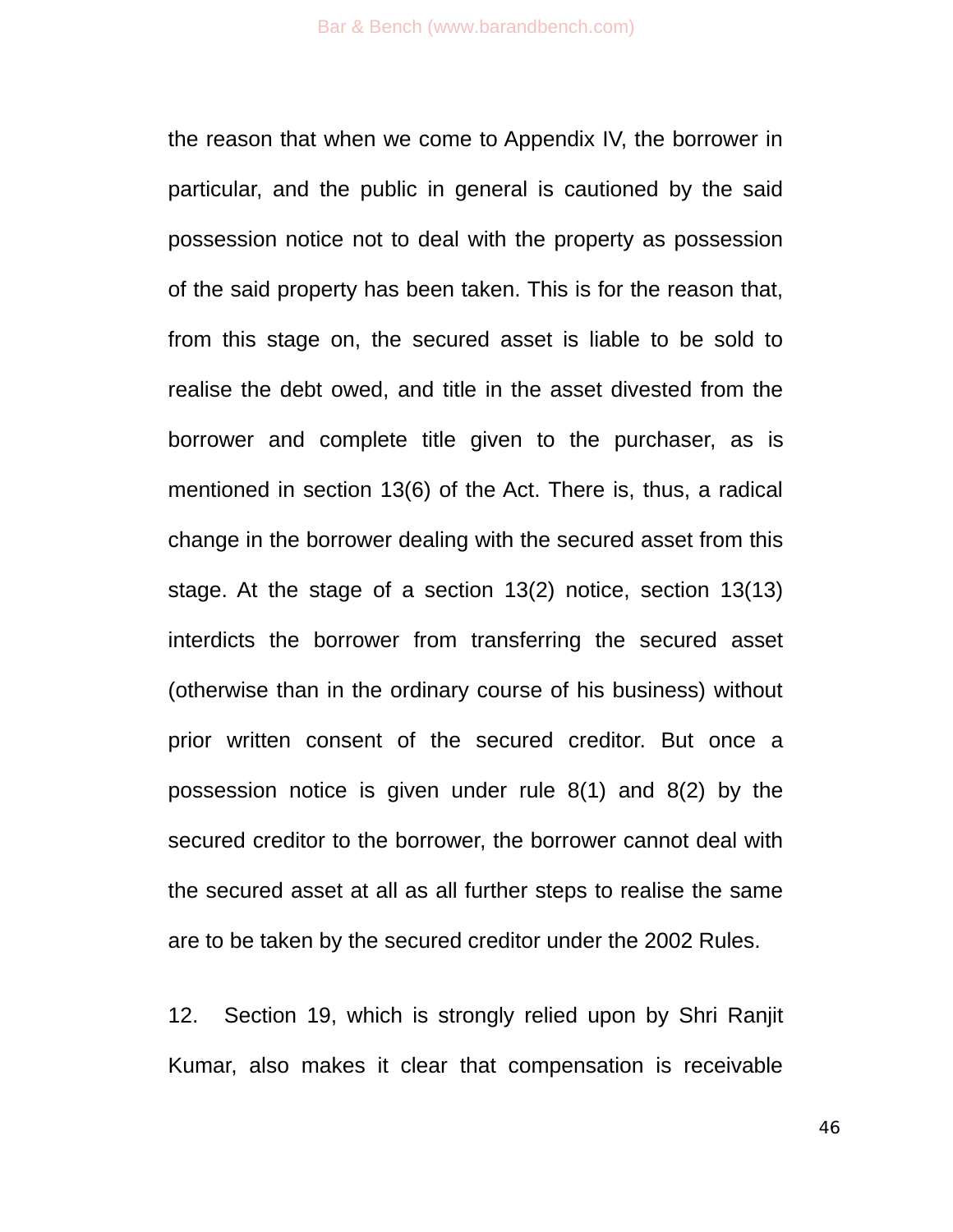the reason that when we come to Appendix IV, the borrower in particular, and the public in general is cautioned by the said possession notice not to deal with the property as possession of the said property has been taken. This is for the reason that, from this stage on, the secured asset is liable to be sold to realise the debt owed, and title in the asset divested from the borrower and complete title given to the purchaser, as is mentioned in section 13(6) of the Act. There is, thus, a radical change in the borrower dealing with the secured asset from this stage. At the stage of a section 13(2) notice, section 13(13) interdicts the borrower from transferring the secured asset (otherwise than in the ordinary course of his business) without prior written consent of the secured creditor. But once a possession notice is given under rule 8(1) and 8(2) by the secured creditor to the borrower, the borrower cannot deal with the secured asset at all as all further steps to realise the same are to be taken by the secured creditor under the 2002 Rules.

12. Section 19, which is strongly relied upon by Shri Ranjit Kumar, also makes it clear that compensation is receivable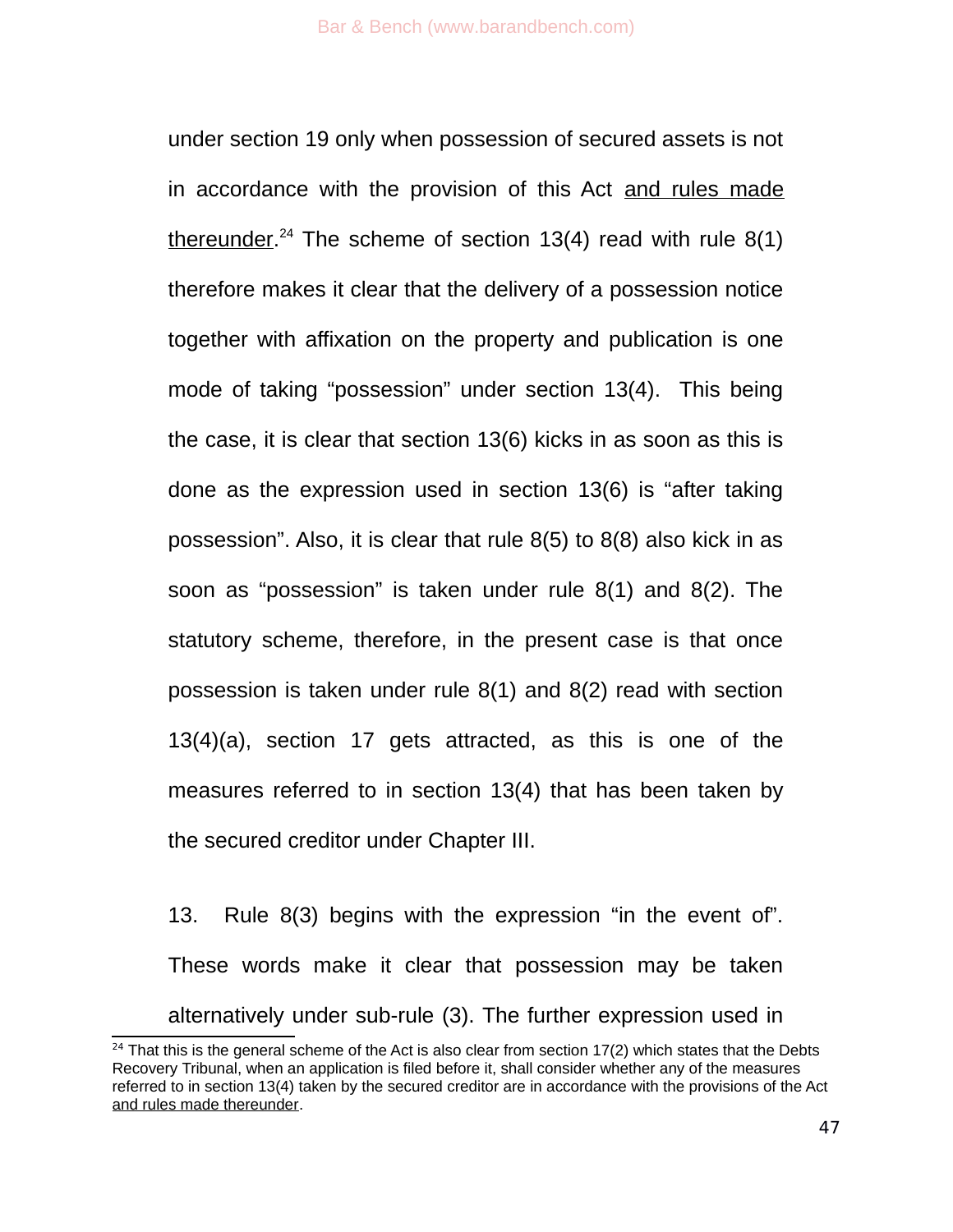under section 19 only when possession of secured assets is not in accordance with the provision of this Act <u>and rules made thereunder</u>.[24] The scheme of section 13(4) read with rule 8(1) therefore makes it clear that the delivery of a possession notice together with affixation on the property and publication is one mode of taking "possession" under section 13(4). This being the case, it is clear that section 13(6) kicks in as soon as this is done as the expression used in section 13(6) is "after taking possession". Also, it is clear that rule 8(5) to 8(8) also kick in as soon as "possession" is taken under rule 8(1) and 8(2). The statutory scheme, therefore, in the present case is that once possession is taken under rule 8(1) and 8(2) read with section 13(4)(a), section 17 gets attracted, as this is one of the measures referred to in section 13(4) that has been taken by the secured creditor under Chapter III.

13. Rule 8(3) begins with the expression "in the event of". These words make it clear that possession may be taken alternatively under sub-rule (3). The further expression used in

---

[24] That this is the general scheme of the Act is also clear from section 17(2) which states that the Debts Recovery Tribunal, when an application is filed before it, shall consider whether any of the measures referred to in section 13(4) taken by the secured creditor are in accordance with the provisions of the Act <u>and rules made thereunder</u>.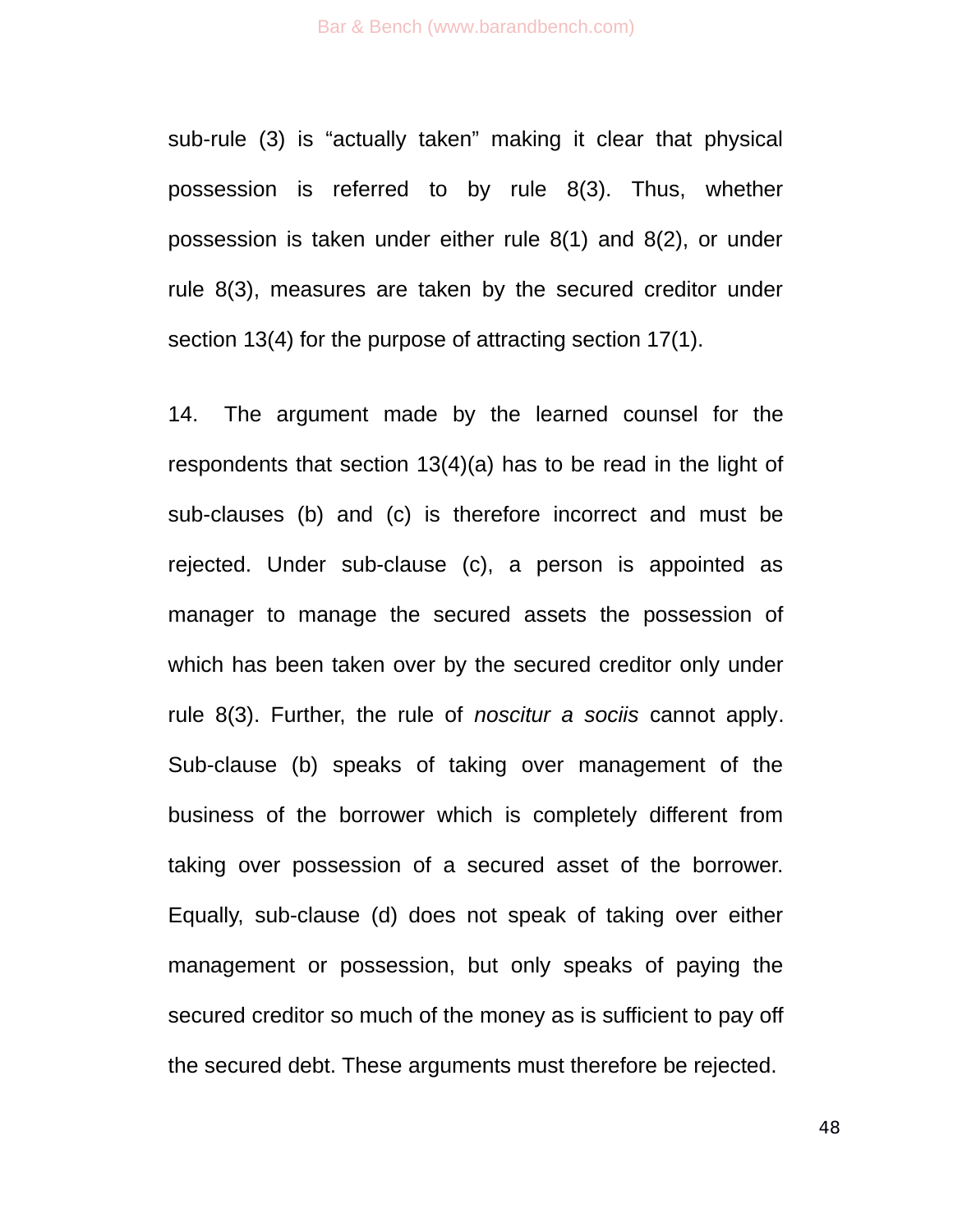sub-rule (3) is "actually taken" making it clear that physical possession is referred to by rule 8(3). Thus, whether possession is taken under either rule 8(1) and 8(2), or under rule 8(3), measures are taken by the secured creditor under section 13(4) for the purpose of attracting section 17(1).

14. The argument made by the learned counsel for the respondents that section 13(4)(a) has to be read in the light of sub-clauses (b) and (c) is therefore incorrect and must be rejected. Under sub-clause (c), a person is appointed as manager to manage the secured assets the possession of which has been taken over by the secured creditor only under rule 8(3). Further, the rule of *noscitur a sociis* cannot apply. Sub-clause (b) speaks of taking over management of the business of the borrower which is completely different from taking over possession of a secured asset of the borrower. Equally, sub-clause (d) does not speak of taking over either management or possession, but only speaks of paying the secured creditor so much of the money as is sufficient to pay off the secured debt. These arguments must therefore be rejected.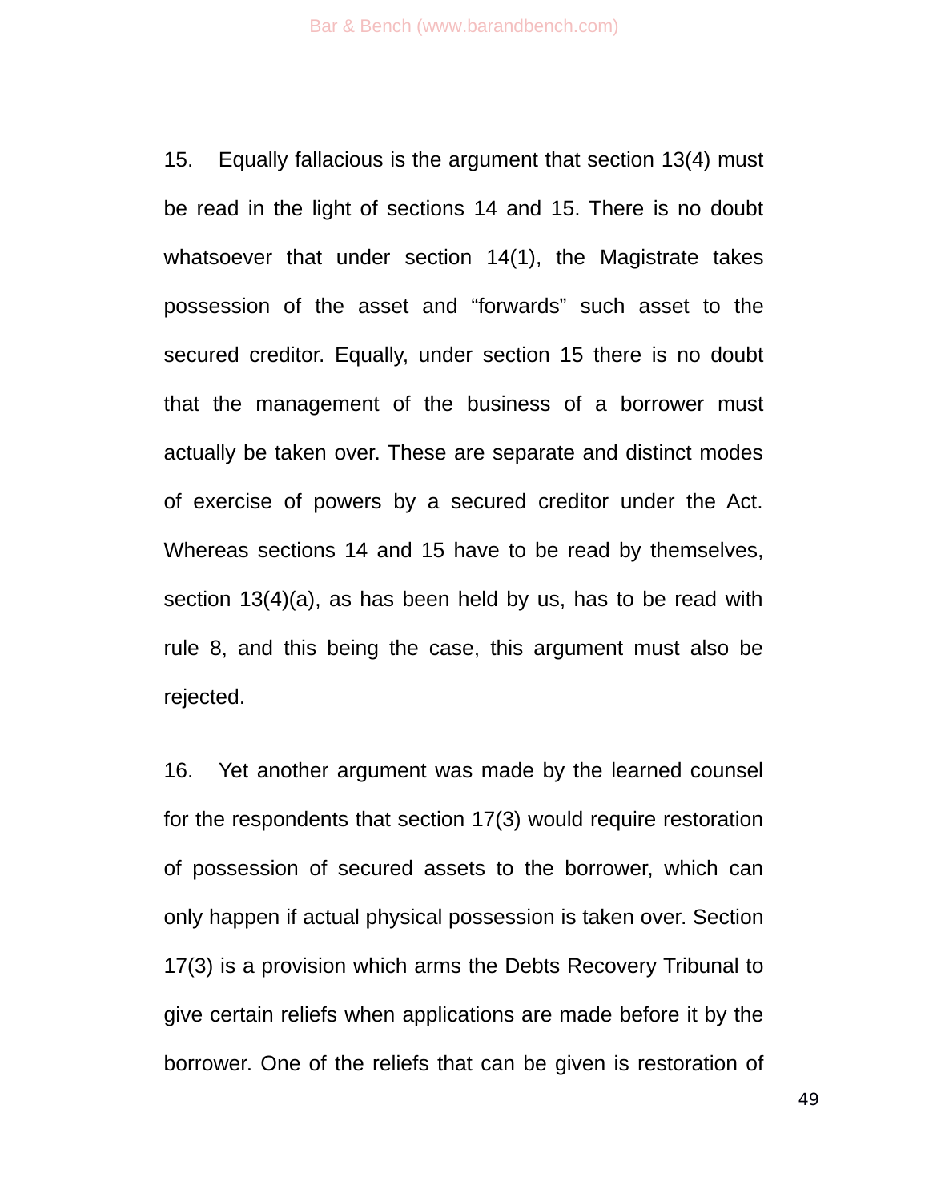15. Equally fallacious is the argument that section 13(4) must be read in the light of sections 14 and 15. There is no doubt whatsoever that under section 14(1), the Magistrate takes possession of the asset and “forwards” such asset to the secured creditor. Equally, under section 15 there is no doubt that the management of the business of a borrower must actually be taken over. These are separate and distinct modes of exercise of powers by a secured creditor under the Act. Whereas sections 14 and 15 have to be read by themselves, section 13(4)(a), as has been held by us, has to be read with rule 8, and this being the case, this argument must also be rejected.

16. Yet another argument was made by the learned counsel for the respondents that section 17(3) would require restoration of possession of secured assets to the borrower, which can only happen if actual physical possession is taken over. Section 17(3) is a provision which arms the Debts Recovery Tribunal to give certain reliefs when applications are made before it by the borrower. One of the reliefs that can be given is restoration of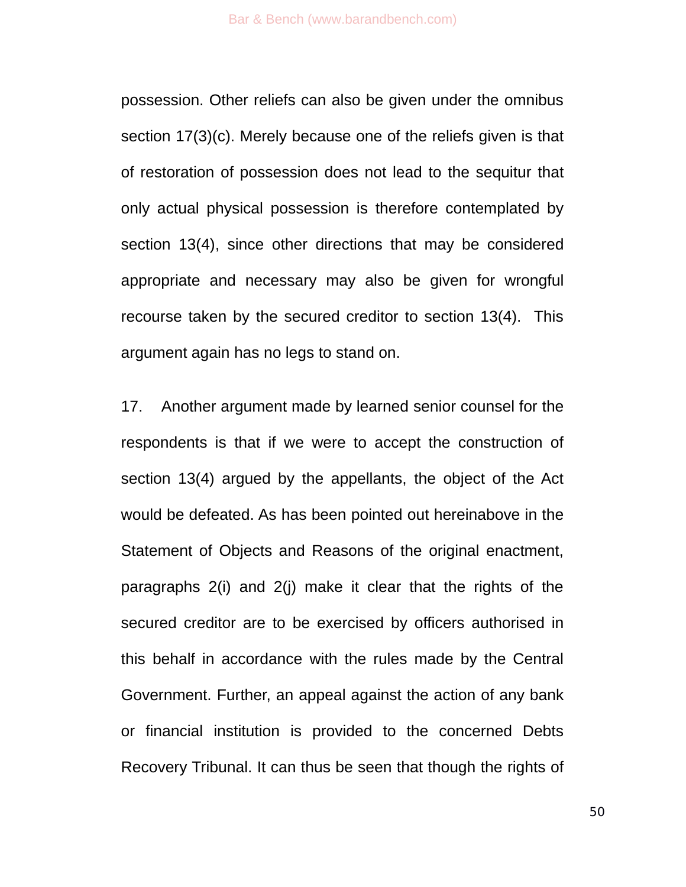possession. Other reliefs can also be given under the omnibus section 17(3)(c). Merely because one of the reliefs given is that of restoration of possession does not lead to the sequitur that only actual physical possession is therefore contemplated by section 13(4), since other directions that may be considered appropriate and necessary may also be given for wrongful recourse taken by the secured creditor to section 13(4). This argument again has no legs to stand on.

17. Another argument made by learned senior counsel for the respondents is that if we were to accept the construction of section 13(4) argued by the appellants, the object of the Act would be defeated. As has been pointed out hereinabove in the Statement of Objects and Reasons of the original enactment, paragraphs 2(i) and 2(j) make it clear that the rights of the secured creditor are to be exercised by officers authorised in this behalf in accordance with the rules made by the Central Government. Further, an appeal against the action of any bank or financial institution is provided to the concerned Debts Recovery Tribunal. It can thus be seen that though the rights of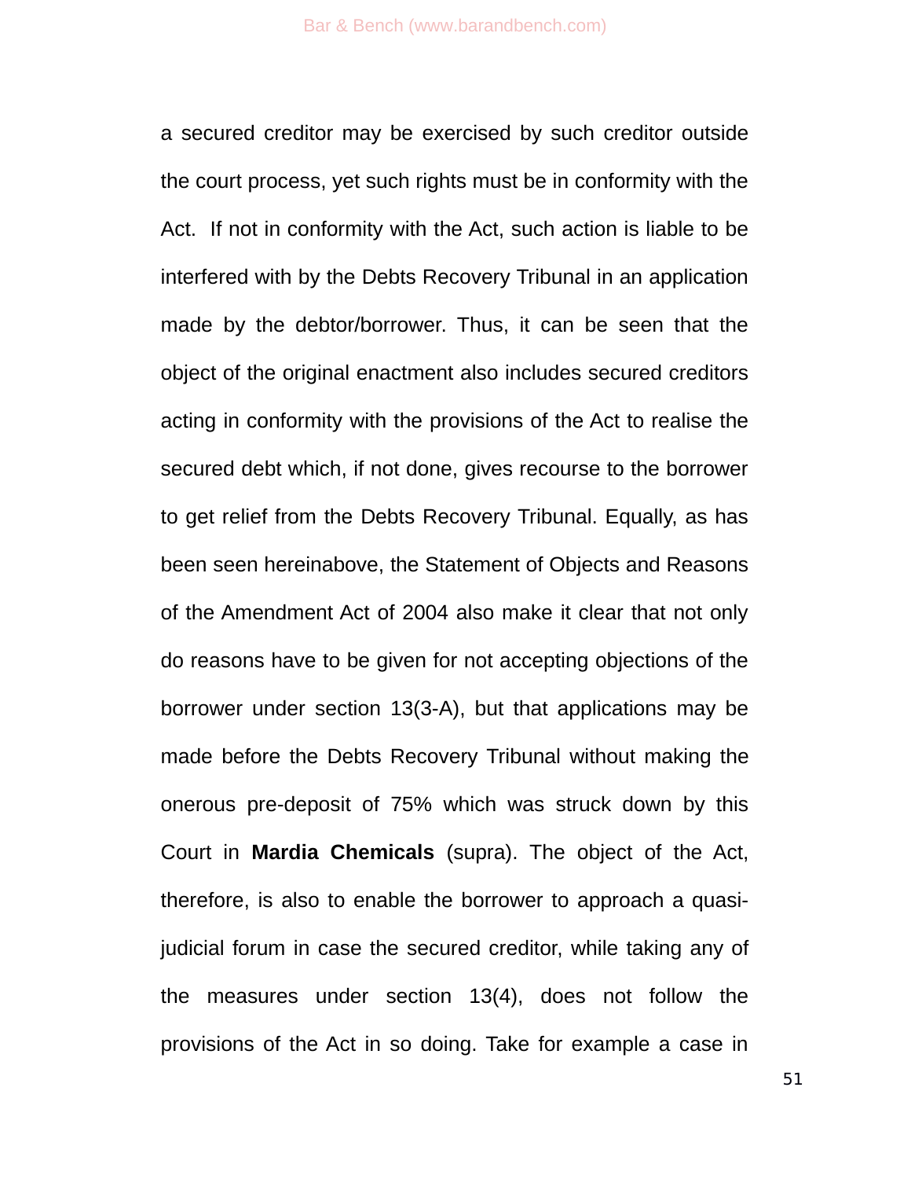a secured creditor may be exercised by such creditor outside the court process, yet such rights must be in conformity with the Act. If not in conformity with the Act, such action is liable to be interfered with by the Debts Recovery Tribunal in an application made by the debtor/borrower. Thus, it can be seen that the object of the original enactment also includes secured creditors acting in conformity with the provisions of the Act to realise the secured debt which, if not done, gives recourse to the borrower to get relief from the Debts Recovery Tribunal. Equally, as has been seen hereinabove, the Statement of Objects and Reasons of the Amendment Act of 2004 also make it clear that not only do reasons have to be given for not accepting objections of the borrower under section 13(3-A), but that applications may be made before the Debts Recovery Tribunal without making the onerous pre-deposit of 75% which was struck down by this Court in **Mardia Chemicals** (supra). The object of the Act, therefore, is also to enable the borrower to approach a quasi-judicial forum in case the secured creditor, while taking any of the measures under section 13(4), does not follow the provisions of the Act in so doing. Take for example a case in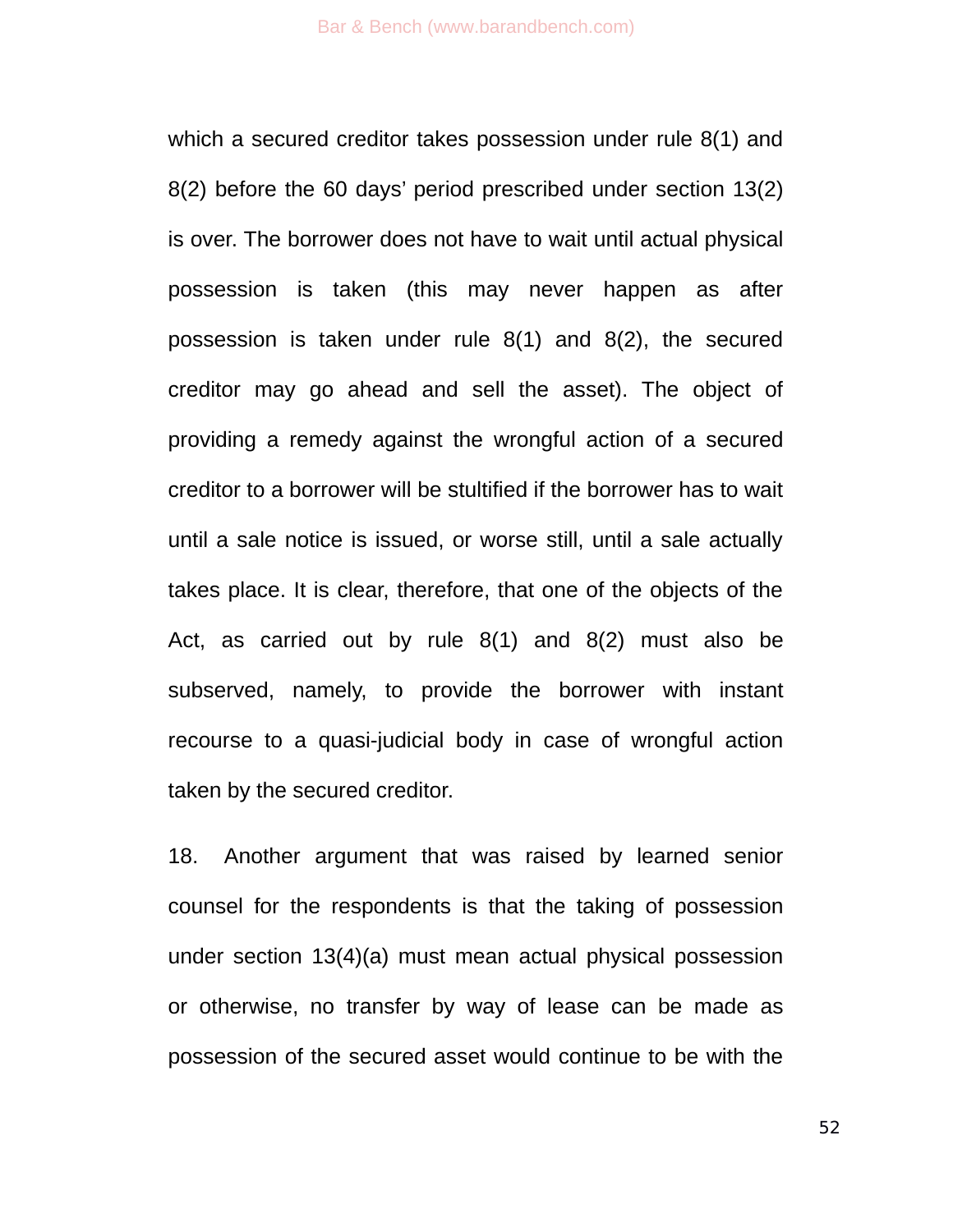which a secured creditor takes possession under rule 8(1) and 8(2) before the 60 days' period prescribed under section 13(2) is over. The borrower does not have to wait until actual physical possession is taken (this may never happen as after possession is taken under rule 8(1) and 8(2), the secured creditor may go ahead and sell the asset). The object of providing a remedy against the wrongful action of a secured creditor to a borrower will be stultified if the borrower has to wait until a sale notice is issued, or worse still, until a sale actually takes place. It is clear, therefore, that one of the objects of the Act, as carried out by rule 8(1) and 8(2) must also be subserved, namely, to provide the borrower with instant recourse to a quasi-judicial body in case of wrongful action taken by the secured creditor.

18. Another argument that was raised by learned senior counsel for the respondents is that the taking of possession under section 13(4)(a) must mean actual physical possession or otherwise, no transfer by way of lease can be made as possession of the secured asset would continue to be with the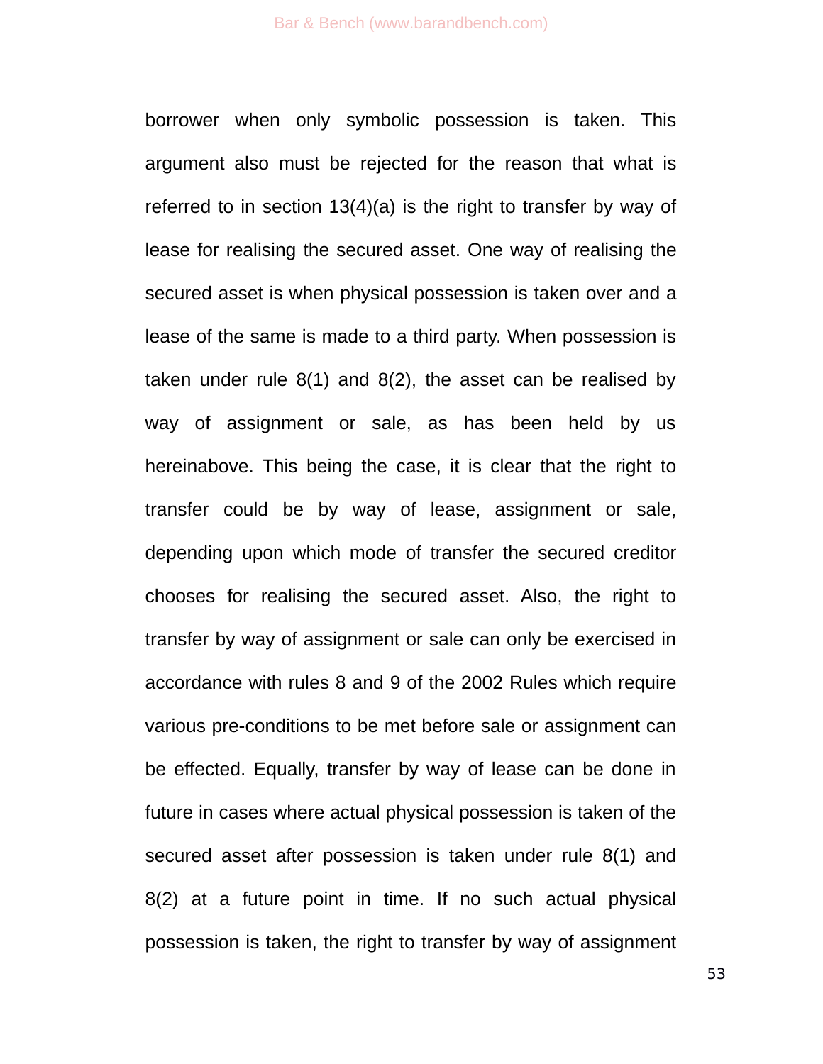borrower when only symbolic possession is taken. This argument also must be rejected for the reason that what is referred to in section 13(4)(a) is the right to transfer by way of lease for realising the secured asset. One way of realising the secured asset is when physical possession is taken over and a lease of the same is made to a third party. When possession is taken under rule 8(1) and 8(2), the asset can be realised by way of assignment or sale, as has been held by us hereinabove. This being the case, it is clear that the right to transfer could be by way of lease, assignment or sale, depending upon which mode of transfer the secured creditor chooses for realising the secured asset. Also, the right to transfer by way of assignment or sale can only be exercised in accordance with rules 8 and 9 of the 2002 Rules which require various pre-conditions to be met before sale or assignment can be effected. Equally, transfer by way of lease can be done in future in cases where actual physical possession is taken of the secured asset after possession is taken under rule 8(1) and 8(2) at a future point in time. If no such actual physical possession is taken, the right to transfer by way of assignment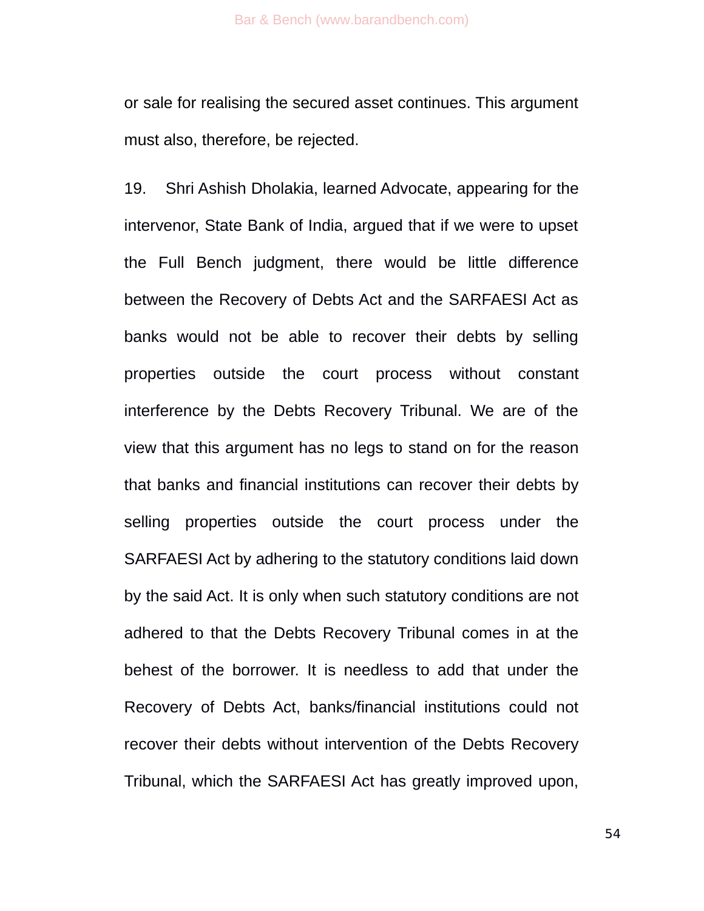or sale for realising the secured asset continues. This argument must also, therefore, be rejected.

19. Shri Ashish Dholakia, learned Advocate, appearing for the intervenor, State Bank of India, argued that if we were to upset the Full Bench judgment, there would be little difference between the Recovery of Debts Act and the SARFAESI Act as banks would not be able to recover their debts by selling properties outside the court process without constant interference by the Debts Recovery Tribunal. We are of the view that this argument has no legs to stand on for the reason that banks and financial institutions can recover their debts by selling properties outside the court process under the SARFAESI Act by adhering to the statutory conditions laid down by the said Act. It is only when such statutory conditions are not adhered to that the Debts Recovery Tribunal comes in at the behest of the borrower. It is needless to add that under the Recovery of Debts Act, banks/financial institutions could not recover their debts without intervention of the Debts Recovery Tribunal, which the SARFAESI Act has greatly improved upon,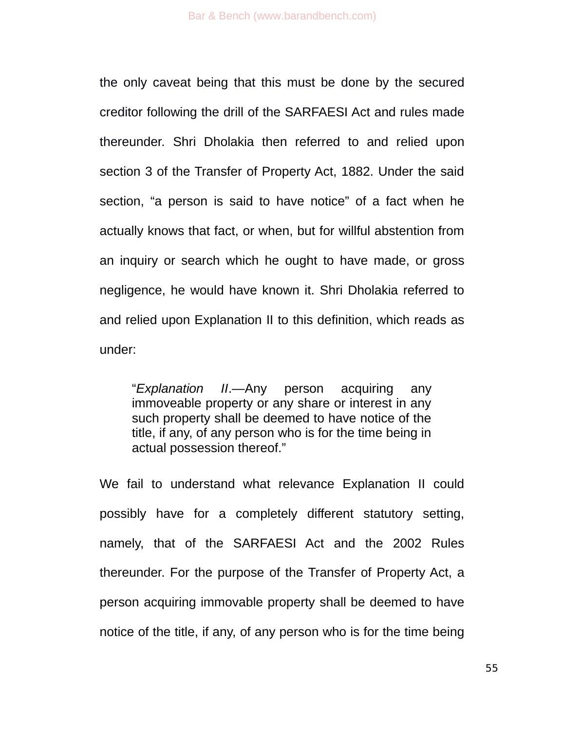the only caveat being that this must be done by the secured creditor following the drill of the SARFAESI Act and rules made thereunder. Shri Dholakia then referred to and relied upon section 3 of the Transfer of Property Act, 1882. Under the said section, "a person is said to have notice" of a fact when he actually knows that fact, or when, but for willful abstention from an inquiry or search which he ought to have made, or gross negligence, he would have known it. Shri Dholakia referred to and relied upon Explanation II to this definition, which reads as under:

> "*Explanation II*.—Any person acquiring any immoveable property or any share or interest in any such property shall be deemed to have notice of the title, if any, of any person who is for the time being in actual possession thereof."

We fail to understand what relevance Explanation II could possibly have for a completely different statutory setting, namely, that of the SARFAESI Act and the 2002 Rules thereunder. For the purpose of the Transfer of Property Act, a person acquiring immovable property shall be deemed to have notice of the title, if any, of any person who is for the time being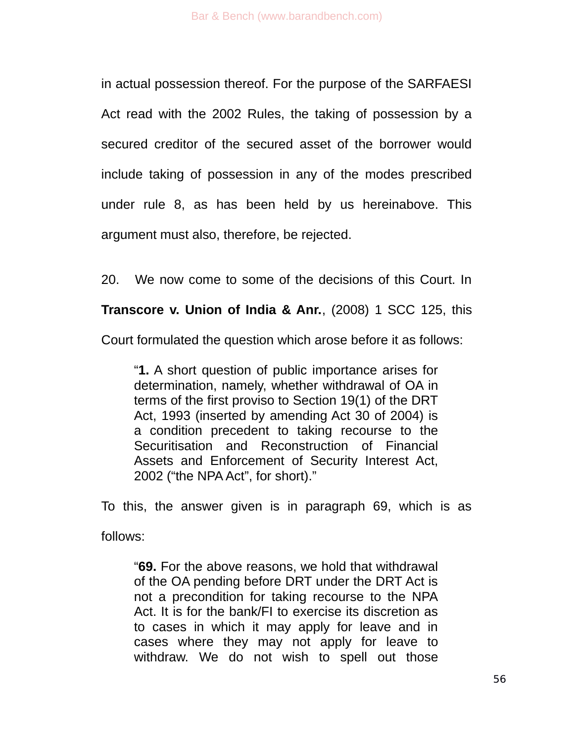in actual possession thereof. For the purpose of the SARFAESI Act read with the 2002 Rules, the taking of possession by a secured creditor of the secured asset of the borrower would include taking of possession in any of the modes prescribed under rule 8, as has been held by us hereinabove. This argument must also, therefore, be rejected.

20. We now come to some of the decisions of this Court. In **Transcore v. Union of India & Anr.**, (2008) 1 SCC 125, this Court formulated the question which arose before it as follows:

> "**1.** A short question of public importance arises for determination, namely, whether withdrawal of OA in terms of the first proviso to Section 19(1) of the DRT Act, 1993 (inserted by amending Act 30 of 2004) is a condition precedent to taking recourse to the Securitisation and Reconstruction of Financial Assets and Enforcement of Security Interest Act, 2002 ("the NPA Act", for short)."

To this, the answer given is in paragraph 69, which is as follows:

> "**69.** For the above reasons, we hold that withdrawal of the OA pending before DRT under the DRT Act is not a precondition for taking recourse to the NPA Act. It is for the bank/FI to exercise its discretion as to cases in which it may apply for leave and in cases where they may not apply for leave to withdraw. We do not wish to spell out those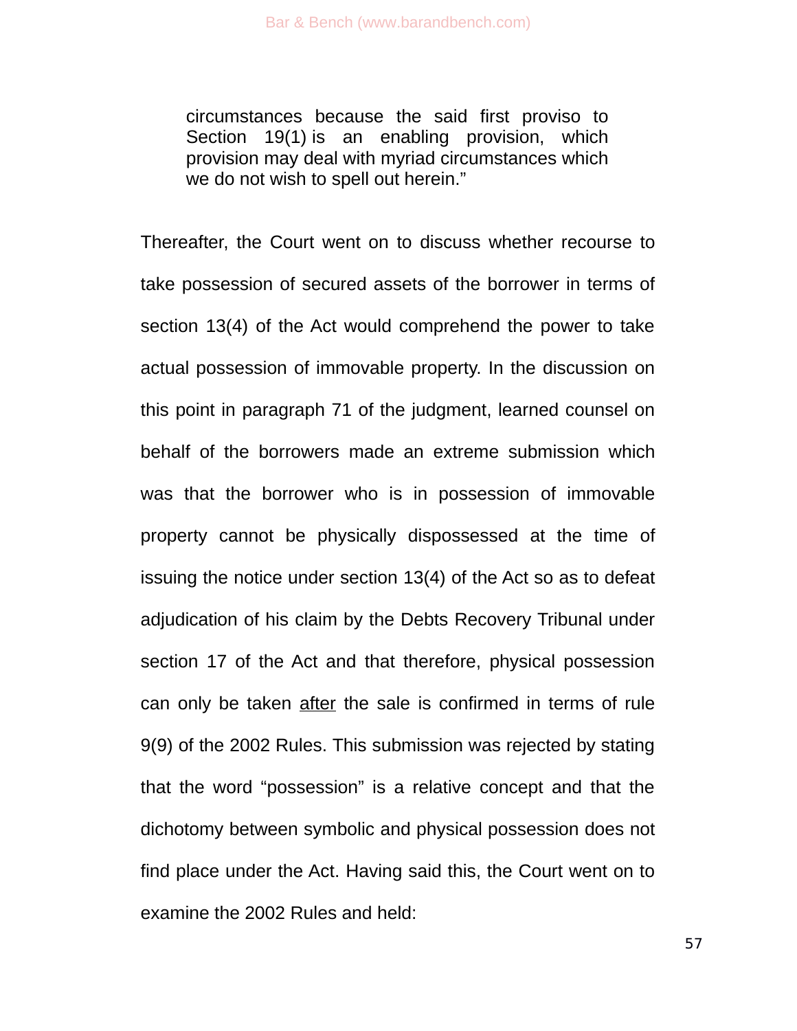> circumstances because the said first proviso to Section 19(1) is an enabling provision, which provision may deal with myriad circumstances which we do not wish to spell out herein."

Thereafter, the Court went on to discuss whether recourse to take possession of secured assets of the borrower in terms of section 13(4) of the Act would comprehend the power to take actual possession of immovable property. In the discussion on this point in paragraph 71 of the judgment, learned counsel on behalf of the borrowers made an extreme submission which was that the borrower who is in possession of immovable property cannot be physically dispossessed at the time of issuing the notice under section 13(4) of the Act so as to defeat adjudication of his claim by the Debts Recovery Tribunal under section 17 of the Act and that therefore, physical possession can only be taken <u>after</u> the sale is confirmed in terms of rule 9(9) of the 2002 Rules. This submission was rejected by stating that the word "possession" is a relative concept and that the dichotomy between symbolic and physical possession does not find place under the Act. Having said this, the Court went on to examine the 2002 Rules and held: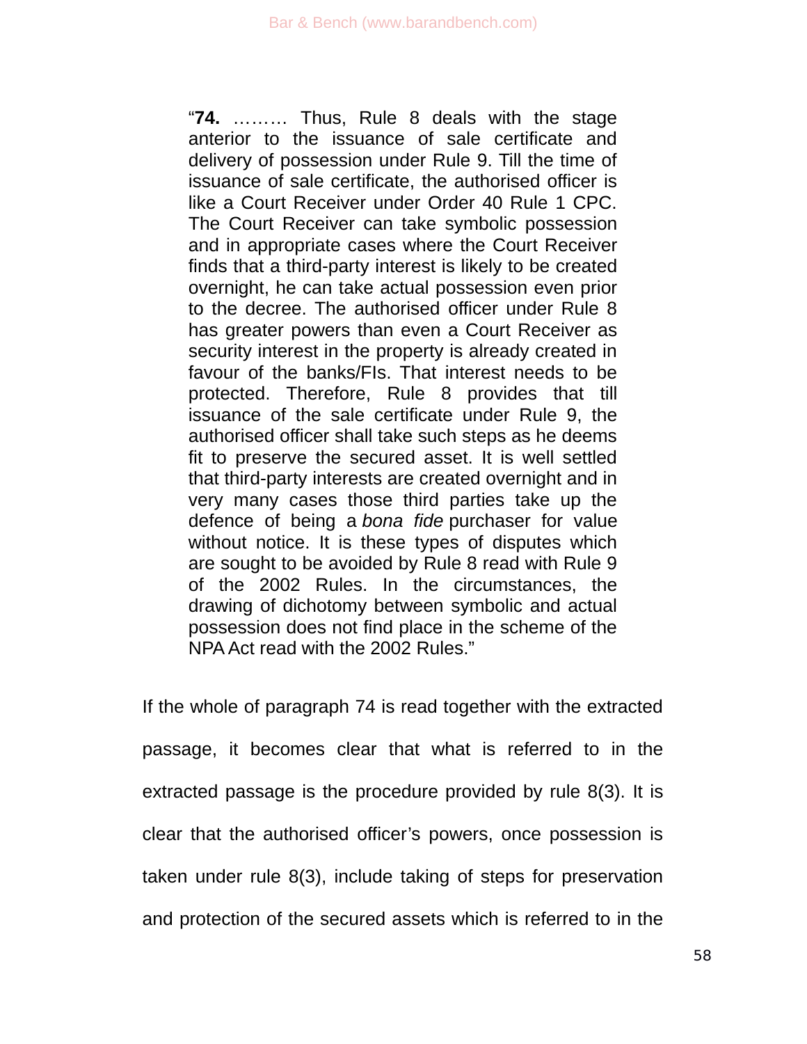> "**74.** ……… Thus, Rule 8 deals with the stage anterior to the issuance of sale certificate and delivery of possession under Rule 9. Till the time of issuance of sale certificate, the authorised officer is like a Court Receiver under Order 40 Rule 1 CPC. The Court Receiver can take symbolic possession and in appropriate cases where the Court Receiver finds that a third-party interest is likely to be created overnight, he can take actual possession even prior to the decree. The authorised officer under Rule 8 has greater powers than even a Court Receiver as security interest in the property is already created in favour of the banks/FIs. That interest needs to be protected. Therefore, Rule 8 provides that till issuance of the sale certificate under Rule 9, the authorised officer shall take such steps as he deems fit to preserve the secured asset. It is well settled that third-party interests are created overnight and in very many cases those third parties take up the defence of being a *bona fide* purchaser for value without notice. It is these types of disputes which are sought to be avoided by Rule 8 read with Rule 9 of the 2002 Rules. In the circumstances, the drawing of dichotomy between symbolic and actual possession does not find place in the scheme of the NPA Act read with the 2002 Rules."

If the whole of paragraph 74 is read together with the extracted passage, it becomes clear that what is referred to in the extracted passage is the procedure provided by rule 8(3). It is clear that the authorised officer's powers, once possession is taken under rule 8(3), include taking of steps for preservation and protection of the secured assets which is referred to in the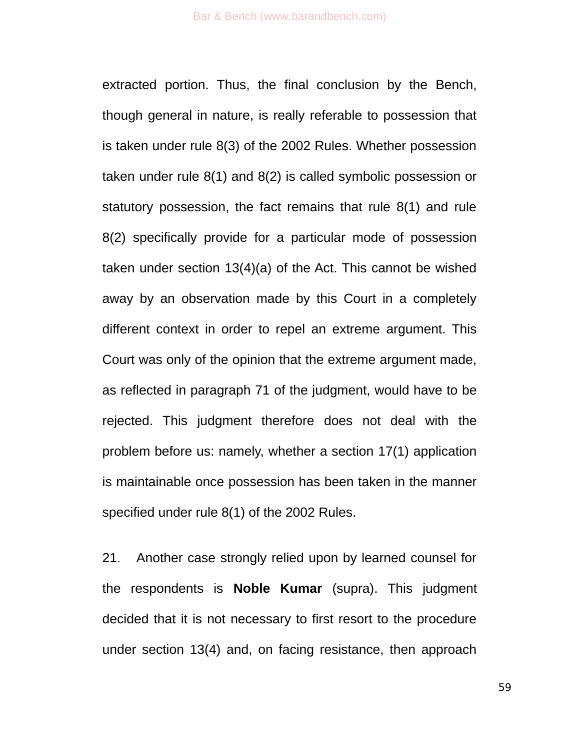extracted portion. Thus, the final conclusion by the Bench, though general in nature, is really referable to possession that is taken under rule 8(3) of the 2002 Rules. Whether possession taken under rule 8(1) and 8(2) is called symbolic possession or statutory possession, the fact remains that rule 8(1) and rule 8(2) specifically provide for a particular mode of possession taken under section 13(4)(a) of the Act. This cannot be wished away by an observation made by this Court in a completely different context in order to repel an extreme argument. This Court was only of the opinion that the extreme argument made, as reflected in paragraph 71 of the judgment, would have to be rejected. This judgment therefore does not deal with the problem before us: namely, whether a section 17(1) application is maintainable once possession has been taken in the manner specified under rule 8(1) of the 2002 Rules.

21. Another case strongly relied upon by learned counsel for the respondents is **Noble Kumar** (supra). This judgment decided that it is not necessary to first resort to the procedure under section 13(4) and, on facing resistance, then approach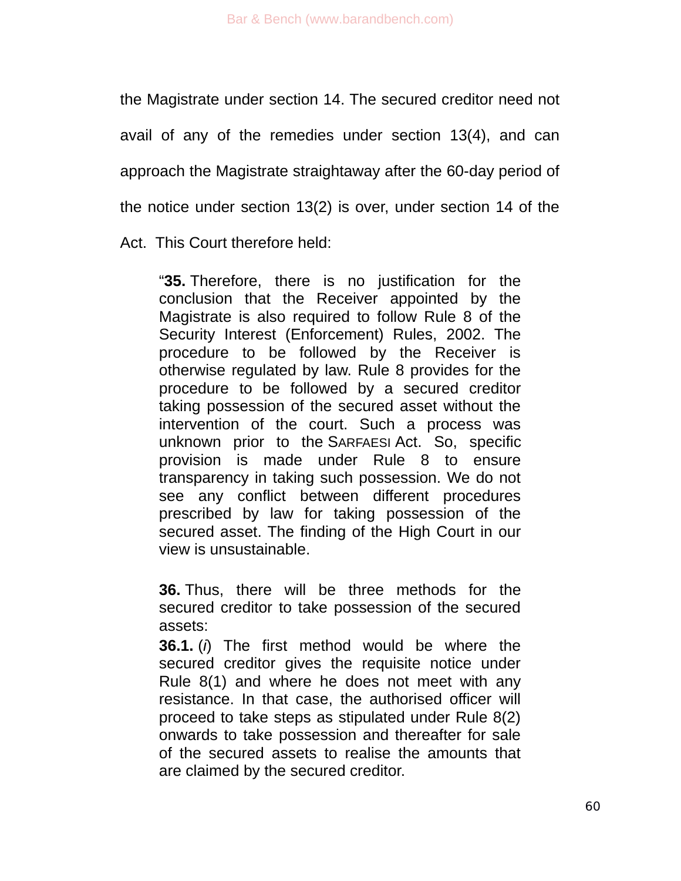the Magistrate under section 14. The secured creditor need not avail of any of the remedies under section 13(4), and can approach the Magistrate straightaway after the 60-day period of the notice under section 13(2) is over, under section 14 of the Act. This Court therefore held:

> "**35.** Therefore, there is no justification for the conclusion that the Receiver appointed by the Magistrate is also required to follow Rule 8 of the Security Interest (Enforcement) Rules, 2002. The procedure to be followed by the Receiver is otherwise regulated by law. Rule 8 provides for the procedure to be followed by a secured creditor taking possession of the secured asset without the intervention of the court. Such a process was unknown prior to the SARFAESI Act. So, specific provision is made under Rule 8 to ensure transparency in taking such possession. We do not see any conflict between different procedures prescribed by law for taking possession of the secured asset. The finding of the High Court in our view is unsustainable.
>
> **36.** Thus, there will be three methods for the secured creditor to take possession of the secured assets:
>
> **36.1.** (*i*) The first method would be where the secured creditor gives the requisite notice under Rule 8(1) and where he does not meet with any resistance. In that case, the authorised officer will proceed to take steps as stipulated under Rule 8(2) onwards to take possession and thereafter for sale of the secured assets to realise the amounts that are claimed by the secured creditor.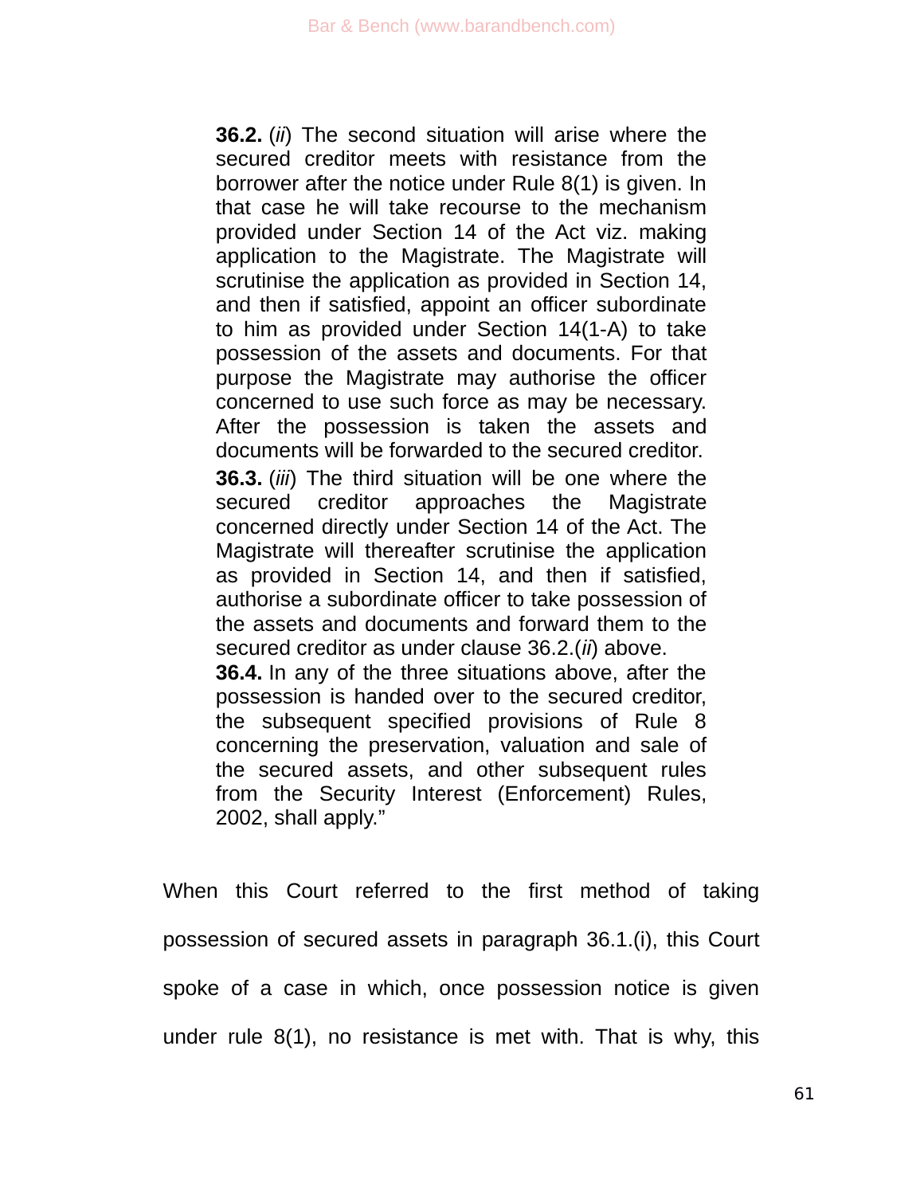> **36.2.** (*ii*) The second situation will arise where the secured creditor meets with resistance from the borrower after the notice under Rule 8(1) is given. In that case he will take recourse to the mechanism provided under Section 14 of the Act viz. making application to the Magistrate. The Magistrate will scrutinise the application as provided in Section 14, and then if satisfied, appoint an officer subordinate to him as provided under Section 14(1-A) to take possession of the assets and documents. For that purpose the Magistrate may authorise the officer concerned to use such force as may be necessary. After the possession is taken the assets and documents will be forwarded to the secured creditor.
>
> **36.3.** (*iii*) The third situation will be one where the secured creditor approaches the Magistrate concerned directly under Section 14 of the Act. The Magistrate will thereafter scrutinise the application as provided in Section 14, and then if satisfied, authorise a subordinate officer to take possession of the assets and documents and forward them to the secured creditor as under clause 36.2.(*ii*) above.
>
> **36.4.** In any of the three situations above, after the possession is handed over to the secured creditor, the subsequent specified provisions of Rule 8 concerning the preservation, valuation and sale of the secured assets, and other subsequent rules from the Security Interest (Enforcement) Rules, 2002, shall apply."

When this Court referred to the first method of taking possession of secured assets in paragraph 36.1.(i), this Court spoke of a case in which, once possession notice is given under rule 8(1), no resistance is met with. That is why, this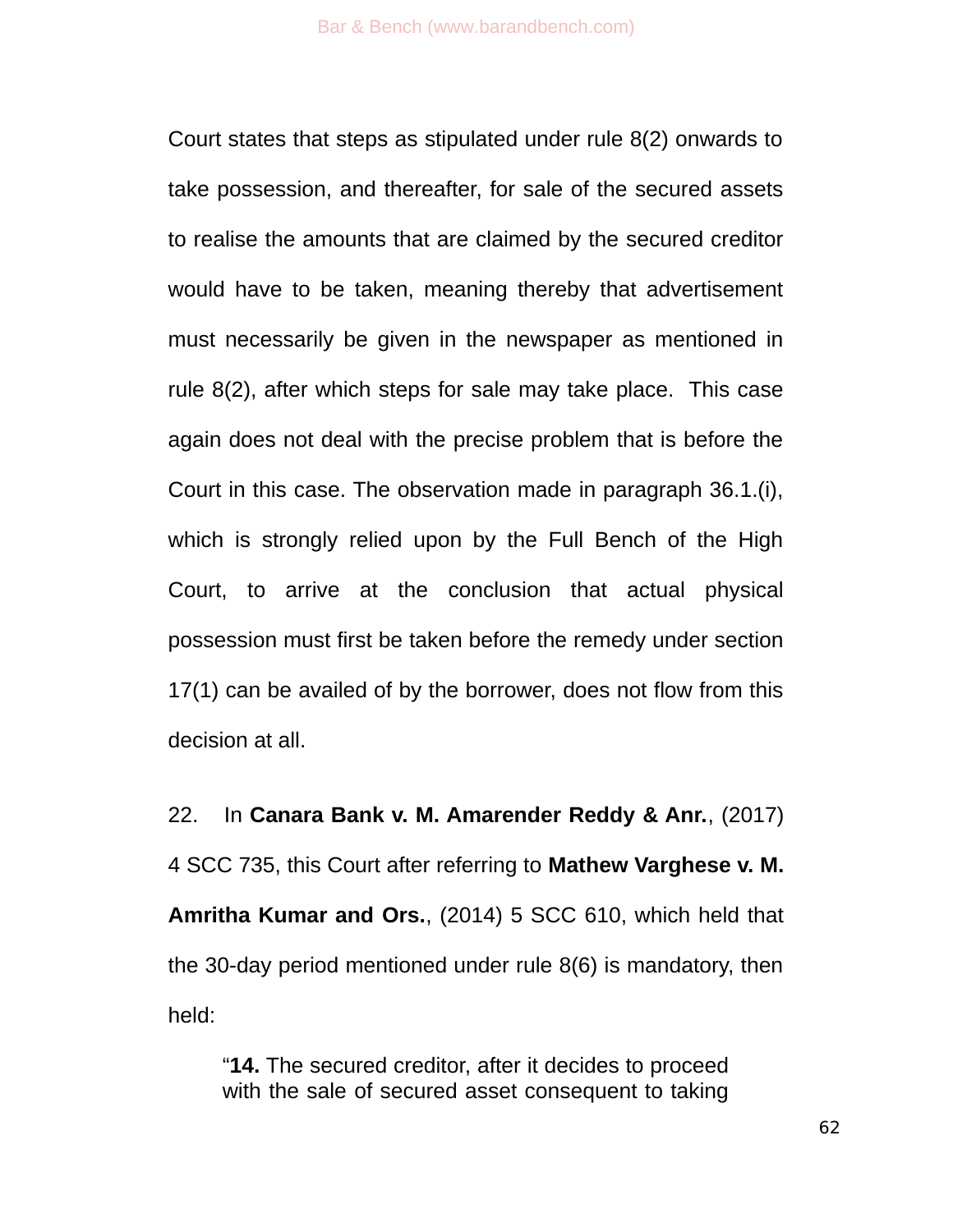Court states that steps as stipulated under rule 8(2) onwards to take possession, and thereafter, for sale of the secured assets to realise the amounts that are claimed by the secured creditor would have to be taken, meaning thereby that advertisement must necessarily be given in the newspaper as mentioned in rule 8(2), after which steps for sale may take place. This case again does not deal with the precise problem that is before the Court in this case. The observation made in paragraph 36.1.(i), which is strongly relied upon by the Full Bench of the High Court, to arrive at the conclusion that actual physical possession must first be taken before the remedy under section 17(1) can be availed of by the borrower, does not flow from this decision at all.

22. In **Canara Bank v. M. Amarender Reddy & Anr.**, (2017) 4 SCC 735, this Court after referring to **Mathew Varghese v. M. Amritha Kumar and Ors.**, (2014) 5 SCC 610, which held that the 30-day period mentioned under rule 8(6) is mandatory, then held:

> "**14.** The secured creditor, after it decides to proceed with the sale of secured asset consequent to taking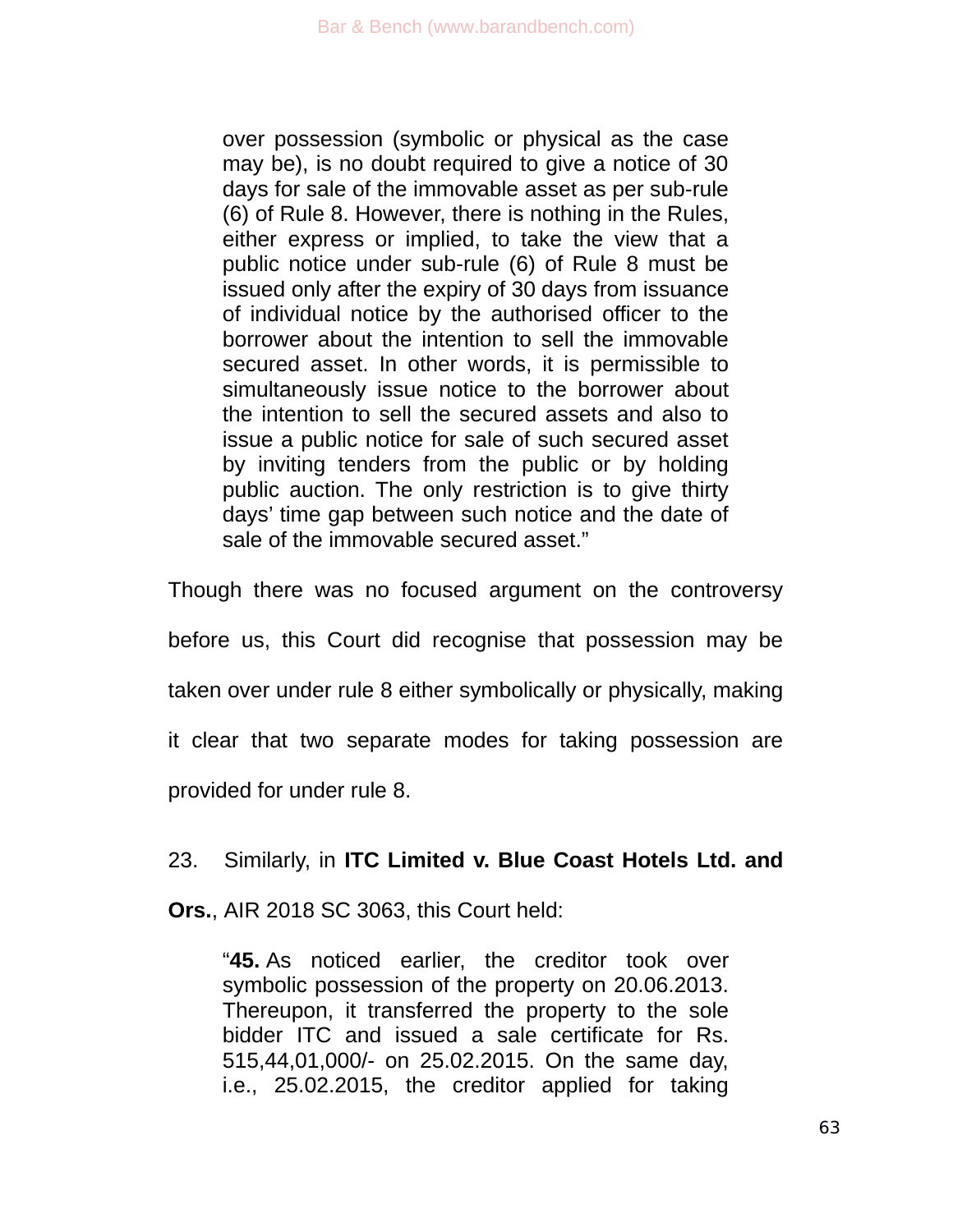> over possession (symbolic or physical as the case may be), is no doubt required to give a notice of 30 days for sale of the immovable asset as per sub-rule (6) of Rule 8. However, there is nothing in the Rules, either express or implied, to take the view that a public notice under sub-rule (6) of Rule 8 must be issued only after the expiry of 30 days from issuance of individual notice by the authorised officer to the borrower about the intention to sell the immovable secured asset. In other words, it is permissible to simultaneously issue notice to the borrower about the intention to sell the secured assets and also to issue a public notice for sale of such secured asset by inviting tenders from the public or by holding public auction. The only restriction is to give thirty days' time gap between such notice and the date of sale of the immovable secured asset."

Though there was no focused argument on the controversy before us, this Court did recognise that possession may be taken over under rule 8 either symbolically or physically, making it clear that two separate modes for taking possession are provided for under rule 8.

23. Similarly, in **ITC Limited v. Blue Coast Hotels Ltd. and Ors.**, AIR 2018 SC 3063, this Court held:

> "**45.** As noticed earlier, the creditor took over symbolic possession of the property on 20.06.2013. Thereupon, it transferred the property to the sole bidder ITC and issued a sale certificate for Rs. 515,44,01,000/- on 25.02.2015. On the same day, i.e., 25.02.2015, the creditor applied for taking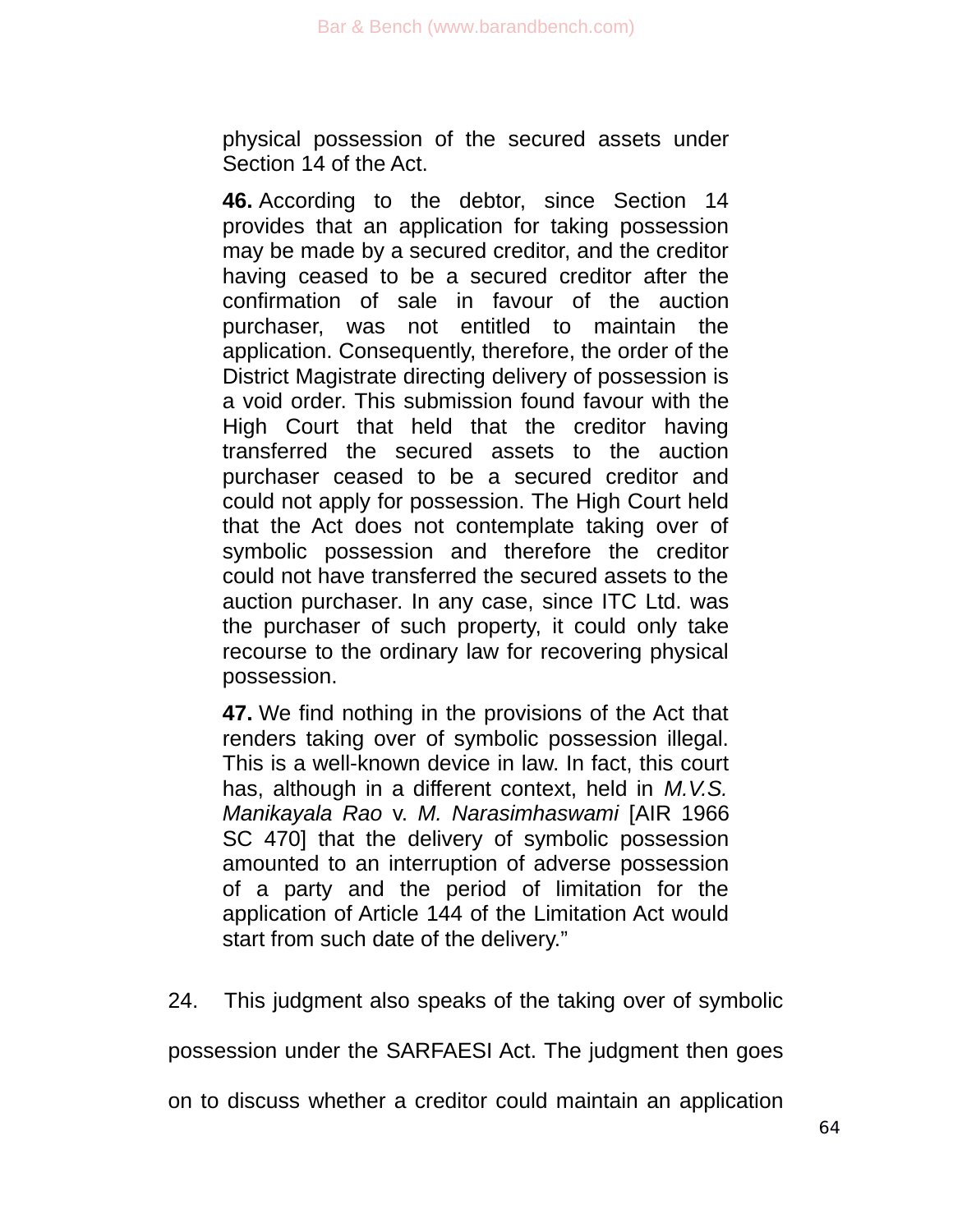> physical possession of the secured assets under Section 14 of the Act.
>
> **46.** According to the debtor, since Section 14 provides that an application for taking possession may be made by a secured creditor, and the creditor having ceased to be a secured creditor after the confirmation of sale in favour of the auction purchaser, was not entitled to maintain the application. Consequently, therefore, the order of the District Magistrate directing delivery of possession is a void order. This submission found favour with the High Court that held that the creditor having transferred the secured assets to the auction purchaser ceased to be a secured creditor and could not apply for possession. The High Court held that the Act does not contemplate taking over of symbolic possession and therefore the creditor could not have transferred the secured assets to the auction purchaser. In any case, since ITC Ltd. was the purchaser of such property, it could only take recourse to the ordinary law for recovering physical possession.
>
> **47.** We find nothing in the provisions of the Act that renders taking over of symbolic possession illegal. This is a well-known device in law. In fact, this court has, although in a different context, held in *M.V.S. Manikayala Rao* v. *M. Narasimhaswami* [AIR 1966 SC 470] that the delivery of symbolic possession amounted to an interruption of adverse possession of a party and the period of limitation for the application of Article 144 of the Limitation Act would start from such date of the delivery."

24. This judgment also speaks of the taking over of symbolic possession under the SARFAESI Act. The judgment then goes on to discuss whether a creditor could maintain an application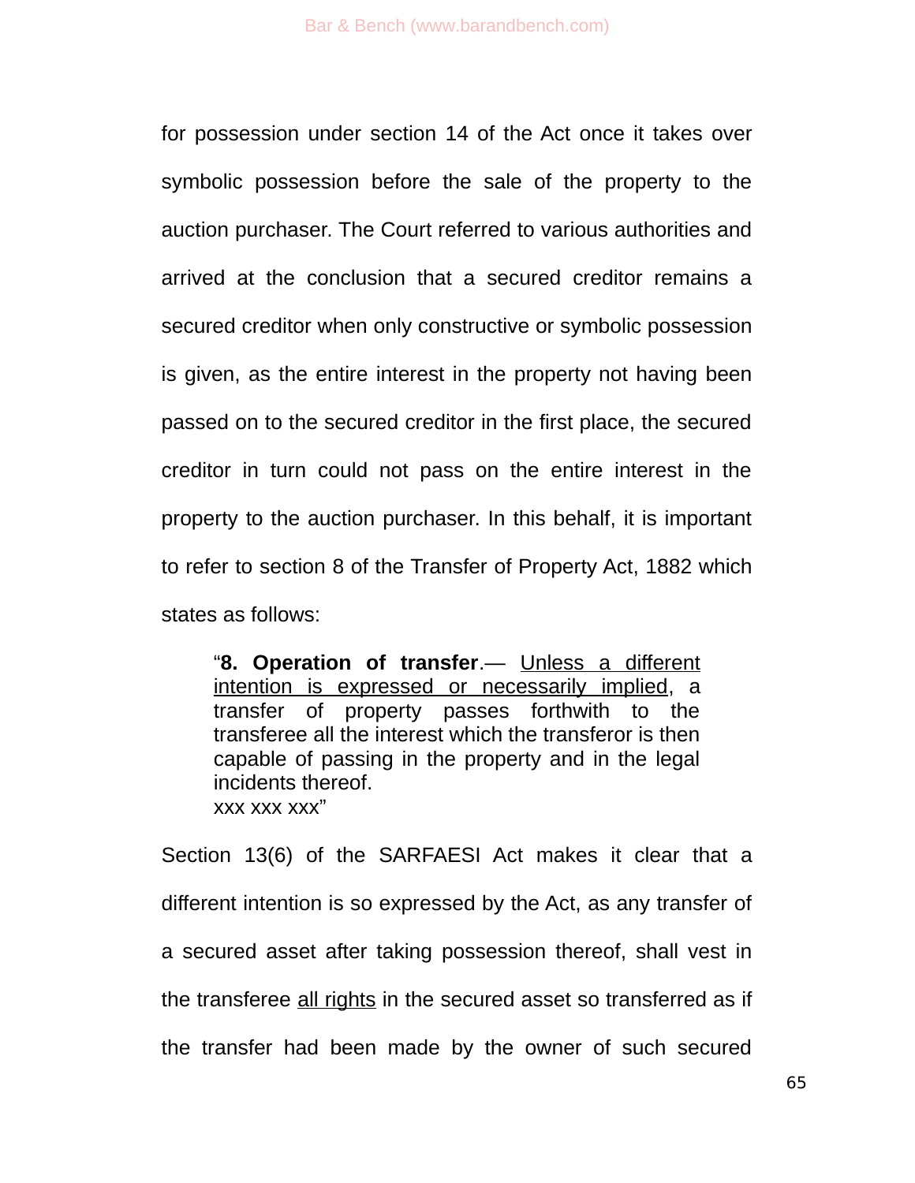for possession under section 14 of the Act once it takes over symbolic possession before the sale of the property to the auction purchaser. The Court referred to various authorities and arrived at the conclusion that a secured creditor remains a secured creditor when only constructive or symbolic possession is given, as the entire interest in the property not having been passed on to the secured creditor in the first place, the secured creditor in turn could not pass on the entire interest in the property to the auction purchaser. In this behalf, it is important to refer to section 8 of the Transfer of Property Act, 1882 which states as follows:

> "**8. Operation of transfer**.— <u>Unless a different intention is expressed or necessarily implied</u>, a transfer of property passes forthwith to the transferee all the interest which the transferor is then capable of passing in the property and in the legal incidents thereof.
> xxx xxx xxx"

Section 13(6) of the SARFAESI Act makes it clear that a different intention is so expressed by the Act, as any transfer of a secured asset after taking possession thereof, shall vest in the transferee <u>all rights</u> in the secured asset so transferred as if the transfer had been made by the owner of such secured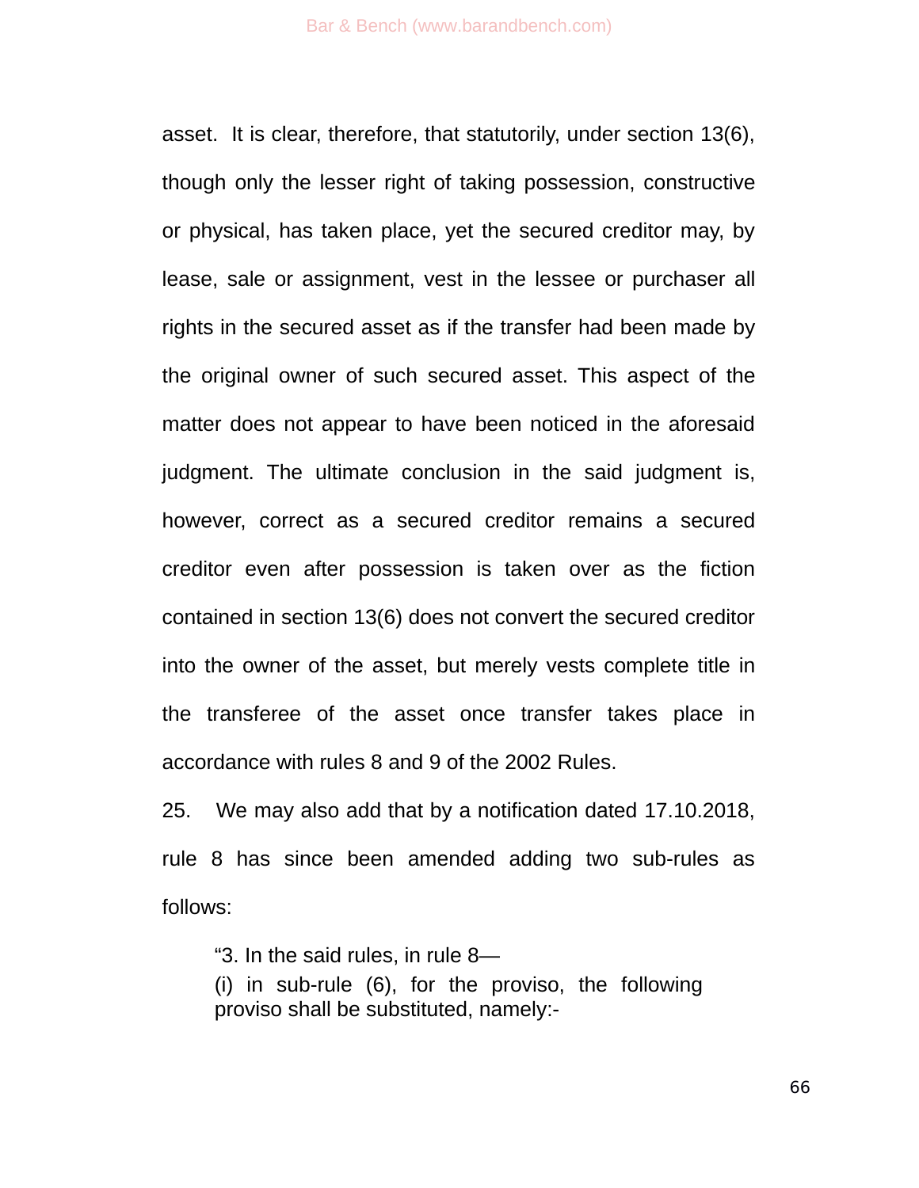asset. It is clear, therefore, that statutorily, under section 13(6), though only the lesser right of taking possession, constructive or physical, has taken place, yet the secured creditor may, by lease, sale or assignment, vest in the lessee or purchaser all rights in the secured asset as if the transfer had been made by the original owner of such secured asset. This aspect of the matter does not appear to have been noticed in the aforesaid judgment. The ultimate conclusion in the said judgment is, however, correct as a secured creditor remains a secured creditor even after possession is taken over as the fiction contained in section 13(6) does not convert the secured creditor into the owner of the asset, but merely vests complete title in the transferee of the asset once transfer takes place in accordance with rules 8 and 9 of the 2002 Rules.

25. We may also add that by a notification dated 17.10.2018, rule 8 has since been amended adding two sub-rules as follows:

> "3. In the said rules, in rule 8—
>
> (i) in sub-rule (6), for the proviso, the following proviso shall be substituted, namely:-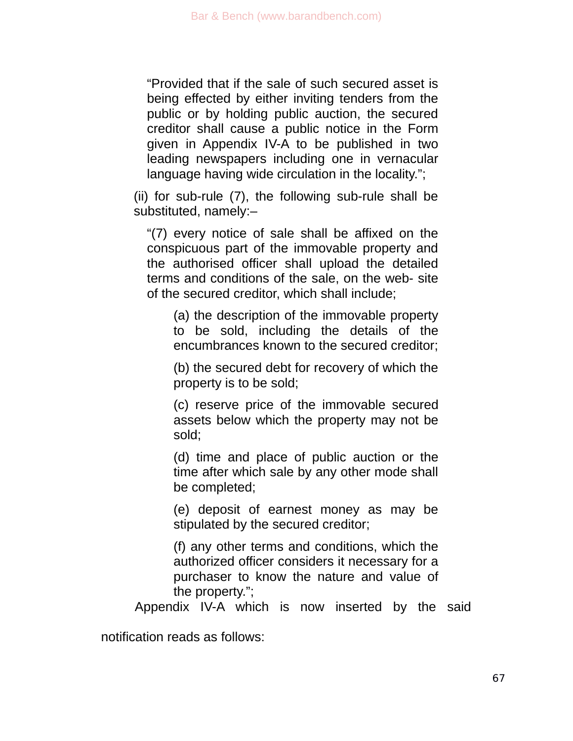> “Provided that if the sale of such secured asset is being effected by either inviting tenders from the public or by holding public auction, the secured creditor shall cause a public notice in the Form given in Appendix IV-A to be published in two leading newspapers including one in vernacular language having wide circulation in the locality.”;

(ii) for sub-rule (7), the following sub-rule shall be substituted, namely:–

> “(7) every notice of sale shall be affixed on the conspicuous part of the immovable property and the authorised officer shall upload the detailed terms and conditions of the sale, on the web- site of the secured creditor, which shall include;
>
> (a) the description of the immovable property to be sold, including the details of the encumbrances known to the secured creditor;
>
> (b) the secured debt for recovery of which the property is to be sold;
>
> (c) reserve price of the immovable secured assets below which the property may not be sold;
>
> (d) time and place of public auction or the time after which sale by any other mode shall be completed;
>
> (e) deposit of earnest money as may be stipulated by the secured creditor;
>
> (f) any other terms and conditions, which the authorized officer considers it necessary for a purchaser to know the nature and value of the property.”;

Appendix IV-A which is now inserted by the said notification reads as follows: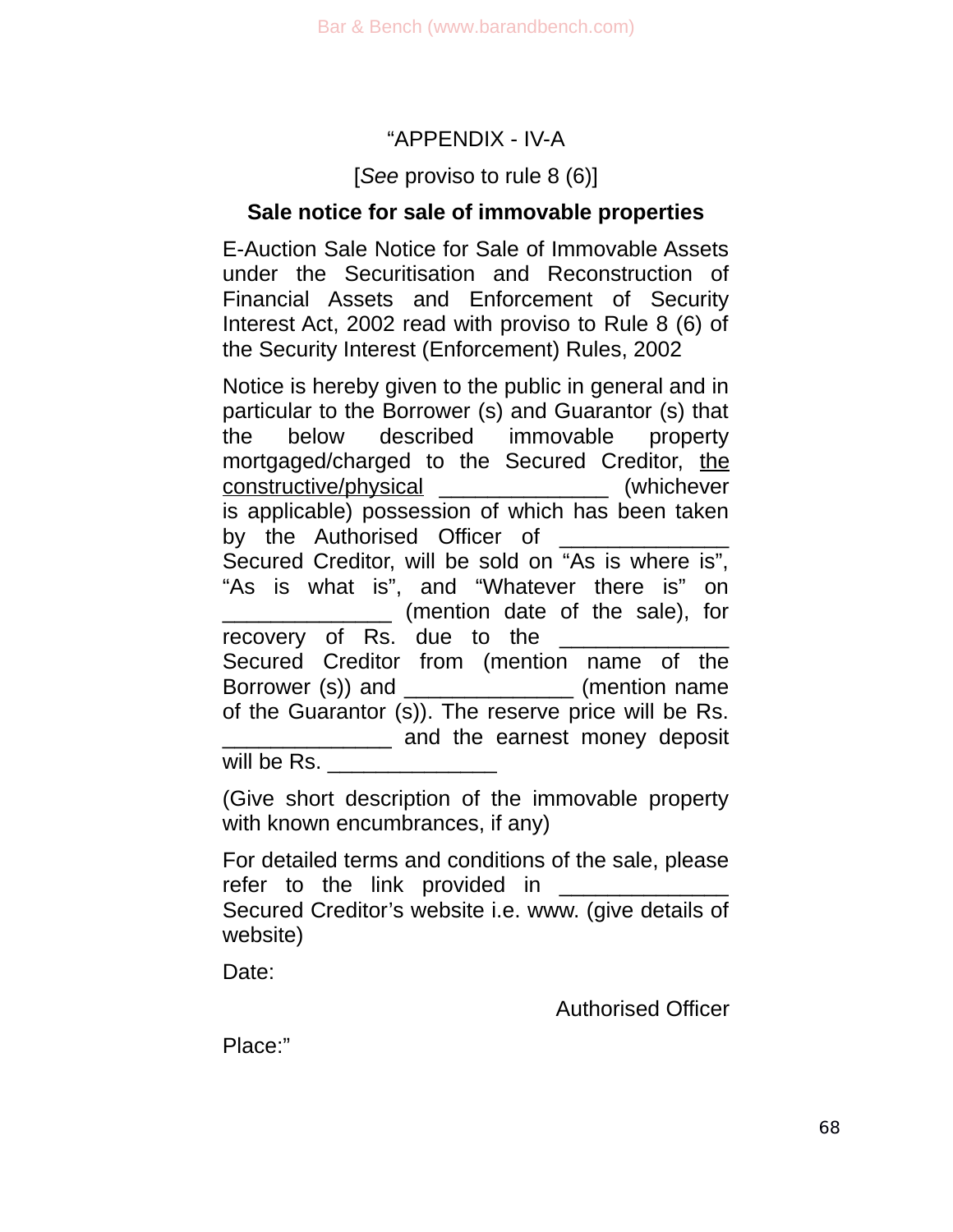"APPENDIX - IV-A

[*See* proviso to rule 8 (6)]

**Sale notice for sale of immovable properties**

E-Auction Sale Notice for Sale of Immovable Assets under the Securitisation and Reconstruction of Financial Assets and Enforcement of Security Interest Act, 2002 read with proviso to Rule 8 (6) of the Security Interest (Enforcement) Rules, 2002

Notice is hereby given to the public in general and in particular to the Borrower (s) and Guarantor (s) that the below described immovable property mortgaged/charged to the Secured Creditor, <u>the constructive/physical</u> ______________ (whichever is applicable) possession of which has been taken by the Authorised Officer of ______________ Secured Creditor, will be sold on "As is where is", "As is what is", and "Whatever there is" on ______________ (mention date of the sale), for recovery of Rs. due to the ______________ Secured Creditor from (mention name of the Borrower (s)) and ______________ (mention name of the Guarantor (s)). The reserve price will be Rs. ______________ and the earnest money deposit will be Rs. ______________

(Give short description of the immovable property with known encumbrances, if any)

For detailed terms and conditions of the sale, please refer to the link provided in ______________ Secured Creditor's website i.e. www. (give details of website)

Date:

Authorised Officer

Place:"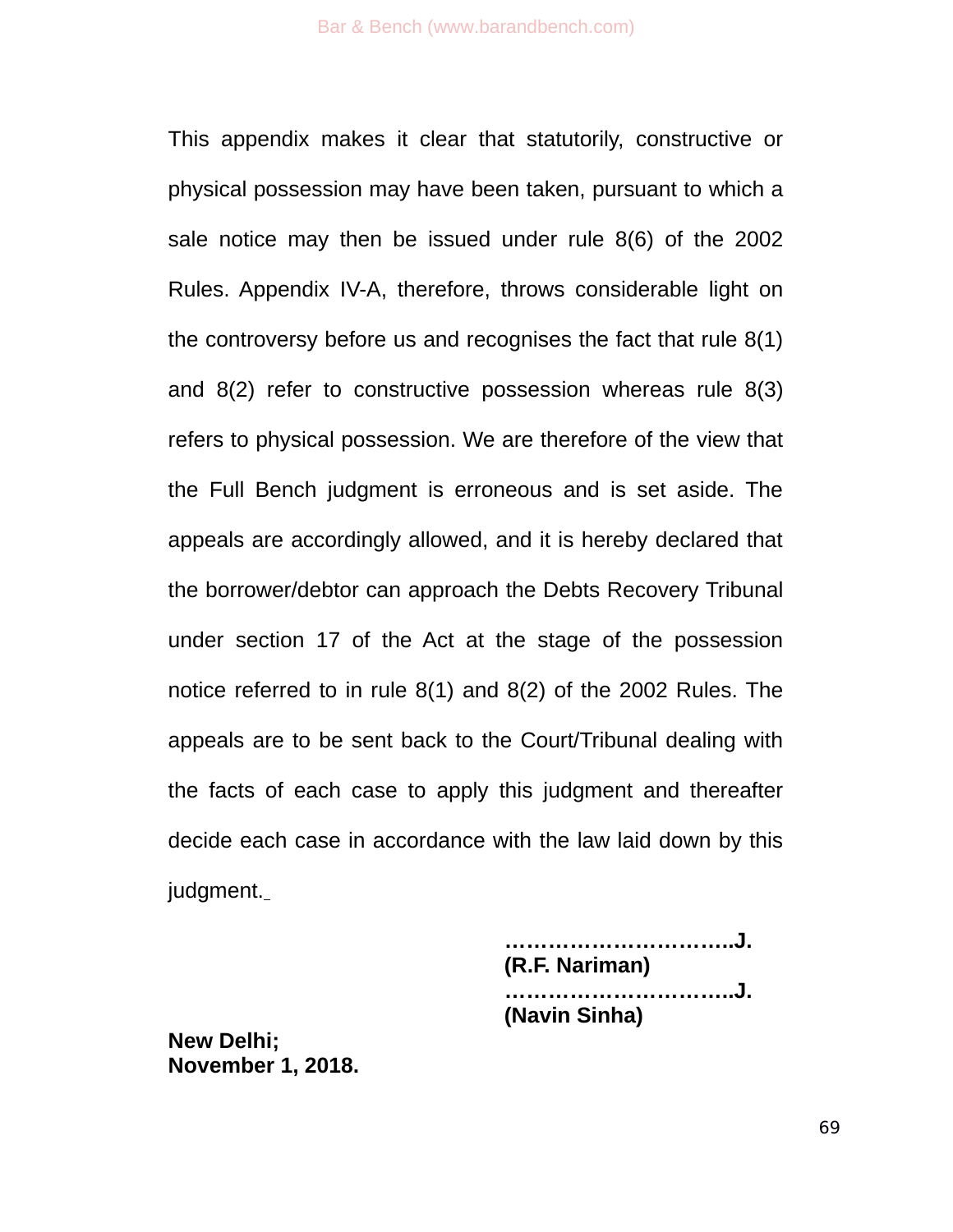This appendix makes it clear that statutorily, constructive or physical possession may have been taken, pursuant to which a sale notice may then be issued under rule 8(6) of the 2002 Rules. Appendix IV-A, therefore, throws considerable light on the controversy before us and recognises the fact that rule 8(1) and 8(2) refer to constructive possession whereas rule 8(3) refers to physical possession. We are therefore of the view that the Full Bench judgment is erroneous and is set aside. The appeals are accordingly allowed, and it is hereby declared that the borrower/debtor can approach the Debts Recovery Tribunal under section 17 of the Act at the stage of the possession notice referred to in rule 8(1) and 8(2) of the 2002 Rules. The appeals are to be sent back to the Court/Tribunal dealing with the facts of each case to apply this judgment and thereafter decide each case in accordance with the law laid down by this judgment.

**…………………………..J.**
**(R.F. Nariman)**

**…………………………..J.**
**(Navin Sinha)**

**New Delhi;**
**November 1, 2018.**